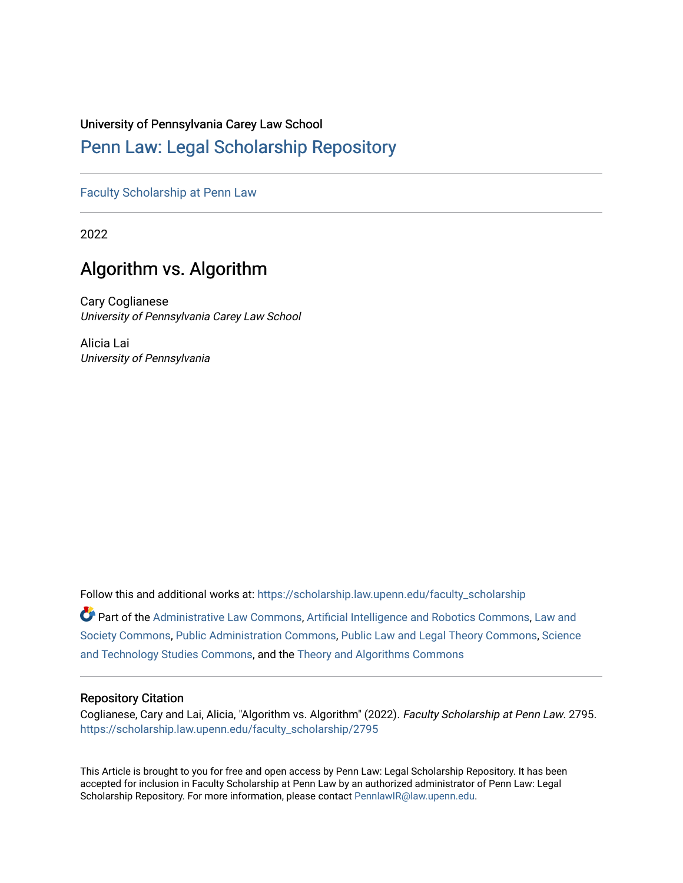University of Pennsylvania Carey Law School

## Penn Law: Legal Scholarship Repository

Faculty Scholarship at Penn Law

2022

# Algorithm vs. Algorithm

Cary Coglianese
*University of Pennsylvania Carey Law School*

Alicia Lai
*University of Pennsylvania*

Follow this and additional works at: https://scholarship.law.upenn.edu/faculty_scholarship

Part of the Administrative Law Commons, Artificial Intelligence and Robotics Commons, Law and Society Commons, Public Administration Commons, Public Law and Legal Theory Commons, Science and Technology Studies Commons, and the Theory and Algorithms Commons

### Repository Citation

Coglianese, Cary and Lai, Alicia, "Algorithm vs. Algorithm" (2022). *Faculty Scholarship at Penn Law*. 2795.
https://scholarship.law.upenn.edu/faculty_scholarship/2795

This Article is brought to you for free and open access by Penn Law: Legal Scholarship Repository. It has been accepted for inclusion in Faculty Scholarship at Penn Law by an authorized administrator of Penn Law: Legal Scholarship Repository. For more information, please contact PennlawIR@law.upenn.edu.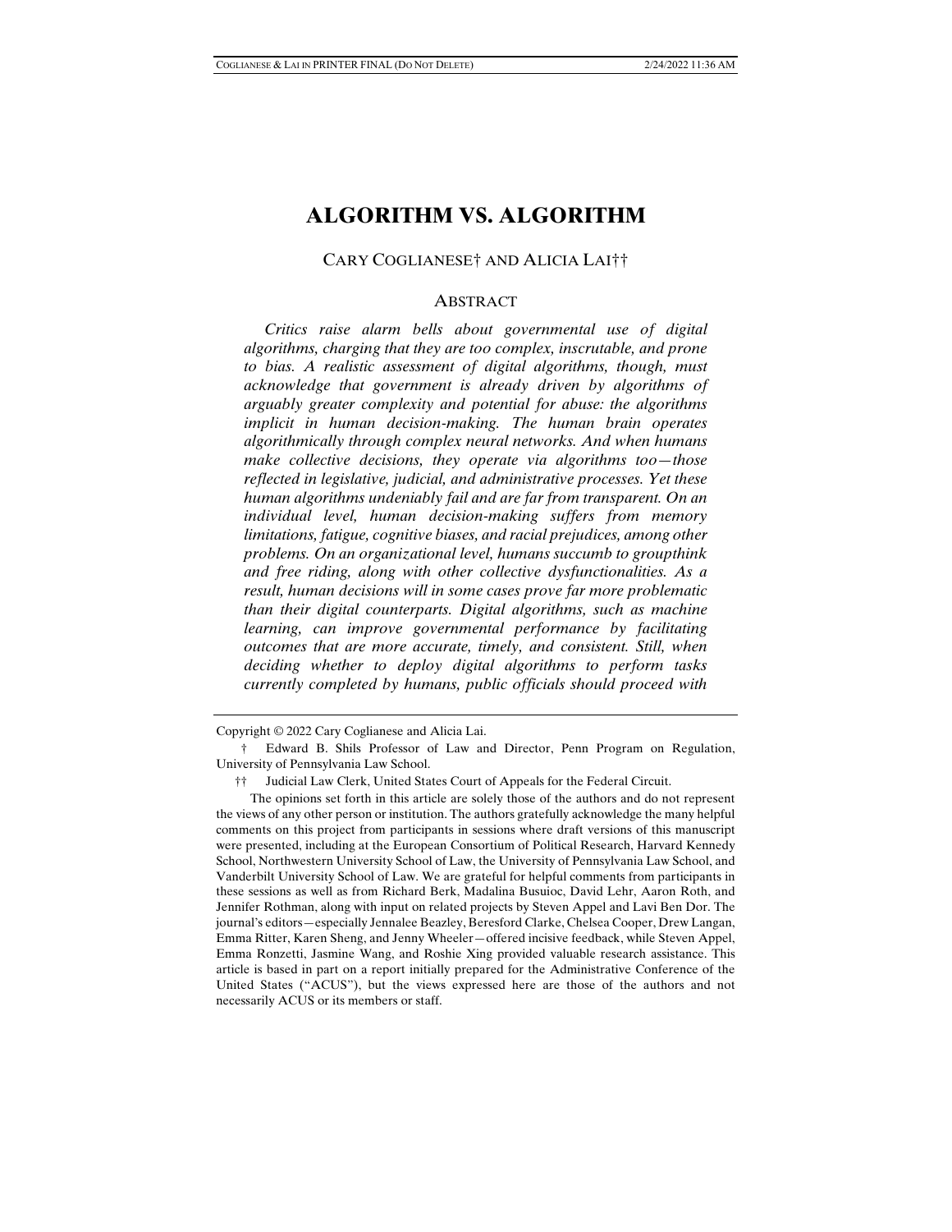# ALGORITHM VS. ALGORITHM

CARY COGLIANESE† AND ALICIA LAI††

## ABSTRACT

*Critics raise alarm bells about governmental use of digital algorithms, charging that they are too complex, inscrutable, and prone to bias. A realistic assessment of digital algorithms, though, must acknowledge that government is already driven by algorithms of arguably greater complexity and potential for abuse: the algorithms implicit in human decision-making. The human brain operates algorithmically through complex neural networks. And when humans make collective decisions, they operate via algorithms too—those reflected in legislative, judicial, and administrative processes. Yet these human algorithms undeniably fail and are far from transparent. On an individual level, human decision-making suffers from memory limitations, fatigue, cognitive biases, and racial prejudices, among other problems. On an organizational level, humans succumb to groupthink and free riding, along with other collective dysfunctionalities. As a result, human decisions will in some cases prove far more problematic than their digital counterparts. Digital algorithms, such as machine learning, can improve governmental performance by facilitating outcomes that are more accurate, timely, and consistent. Still, when deciding whether to deploy digital algorithms to perform tasks currently completed by humans, public officials should proceed with*

---

Copyright © 2022 Cary Coglianese and Alicia Lai.

† Edward B. Shils Professor of Law and Director, Penn Program on Regulation, University of Pennsylvania Law School.

†† Judicial Law Clerk, United States Court of Appeals for the Federal Circuit.

The opinions set forth in this article are solely those of the authors and do not represent the views of any other person or institution. The authors gratefully acknowledge the many helpful comments on this project from participants in sessions where draft versions of this manuscript were presented, including at the European Consortium of Political Research, Harvard Kennedy School, Northwestern University School of Law, the University of Pennsylvania Law School, and Vanderbilt University School of Law. We are grateful for helpful comments from participants in these sessions as well as from Richard Berk, Madalina Busuioc, David Lehr, Aaron Roth, and Jennifer Rothman, along with input on related projects by Steven Appel and Lavi Ben Dor. The journal's editors—especially Jennalee Beazley, Beresford Clarke, Chelsea Cooper, Drew Langan, Emma Ritter, Karen Sheng, and Jenny Wheeler—offered incisive feedback, while Steven Appel, Emma Ronzetti, Jasmine Wang, and Roshie Xing provided valuable research assistance. This article is based in part on a report initially prepared for the Administrative Conference of the United States ("ACUS"), but the views expressed here are those of the authors and not necessarily ACUS or its members or staff.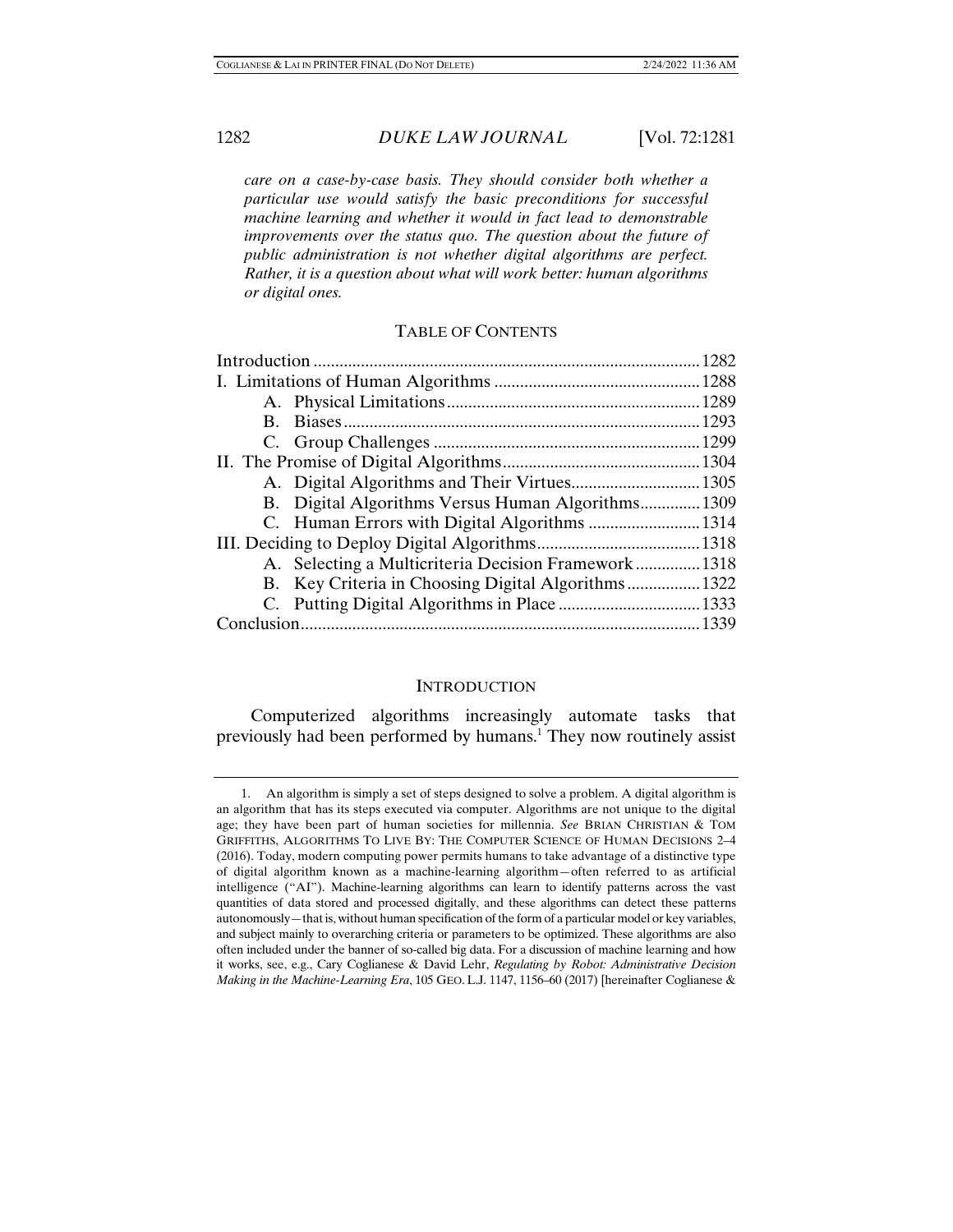*care on a case-by-case basis. They should consider both whether a particular use would satisfy the basic preconditions for successful machine learning and whether it would in fact lead to demonstrable improvements over the status quo. The question about the future of public administration is not whether digital algorithms are perfect. Rather, it is a question about what will work better: human algorithms or digital ones.*

## TABLE OF CONTENTS

| | |
|---|---|
| Introduction | 1282 |
| I. Limitations of Human Algorithms | 1288 |
| A. Physical Limitations | 1289 |
| B. Biases | 1293 |
| C. Group Challenges | 1299 |
| II. The Promise of Digital Algorithms | 1304 |
| A. Digital Algorithms and Their Virtues | 1305 |
| B. Digital Algorithms Versus Human Algorithms | 1309 |
| C. Human Errors with Digital Algorithms | 1314 |
| III. Deciding to Deploy Digital Algorithms | 1318 |
| A. Selecting a Multicriteria Decision Framework | 1318 |
| B. Key Criteria in Choosing Digital Algorithms | 1322 |
| C. Putting Digital Algorithms in Place | 1333 |
| Conclusion | 1339 |

## INTRODUCTION

Computerized algorithms increasingly automate tasks that previously had been performed by humans.[1] They now routinely assist

1. An algorithm is simply a set of steps designed to solve a problem. A digital algorithm is an algorithm that has its steps executed via computer. Algorithms are not unique to the digital age; they have been part of human societies for millennia. *See* BRIAN CHRISTIAN & TOM GRIFFITHS, ALGORITHMS TO LIVE BY: THE COMPUTER SCIENCE OF HUMAN DECISIONS 2–4 (2016). Today, modern computing power permits humans to take advantage of a distinctive type of digital algorithm known as a machine-learning algorithm—often referred to as artificial intelligence ("AI"). Machine-learning algorithms can learn to identify patterns across the vast quantities of data stored and processed digitally, and these algorithms can detect these patterns autonomously—that is, without human specification of the form of a particular model or key variables, and subject mainly to overarching criteria or parameters to be optimized. These algorithms are also often included under the banner of so-called big data. For a discussion of machine learning and how it works, see, e.g., Cary Coglianese & David Lehr, *Regulating by Robot: Administrative Decision Making in the Machine-Learning Era*, 105 GEO. L.J. 1147, 1156–60 (2017) [hereinafter Coglianese &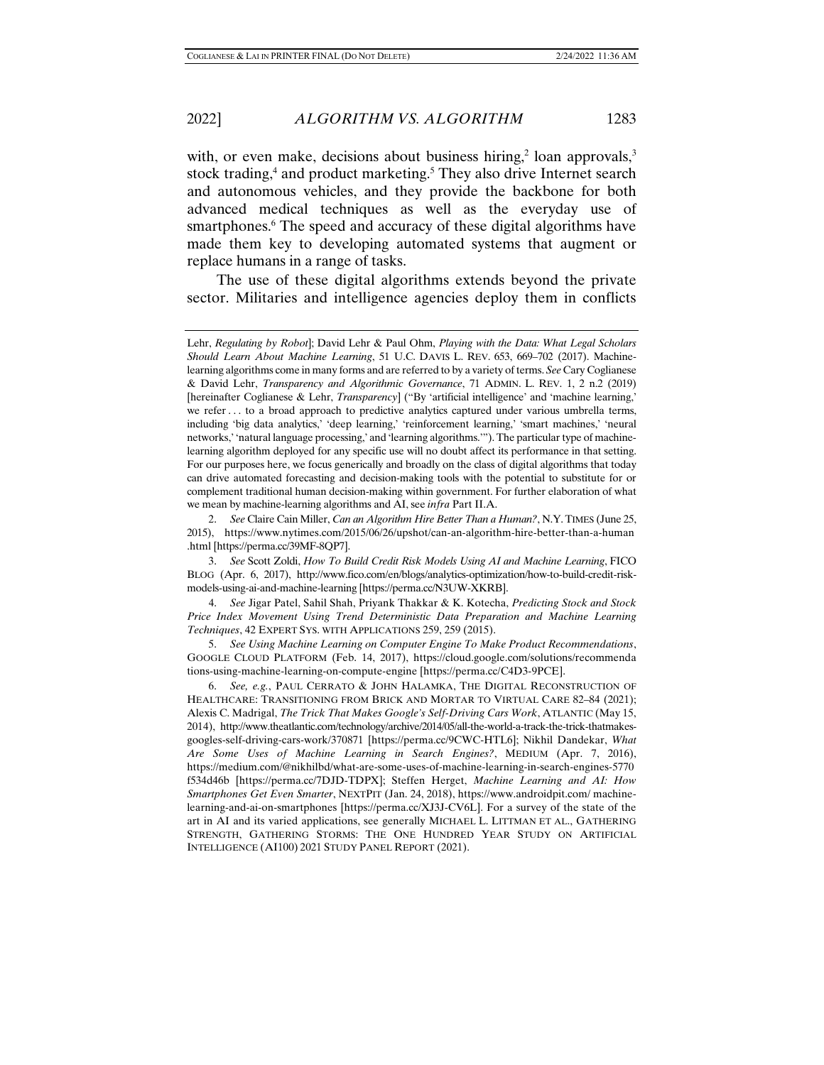with, or even make, decisions about business hiring,[2] loan approvals,[3] stock trading,[4] and product marketing.[5] They also drive Internet search and autonomous vehicles, and they provide the backbone for both advanced medical techniques as well as the everyday use of smartphones.[6] The speed and accuracy of these digital algorithms have made them key to developing automated systems that augment or replace humans in a range of tasks.

The use of these digital algorithms extends beyond the private sector. Militaries and intelligence agencies deploy them in conflicts

---

Lehr, *Regulating by Robot*]; David Lehr & Paul Ohm, *Playing with the Data: What Legal Scholars Should Learn About Machine Learning*, 51 U.C. DAVIS L. REV. 653, 669–702 (2017). Machine-learning algorithms come in many forms and are referred to by a variety of terms. *See* Cary Coglianese & David Lehr, *Transparency and Algorithmic Governance*, 71 ADMIN. L. REV. 1, 2 n.2 (2019) [hereinafter Coglianese & Lehr, *Transparency*] ("By 'artificial intelligence' and 'machine learning,' we refer . . . to a broad approach to predictive analytics captured under various umbrella terms, including 'big data analytics,' 'deep learning,' 'reinforcement learning,' 'smart machines,' 'neural networks,' 'natural language processing,' and 'learning algorithms.'"). The particular type of machine-learning algorithm deployed for any specific use will no doubt affect its performance in that setting. For our purposes here, we focus generically and broadly on the class of digital algorithms that today can drive automated forecasting and decision-making tools with the potential to substitute for or complement traditional human decision-making within government. For further elaboration of what we mean by machine-learning algorithms and AI, see *infra* Part II.A.

2. *See* Claire Cain Miller, *Can an Algorithm Hire Better Than a Human?*, N.Y. TIMES (June 25, 2015), https://www.nytimes.com/2015/06/26/upshot/can-an-algorithm-hire-better-than-a-human.html [https://perma.cc/39MF-8QP7].

3. *See* Scott Zoldi, *How To Build Credit Risk Models Using AI and Machine Learning*, FICO BLOG (Apr. 6, 2017), http://www.fico.com/en/blogs/analytics-optimization/how-to-build-credit-risk-models-using-ai-and-machine-learning [https://perma.cc/N3UW-XKRB].

4. *See* Jigar Patel, Sahil Shah, Priyank Thakkar & K. Kotecha, *Predicting Stock and Stock Price Index Movement Using Trend Deterministic Data Preparation and Machine Learning Techniques*, 42 EXPERT SYS. WITH APPLICATIONS 259, 259 (2015).

5. *See Using Machine Learning on Computer Engine To Make Product Recommendations*, GOOGLE CLOUD PLATFORM (Feb. 14, 2017), https://cloud.google.com/solutions/recommendations-using-machine-learning-on-compute-engine [https://perma.cc/C4D3-9PCE].

6. *See, e.g.*, PAUL CERRATO & JOHN HALAMKA, THE DIGITAL RECONSTRUCTION OF HEALTHCARE: TRANSITIONING FROM BRICK AND MORTAR TO VIRTUAL CARE 82–84 (2021); Alexis C. Madrigal, *The Trick That Makes Google's Self-Driving Cars Work*, ATLANTIC (May 15, 2014), http://www.theatlantic.com/technology/archive/2014/05/all-the-world-a-track-the-trick-thatmakes-googles-self-driving-cars-work/370871 [https://perma.cc/9CWC-HTL6]; Nikhil Dandekar, *What Are Some Uses of Machine Learning in Search Engines?*, MEDIUM (Apr. 7, 2016), https://medium.com/@nikhilbd/what-are-some-uses-of-machine-learning-in-search-engines-5770f534d46b [https://perma.cc/7DJD-TDPX]; Steffen Herget, *Machine Learning and AI: How Smartphones Get Even Smarter*, NEXTPIT (Jan. 24, 2018), https://www.androidpit.com/ machine-learning-and-ai-on-smartphones [https://perma.cc/XJ3J-CV6L]. For a survey of the state of the art in AI and its varied applications, see generally MICHAEL L. LITTMAN ET AL., GATHERING STRENGTH, GATHERING STORMS: THE ONE HUNDRED YEAR STUDY ON ARTIFICIAL INTELLIGENCE (AI100) 2021 STUDY PANEL REPORT (2021).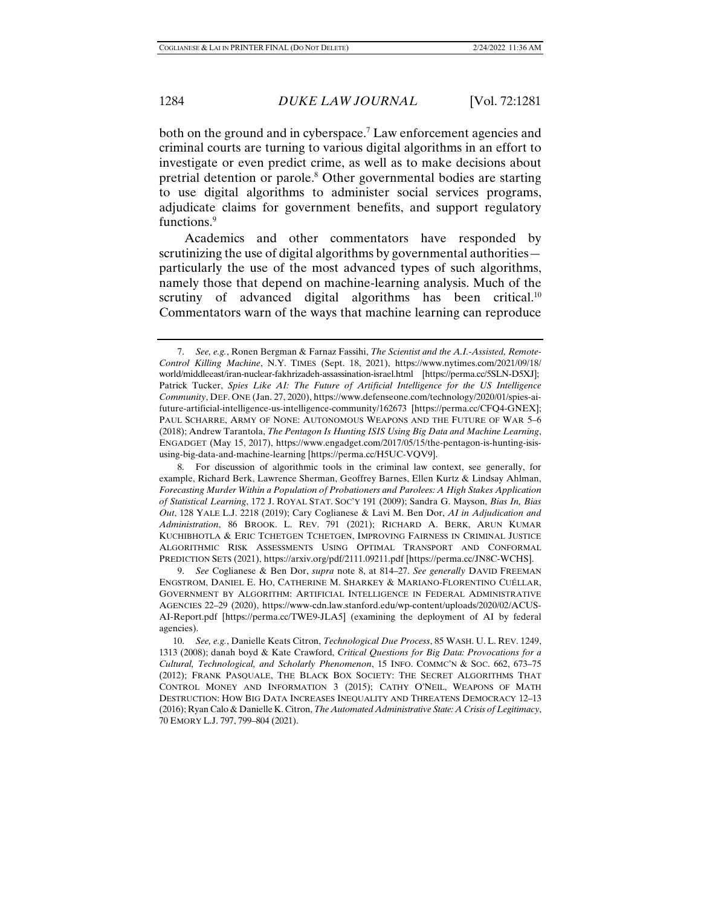both on the ground and in cyberspace.[7] Law enforcement agencies and criminal courts are turning to various digital algorithms in an effort to investigate or even predict crime, as well as to make decisions about pretrial detention or parole.[8] Other governmental bodies are starting to use digital algorithms to administer social services programs, adjudicate claims for government benefits, and support regulatory functions.[9]

Academics and other commentators have responded by scrutinizing the use of digital algorithms by governmental authorities—particularly the use of the most advanced types of such algorithms, namely those that depend on machine-learning analysis. Much of the scrutiny of advanced digital algorithms has been critical.[10] Commentators warn of the ways that machine learning can reproduce

---

7. *See, e.g.*, Ronen Bergman & Farnaz Fassihi, *The Scientist and the A.I.-Assisted, Remote-Control Killing Machine*, N.Y. TIMES (Sept. 18, 2021), https://www.nytimes.com/2021/09/18/world/middleeast/iran-nuclear-fakhrizadeh-assassination-israel.html [https://perma.cc/5SLN-D5XJ]; Patrick Tucker, *Spies Like AI: The Future of Artificial Intelligence for the US Intelligence Community*, DEF. ONE (Jan. 27, 2020), https://www.defenseone.com/technology/2020/01/spies-ai-future-artificial-intelligence-us-intelligence-community/162673 [https://perma.cc/CFQ4-GNEX]; PAUL SCHARRE, ARMY OF NONE: AUTONOMOUS WEAPONS AND THE FUTURE OF WAR 5–6 (2018); Andrew Tarantola, *The Pentagon Is Hunting ISIS Using Big Data and Machine Learning*, ENGADGET (May 15, 2017), https://www.engadget.com/2017/05/15/the-pentagon-is-hunting-isis-using-big-data-and-machine-learning [https://perma.cc/H5UC-VQV9].

8. For discussion of algorithmic tools in the criminal law context, see generally, for example, Richard Berk, Lawrence Sherman, Geoffrey Barnes, Ellen Kurtz & Lindsay Ahlman, *Forecasting Murder Within a Population of Probationers and Parolees: A High Stakes Application of Statistical Learning*, 172 J. ROYAL STAT. SOC'Y 191 (2009); Sandra G. Mayson, *Bias In, Bias Out*, 128 YALE L.J. 2218 (2019); Cary Coglianese & Lavi M. Ben Dor, *AI in Adjudication and Administration*, 86 BROOK. L. REV. 791 (2021); RICHARD A. BERK, ARUN KUMAR KUCHIBHOTLA & ERIC TCHETGEN TCHETGEN, IMPROVING FAIRNESS IN CRIMINAL JUSTICE ALGORITHMIC RISK ASSESSMENTS USING OPTIMAL TRANSPORT AND CONFORMAL PREDICTION SETS (2021), https://arxiv.org/pdf/2111.09211.pdf [https://perma.cc/JN8C-WCHS].

9. *See* Coglianese & Ben Dor, *supra* note 8, at 814–27. *See generally* DAVID FREEMAN ENGSTROM, DANIEL E. HO, CATHERINE M. SHARKEY & MARIANO-FLORENTINO CUÉLLAR, GOVERNMENT BY ALGORITHM: ARTIFICIAL INTELLIGENCE IN FEDERAL ADMINISTRATIVE AGENCIES 22–29 (2020), https://www-cdn.law.stanford.edu/wp-content/uploads/2020/02/ACUS-AI-Report.pdf [https://perma.cc/TWE9-JLA5] (examining the deployment of AI by federal agencies).

10. *See, e.g.*, Danielle Keats Citron, *Technological Due Process*, 85 WASH. U. L. REV. 1249, 1313 (2008); danah boyd & Kate Crawford, *Critical Questions for Big Data: Provocations for a Cultural, Technological, and Scholarly Phenomenon*, 15 INFO. COMMC'N & SOC. 662, 673–75 (2012); FRANK PASQUALE, THE BLACK BOX SOCIETY: THE SECRET ALGORITHMS THAT CONTROL MONEY AND INFORMATION 3 (2015); CATHY O'NEIL, WEAPONS OF MATH DESTRUCTION: HOW BIG DATA INCREASES INEQUALITY AND THREATENS DEMOCRACY 12–13 (2016); Ryan Calo & Danielle K. Citron, *The Automated Administrative State: A Crisis of Legitimacy*, 70 EMORY L.J. 797, 799–804 (2021).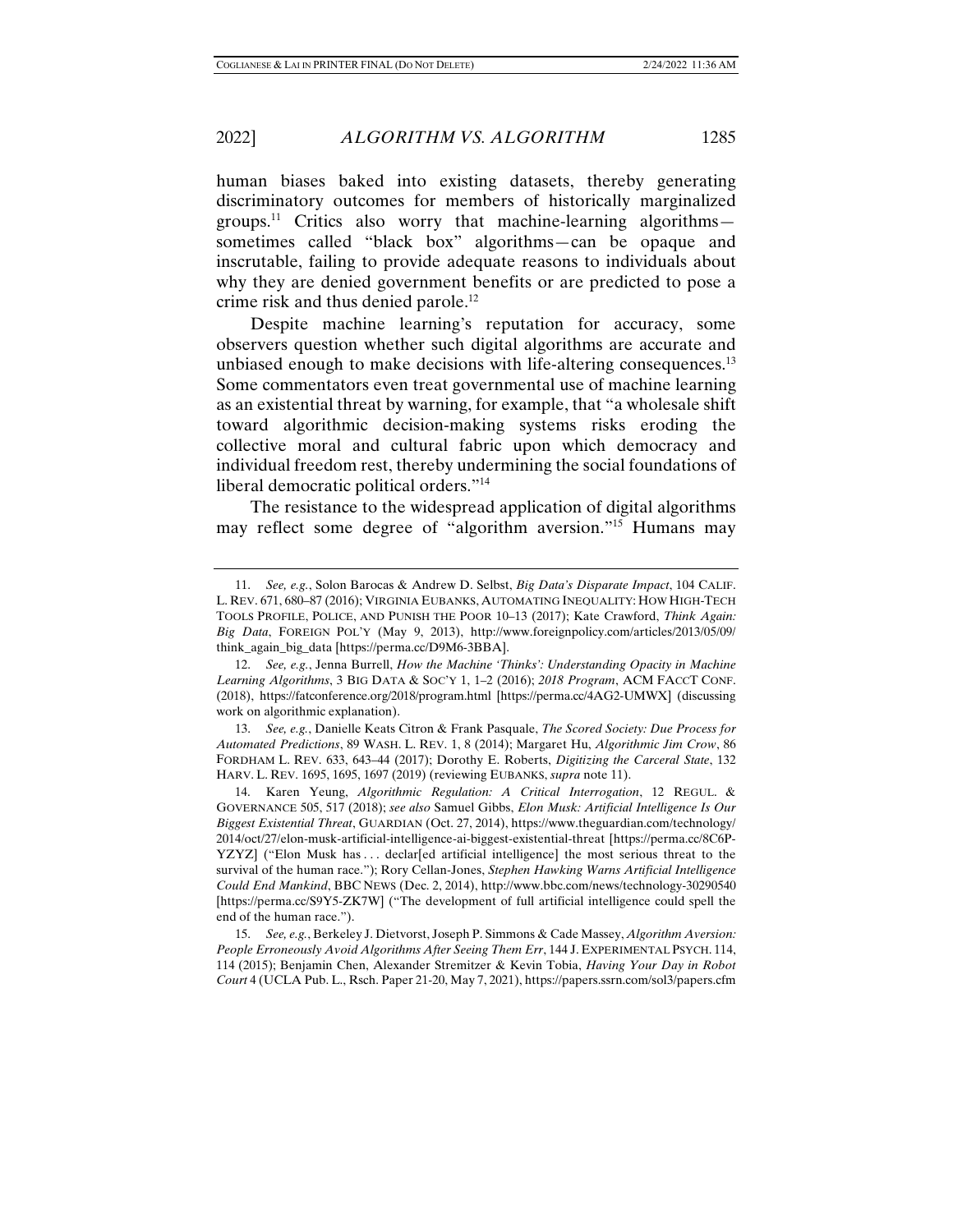human biases baked into existing datasets, thereby generating discriminatory outcomes for members of historically marginalized groups.[11] Critics also worry that machine-learning algorithms—sometimes called "black box" algorithms—can be opaque and inscrutable, failing to provide adequate reasons to individuals about why they are denied government benefits or are predicted to pose a crime risk and thus denied parole.[12]

Despite machine learning's reputation for accuracy, some observers question whether such digital algorithms are accurate and unbiased enough to make decisions with life-altering consequences.[13] Some commentators even treat governmental use of machine learning as an existential threat by warning, for example, that "a wholesale shift toward algorithmic decision-making systems risks eroding the collective moral and cultural fabric upon which democracy and individual freedom rest, thereby undermining the social foundations of liberal democratic political orders."[14]

The resistance to the widespread application of digital algorithms may reflect some degree of "algorithm aversion."[15] Humans may

---

11. *See, e.g.*, Solon Barocas & Andrew D. Selbst, *Big Data's Disparate Impact*, 104 CALIF. L. REV. 671, 680–87 (2016); VIRGINIA EUBANKS, AUTOMATING INEQUALITY: HOW HIGH-TECH TOOLS PROFILE, POLICE, AND PUNISH THE POOR 10–13 (2017); Kate Crawford, *Think Again: Big Data*, FOREIGN POL'Y (May 9, 2013), http://www.foreignpolicy.com/articles/2013/05/09/think_again_big_data [https://perma.cc/D9M6-3BBA].

12. *See, e.g.*, Jenna Burrell, *How the Machine 'Thinks': Understanding Opacity in Machine Learning Algorithms*, 3 BIG DATA & SOC'Y 1, 1–2 (2016); *2018 Program*, ACM FACCT CONF. (2018), https://fatconference.org/2018/program.html [https://perma.cc/4AG2-UMWX] (discussing work on algorithmic explanation).

13. *See, e.g.*, Danielle Keats Citron & Frank Pasquale, *The Scored Society: Due Process for Automated Predictions*, 89 WASH. L. REV. 1, 8 (2014); Margaret Hu, *Algorithmic Jim Crow*, 86 FORDHAM L. REV. 633, 643–44 (2017); Dorothy E. Roberts, *Digitizing the Carceral State*, 132 HARV. L. REV. 1695, 1695, 1697 (2019) (reviewing EUBANKS, *supra* note 11).

14. Karen Yeung, *Algorithmic Regulation: A Critical Interrogation*, 12 REGUL. & GOVERNANCE 505, 517 (2018); *see also* Samuel Gibbs, *Elon Musk: Artificial Intelligence Is Our Biggest Existential Threat*, GUARDIAN (Oct. 27, 2014), https://www.theguardian.com/technology/2014/oct/27/elon-musk-artificial-intelligence-ai-biggest-existential-threat [https://perma.cc/8C6P-YZYZ] ("Elon Musk has . . . declar[ed artificial intelligence] the most serious threat to the survival of the human race."); Rory Cellan-Jones, *Stephen Hawking Warns Artificial Intelligence Could End Mankind*, BBC NEWS (Dec. 2, 2014), http://www.bbc.com/news/technology-30290540 [https://perma.cc/S9Y5-ZK7W] ("The development of full artificial intelligence could spell the end of the human race.").

15. *See, e.g.*, Berkeley J. Dietvorst, Joseph P. Simmons & Cade Massey, *Algorithm Aversion: People Erroneously Avoid Algorithms After Seeing Them Err*, 144 J. EXPERIMENTAL PSYCH. 114, 114 (2015); Benjamin Chen, Alexander Stremitzer & Kevin Tobia, *Having Your Day in Robot Court* 4 (UCLA Pub. L., Rsch. Paper 21-20, May 7, 2021), https://papers.ssrn.com/sol3/papers.cfm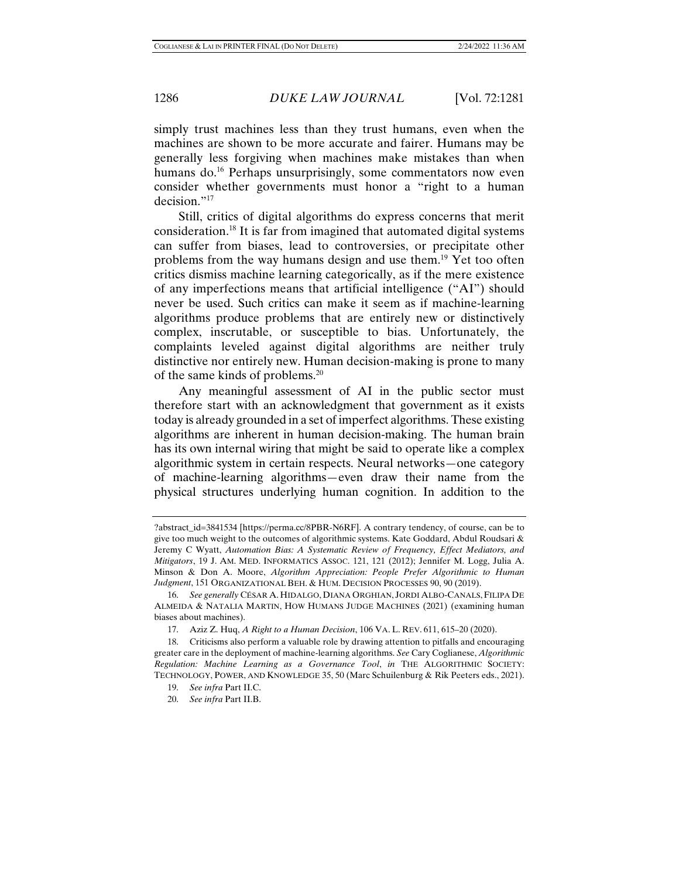simply trust machines less than they trust humans, even when the machines are shown to be more accurate and fairer. Humans may be generally less forgiving when machines make mistakes than when humans do.[16] Perhaps unsurprisingly, some commentators now even consider whether governments must honor a "right to a human decision."[17]

Still, critics of digital algorithms do express concerns that merit consideration.[18] It is far from imagined that automated digital systems can suffer from biases, lead to controversies, or precipitate other problems from the way humans design and use them.[19] Yet too often critics dismiss machine learning categorically, as if the mere existence of any imperfections means that artificial intelligence ("AI") should never be used. Such critics can make it seem as if machine-learning algorithms produce problems that are entirely new or distinctively complex, inscrutable, or susceptible to bias. Unfortunately, the complaints leveled against digital algorithms are neither truly distinctive nor entirely new. Human decision-making is prone to many of the same kinds of problems.[20]

Any meaningful assessment of AI in the public sector must therefore start with an acknowledgment that government as it exists today is already grounded in a set of imperfect algorithms. These existing algorithms are inherent in human decision-making. The human brain has its own internal wiring that might be said to operate like a complex algorithmic system in certain respects. Neural networks—one category of machine-learning algorithms—even draw their name from the physical structures underlying human cognition. In addition to the

---

?abstract_id=3841534 [https://perma.cc/8PBR-N6RF]. A contrary tendency, of course, can be to give too much weight to the outcomes of algorithmic systems. Kate Goddard, Abdul Roudsari & Jeremy C Wyatt, *Automation Bias: A Systematic Review of Frequency, Effect Mediators, and Mitigators*, 19 J. AM. MED. INFORMATICS ASSOC. 121, 121 (2012); Jennifer M. Logg, Julia A. Minson & Don A. Moore, *Algorithm Appreciation: People Prefer Algorithmic to Human Judgment*, 151 ORGANIZATIONAL BEH. & HUM. DECISION PROCESSES 90, 90 (2019).

16. *See generally* CÉSAR A. HIDALGO, DIANA ORGHIAN, JORDI ALBO-CANALS, FILIPA DE ALMEIDA & NATALIA MARTIN, HOW HUMANS JUDGE MACHINES (2021) (examining human biases about machines).

17. Aziz Z. Huq, *A Right to a Human Decision*, 106 VA. L. REV. 611, 615–20 (2020).

18. Criticisms also perform a valuable role by drawing attention to pitfalls and encouraging greater care in the deployment of machine-learning algorithms. *See* Cary Coglianese, *Algorithmic Regulation: Machine Learning as a Governance Tool*, *in* THE ALGORITHMIC SOCIETY: TECHNOLOGY, POWER, AND KNOWLEDGE 35, 50 (Marc Schuilenburg & Rik Peeters eds., 2021).

19. *See infra* Part II.C.

20. *See infra* Part II.B.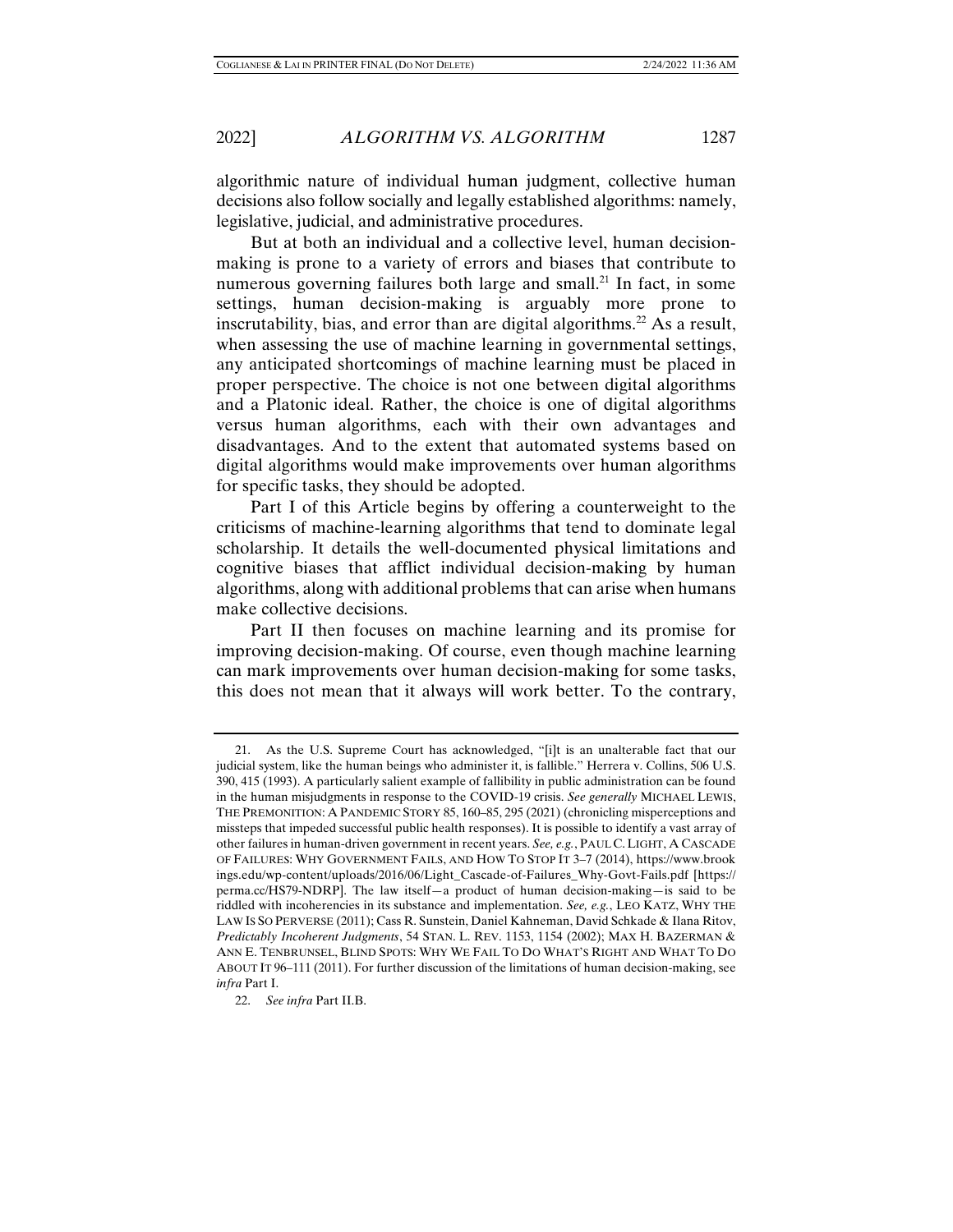algorithmic nature of individual human judgment, collective human decisions also follow socially and legally established algorithms: namely, legislative, judicial, and administrative procedures.

But at both an individual and a collective level, human decision-making is prone to a variety of errors and biases that contribute to numerous governing failures both large and small.[21] In fact, in some settings, human decision-making is arguably more prone to inscrutability, bias, and error than are digital algorithms.[22] As a result, when assessing the use of machine learning in governmental settings, any anticipated shortcomings of machine learning must be placed in proper perspective. The choice is not one between digital algorithms and a Platonic ideal. Rather, the choice is one of digital algorithms versus human algorithms, each with their own advantages and disadvantages. And to the extent that automated systems based on digital algorithms would make improvements over human algorithms for specific tasks, they should be adopted.

Part I of this Article begins by offering a counterweight to the criticisms of machine-learning algorithms that tend to dominate legal scholarship. It details the well-documented physical limitations and cognitive biases that afflict individual decision-making by human algorithms, along with additional problems that can arise when humans make collective decisions.

Part II then focuses on machine learning and its promise for improving decision-making. Of course, even though machine learning can mark improvements over human decision-making for some tasks, this does not mean that it always will work better. To the contrary,

---

21. As the U.S. Supreme Court has acknowledged, "[i]t is an unalterable fact that our judicial system, like the human beings who administer it, is fallible." Herrera v. Collins, 506 U.S. 390, 415 (1993). A particularly salient example of fallibility in public administration can be found in the human misjudgments in response to the COVID-19 crisis. *See generally* MICHAEL LEWIS, THE PREMONITION: A PANDEMIC STORY 85, 160–85, 295 (2021) (chronicling misperceptions and missteps that impeded successful public health responses). It is possible to identify a vast array of other failures in human-driven government in recent years. *See, e.g.*, PAUL C. LIGHT, A CASCADE OF FAILURES: WHY GOVERNMENT FAILS, AND HOW TO STOP IT 3–7 (2014), https://www.brookings.edu/wp-content/uploads/2016/06/Light_Cascade-of-Failures_Why-Govt-Fails.pdf [https://perma.cc/HS79-NDRP]. The law itself—a product of human decision-making—is said to be riddled with incoherencies in its substance and implementation. *See, e.g.*, LEO KATZ, WHY THE LAW IS SO PERVERSE (2011); Cass R. Sunstein, Daniel Kahneman, David Schkade & Ilana Ritov, *Predictably Incoherent Judgments*, 54 STAN. L. REV. 1153, 1154 (2002); MAX H. BAZERMAN & ANN E. TENBRUNSEL, BLIND SPOTS: WHY WE FAIL TO DO WHAT'S RIGHT AND WHAT TO DO ABOUT IT 96–111 (2011). For further discussion of the limitations of human decision-making, see *infra* Part I.

22. *See infra* Part II.B.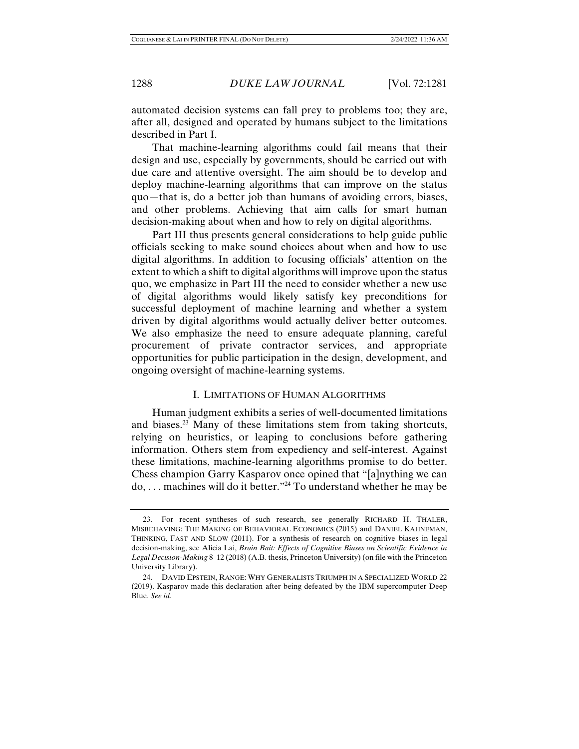automated decision systems can fall prey to problems too; they are, after all, designed and operated by humans subject to the limitations described in Part I.

That machine-learning algorithms could fail means that their design and use, especially by governments, should be carried out with due care and attentive oversight. The aim should be to develop and deploy machine-learning algorithms that can improve on the status quo—that is, do a better job than humans of avoiding errors, biases, and other problems. Achieving that aim calls for smart human decision-making about when and how to rely on digital algorithms.

Part III thus presents general considerations to help guide public officials seeking to make sound choices about when and how to use digital algorithms. In addition to focusing officials' attention on the extent to which a shift to digital algorithms will improve upon the status quo, we emphasize in Part III the need to consider whether a new use of digital algorithms would likely satisfy key preconditions for successful deployment of machine learning and whether a system driven by digital algorithms would actually deliver better outcomes. We also emphasize the need to ensure adequate planning, careful procurement of private contractor services, and appropriate opportunities for public participation in the design, development, and ongoing oversight of machine-learning systems.

## I. LIMITATIONS OF HUMAN ALGORITHMS

Human judgment exhibits a series of well-documented limitations and biases.[23] Many of these limitations stem from taking shortcuts, relying on heuristics, or leaping to conclusions before gathering information. Others stem from expediency and self-interest. Against these limitations, machine-learning algorithms promise to do better. Chess champion Garry Kasparov once opined that "[a]nything we can do, . . . machines will do it better."[24] To understand whether he may be

---

23. For recent syntheses of such research, see generally RICHARD H. THALER, MISBEHAVING: THE MAKING OF BEHAVIORAL ECONOMICS (2015) and DANIEL KAHNEMAN, THINKING, FAST AND SLOW (2011). For a synthesis of research on cognitive biases in legal decision-making, see Alicia Lai, *Brain Bait: Effects of Cognitive Biases on Scientific Evidence in Legal Decision-Making* 8–12 (2018) (A.B. thesis, Princeton University) (on file with the Princeton University Library).

24. DAVID EPSTEIN, RANGE: WHY GENERALISTS TRIUMPH IN A SPECIALIZED WORLD 22 (2019). Kasparov made this declaration after being defeated by the IBM supercomputer Deep Blue. *See id.*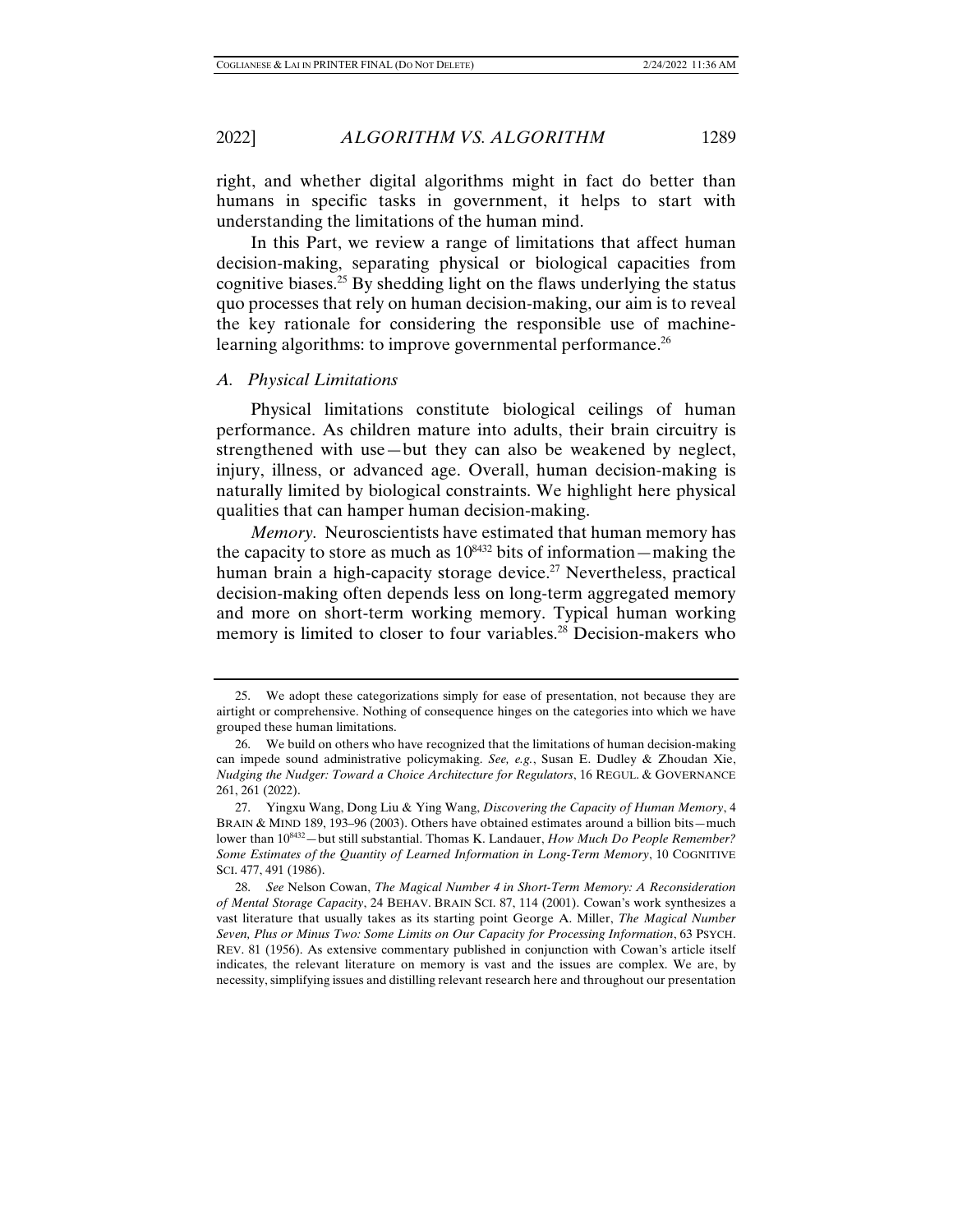right, and whether digital algorithms might in fact do better than humans in specific tasks in government, it helps to start with understanding the limitations of the human mind.

In this Part, we review a range of limitations that affect human decision-making, separating physical or biological capacities from cognitive biases.[25] By shedding light on the flaws underlying the status quo processes that rely on human decision-making, our aim is to reveal the key rationale for considering the responsible use of machine-learning algorithms: to improve governmental performance.[26]

### *A. Physical Limitations*

Physical limitations constitute biological ceilings of human performance. As children mature into adults, their brain circuitry is strengthened with use—but they can also be weakened by neglect, injury, illness, or advanced age. Overall, human decision-making is naturally limited by biological constraints. We highlight here physical qualities that can hamper human decision-making.

*Memory.* Neuroscientists have estimated that human memory has the capacity to store as much as $10^{8432}$ bits of information—making the human brain a high-capacity storage device.[27] Nevertheless, practical decision-making often depends less on long-term aggregated memory and more on short-term working memory. Typical human working memory is limited to closer to four variables.[28] Decision-makers who

---

25. We adopt these categorizations simply for ease of presentation, not because they are airtight or comprehensive. Nothing of consequence hinges on the categories into which we have grouped these human limitations.

26. We build on others who have recognized that the limitations of human decision-making can impede sound administrative policymaking. *See, e.g.*, Susan E. Dudley & Zhoudan Xie, *Nudging the Nudger: Toward a Choice Architecture for Regulators*, 16 REGUL. & GOVERNANCE 261, 261 (2022).

27. Yingxu Wang, Dong Liu & Ying Wang, *Discovering the Capacity of Human Memory*, 4 BRAIN & MIND 189, 193–96 (2003). Others have obtained estimates around a billion bits—much lower than $10^{8432}$—but still substantial. Thomas K. Landauer, *How Much Do People Remember? Some Estimates of the Quantity of Learned Information in Long-Term Memory*, 10 COGNITIVE SCI. 477, 491 (1986).

28. *See* Nelson Cowan, *The Magical Number 4 in Short-Term Memory: A Reconsideration of Mental Storage Capacity*, 24 BEHAV. BRAIN SCI. 87, 114 (2001). Cowan's work synthesizes a vast literature that usually takes as its starting point George A. Miller, *The Magical Number Seven, Plus or Minus Two: Some Limits on Our Capacity for Processing Information*, 63 PSYCH. REV. 81 (1956). As extensive commentary published in conjunction with Cowan's article itself indicates, the relevant literature on memory is vast and the issues are complex. We are, by necessity, simplifying issues and distilling relevant research here and throughout our presentation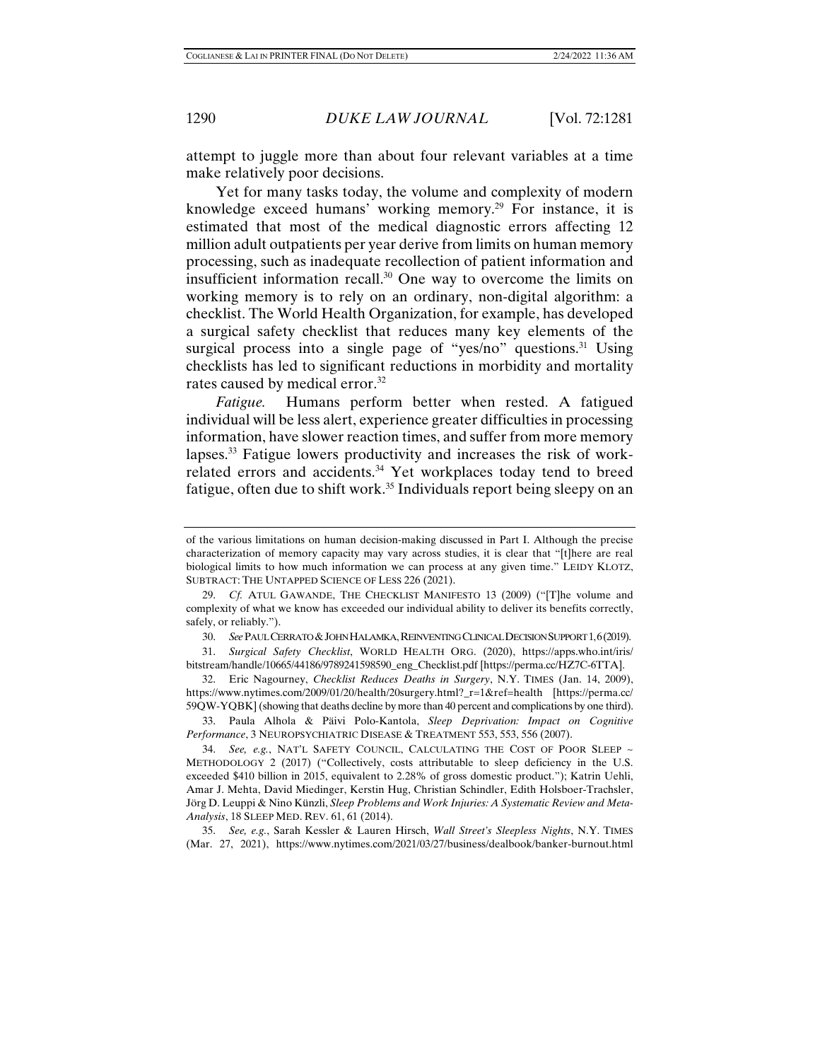attempt to juggle more than about four relevant variables at a time make relatively poor decisions.

Yet for many tasks today, the volume and complexity of modern knowledge exceed humans' working memory.[29] For instance, it is estimated that most of the medical diagnostic errors affecting 12 million adult outpatients per year derive from limits on human memory processing, such as inadequate recollection of patient information and insufficient information recall.[30] One way to overcome the limits on working memory is to rely on an ordinary, non-digital algorithm: a checklist. The World Health Organization, for example, has developed a surgical safety checklist that reduces many key elements of the surgical process into a single page of "yes/no" questions.[31] Using checklists has led to significant reductions in morbidity and mortality rates caused by medical error.[32]

*Fatigue.* Humans perform better when rested. A fatigued individual will be less alert, experience greater difficulties in processing information, have slower reaction times, and suffer from more memory lapses.[33] Fatigue lowers productivity and increases the risk of work-related errors and accidents.[34] Yet workplaces today tend to breed fatigue, often due to shift work.[35] Individuals report being sleepy on an

---

of the various limitations on human decision-making discussed in Part I. Although the precise characterization of memory capacity may vary across studies, it is clear that "[t]here are real biological limits to how much information we can process at any given time." LEIDY KLOTZ, SUBTRACT: THE UNTAPPED SCIENCE OF LESS 226 (2021).

29. *Cf.* ATUL GAWANDE, THE CHECKLIST MANIFESTO 13 (2009) ("[T]he volume and complexity of what we know has exceeded our individual ability to deliver its benefits correctly, safely, or reliably.").

30. *See* PAUL CERRATO & JOHN HALAMKA, REINVENTING CLINICAL DECISION SUPPORT 1, 6 (2019).

31. *Surgical Safety Checklist*, WORLD HEALTH ORG. (2020), https://apps.who.int/iris/bitstream/handle/10665/44186/9789241598590_eng_Checklist.pdf [https://perma.cc/HZ7C-6TTA].

32. Eric Nagourney, *Checklist Reduces Deaths in Surgery*, N.Y. TIMES (Jan. 14, 2009), https://www.nytimes.com/2009/01/20/health/20surgery.html?_r=1&ref=health [https://perma.cc/59QW-YQBK] (showing that deaths decline by more than 40 percent and complications by one third).

33. Paula Alhola & Päivi Polo-Kantola, *Sleep Deprivation: Impact on Cognitive Performance*, 3 NEUROPSYCHIATRIC DISEASE & TREATMENT 553, 553, 556 (2007).

34. *See, e.g.*, NAT'L SAFETY COUNCIL, CALCULATING THE COST OF POOR SLEEP ~ METHODOLOGY 2 (2017) ("Collectively, costs attributable to sleep deficiency in the U.S. exceeded $410 billion in 2015, equivalent to 2.28% of gross domestic product."); Katrin Uehli, Amar J. Mehta, David Miedinger, Kerstin Hug, Christian Schindler, Edith Holsboer-Trachsler, Jörg D. Leuppi & Nino Künzli, *Sleep Problems and Work Injuries: A Systematic Review and Meta-Analysis*, 18 SLEEP MED. REV. 61, 61 (2014).

35. *See, e.g.*, Sarah Kessler & Lauren Hirsch, *Wall Street's Sleepless Nights*, N.Y. TIMES (Mar. 27, 2021), https://www.nytimes.com/2021/03/27/business/dealbook/banker-burnout.html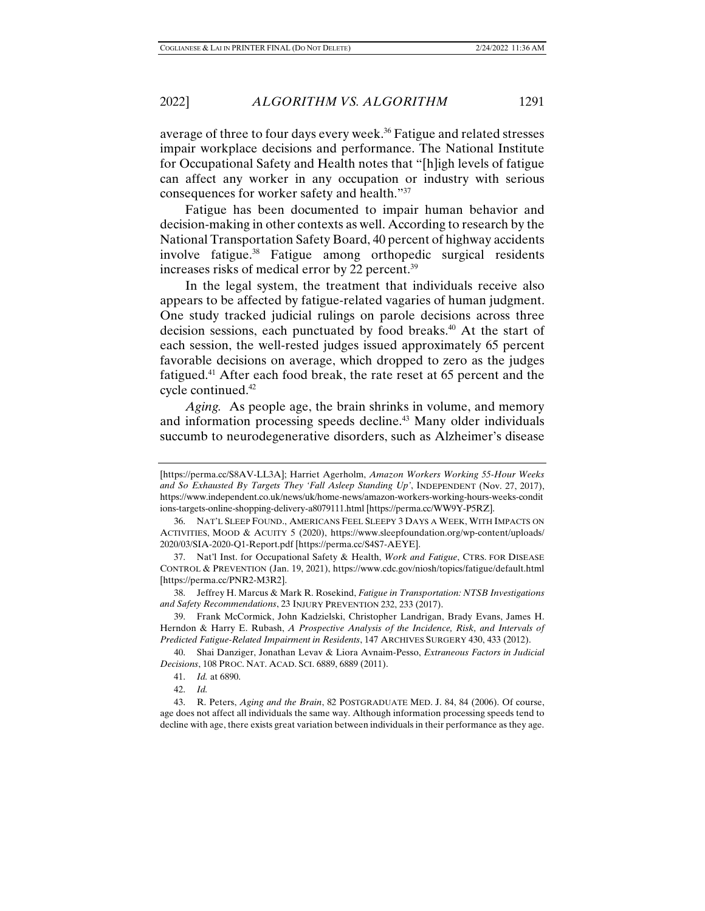average of three to four days every week.[36] Fatigue and related stresses impair workplace decisions and performance. The National Institute for Occupational Safety and Health notes that "[h]igh levels of fatigue can affect any worker in any occupation or industry with serious consequences for worker safety and health."[37]

Fatigue has been documented to impair human behavior and decision-making in other contexts as well. According to research by the National Transportation Safety Board, 40 percent of highway accidents involve fatigue.[38] Fatigue among orthopedic surgical residents increases risks of medical error by 22 percent.[39]

In the legal system, the treatment that individuals receive also appears to be affected by fatigue-related vagaries of human judgment. One study tracked judicial rulings on parole decisions across three decision sessions, each punctuated by food breaks.[40] At the start of each session, the well-rested judges issued approximately 65 percent favorable decisions on average, which dropped to zero as the judges fatigued.[41] After each food break, the rate reset at 65 percent and the cycle continued.[42]

*Aging.* As people age, the brain shrinks in volume, and memory and information processing speeds decline.[43] Many older individuals succumb to neurodegenerative disorders, such as Alzheimer's disease

---

[https://perma.cc/S8AV-LL3A]; Harriet Agerholm, *Amazon Workers Working 55-Hour Weeks and So Exhausted By Targets They 'Fall Asleep Standing Up'*, INDEPENDENT (Nov. 27, 2017), https://www.independent.co.uk/news/uk/home-news/amazon-workers-working-hours-weeks-conditions-targets-online-shopping-delivery-a8079111.html [https://perma.cc/WW9Y-P5RZ].

36. NAT'L SLEEP FOUND., AMERICANS FEEL SLEEPY 3 DAYS A WEEK, WITH IMPACTS ON ACTIVITIES, MOOD & ACUITY 5 (2020), https://www.sleepfoundation.org/wp-content/uploads/2020/03/SIA-2020-Q1-Report.pdf [https://perma.cc/S4S7-AEYE].

37. Nat'l Inst. for Occupational Safety & Health, *Work and Fatigue*, CTRS. FOR DISEASE CONTROL & PREVENTION (Jan. 19, 2021), https://www.cdc.gov/niosh/topics/fatigue/default.html [https://perma.cc/PNR2-M3R2].

38. Jeffrey H. Marcus & Mark R. Rosekind, *Fatigue in Transportation: NTSB Investigations and Safety Recommendations*, 23 INJURY PREVENTION 232, 233 (2017).

39. Frank McCormick, John Kadzielski, Christopher Landrigan, Brady Evans, James H. Herndon & Harry E. Rubash, *A Prospective Analysis of the Incidence, Risk, and Intervals of Predicted Fatigue-Related Impairment in Residents*, 147 ARCHIVES SURGERY 430, 433 (2012).

40. Shai Danziger, Jonathan Levav & Liora Avnaim-Pesso, *Extraneous Factors in Judicial Decisions*, 108 PROC. NAT. ACAD. SCI. 6889, 6889 (2011).

41. *Id.* at 6890.

42. *Id.*

43. R. Peters, *Aging and the Brain*, 82 POSTGRADUATE MED. J. 84, 84 (2006). Of course, age does not affect all individuals the same way. Although information processing speeds tend to decline with age, there exists great variation between individuals in their performance as they age.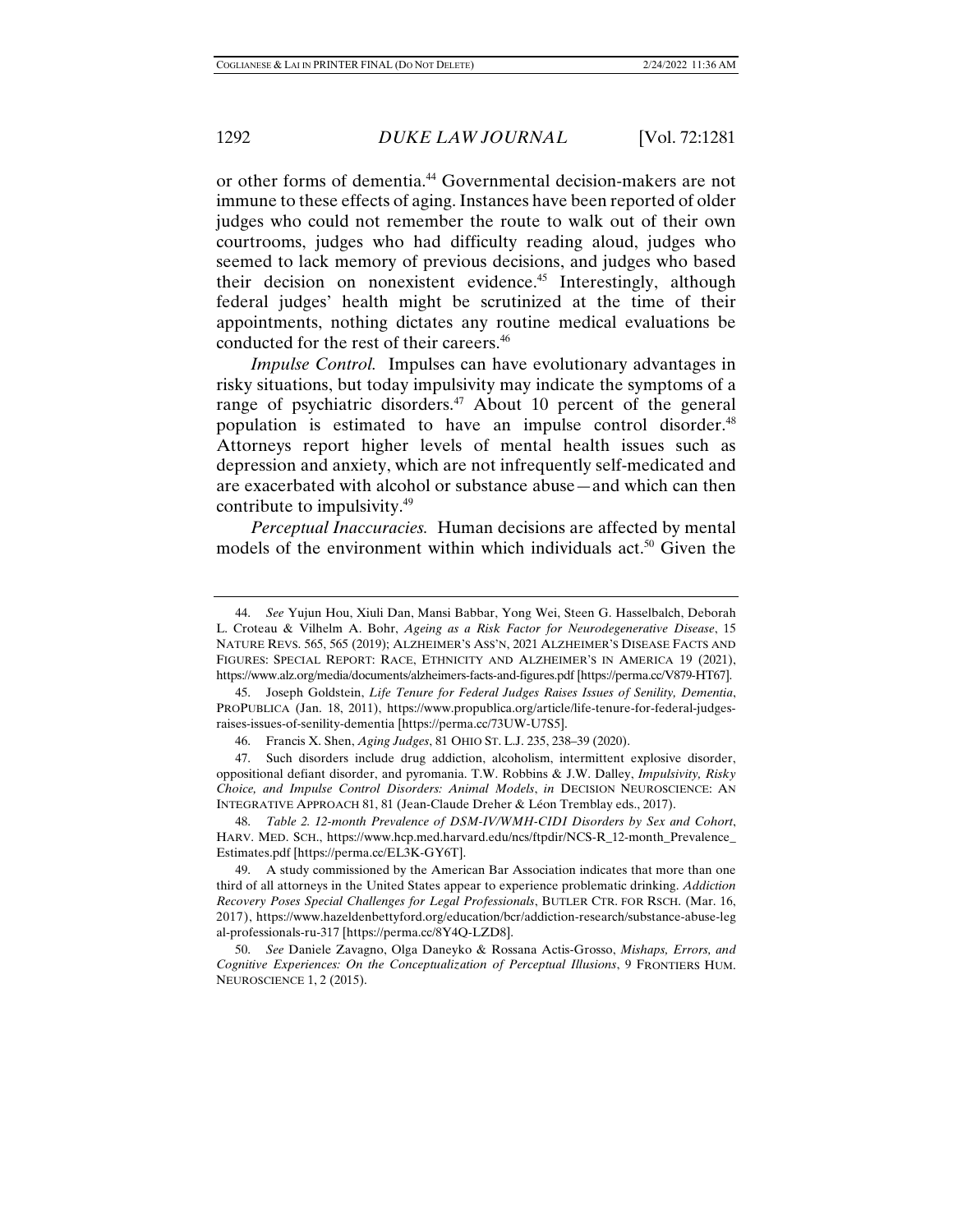or other forms of dementia.[44] Governmental decision-makers are not immune to these effects of aging. Instances have been reported of older judges who could not remember the route to walk out of their own courtrooms, judges who had difficulty reading aloud, judges who seemed to lack memory of previous decisions, and judges who based their decision on nonexistent evidence.[45] Interestingly, although federal judges' health might be scrutinized at the time of their appointments, nothing dictates any routine medical evaluations be conducted for the rest of their careers.[46]

*Impulse Control.* Impulses can have evolutionary advantages in risky situations, but today impulsivity may indicate the symptoms of a range of psychiatric disorders.[47] About 10 percent of the general population is estimated to have an impulse control disorder.[48] Attorneys report higher levels of mental health issues such as depression and anxiety, which are not infrequently self-medicated and are exacerbated with alcohol or substance abuse—and which can then contribute to impulsivity.[49]

*Perceptual Inaccuracies.* Human decisions are affected by mental models of the environment within which individuals act.[50] Given the

---

44. *See* Yujun Hou, Xiuli Dan, Mansi Babbar, Yong Wei, Steen G. Hasselbalch, Deborah L. Croteau & Vilhelm A. Bohr, *Ageing as a Risk Factor for Neurodegenerative Disease*, 15 NATURE REVS. 565, 565 (2019); ALZHEIMER'S ASS'N, 2021 ALZHEIMER'S DISEASE FACTS AND FIGURES: SPECIAL REPORT: RACE, ETHNICITY AND ALZHEIMER'S IN AMERICA 19 (2021), https://www.alz.org/media/documents/alzheimers-facts-and-figures.pdf [https://perma.cc/V879-HT67].

45. Joseph Goldstein, *Life Tenure for Federal Judges Raises Issues of Senility, Dementia*, PROPUBLICA (Jan. 18, 2011), https://www.propublica.org/article/life-tenure-for-federal-judges-raises-issues-of-senility-dementia [https://perma.cc/73UW-U7S5].

46. Francis X. Shen, *Aging Judges*, 81 OHIO ST. L.J. 235, 238–39 (2020).

47. Such disorders include drug addiction, alcoholism, intermittent explosive disorder, oppositional defiant disorder, and pyromania. T.W. Robbins & J.W. Dalley, *Impulsivity, Risky Choice, and Impulse Control Disorders: Animal Models*, *in* DECISION NEUROSCIENCE: AN INTEGRATIVE APPROACH 81, 81 (Jean-Claude Dreher & Léon Tremblay eds., 2017).

48. *Table 2. 12-month Prevalence of DSM-IV/WMH-CIDI Disorders by Sex and Cohort*, HARV. MED. SCH., https://www.hcp.med.harvard.edu/ncs/ftpdir/NCS-R_12-month_Prevalence_Estimates.pdf [https://perma.cc/EL3K-GY6T].

49. A study commissioned by the American Bar Association indicates that more than one third of all attorneys in the United States appear to experience problematic drinking. *Addiction Recovery Poses Special Challenges for Legal Professionals*, BUTLER CTR. FOR RSCH. (Mar. 16, 2017), https://www.hazeldenbettyford.org/education/bcr/addiction-research/substance-abuse-legal-professionals-ru-317 [https://perma.cc/8Y4Q-LZD8].

50. *See* Daniele Zavagno, Olga Daneyko & Rossana Actis-Grosso, *Mishaps, Errors, and Cognitive Experiences: On the Conceptualization of Perceptual Illusions*, 9 FRONTIERS HUM. NEUROSCIENCE 1, 2 (2015).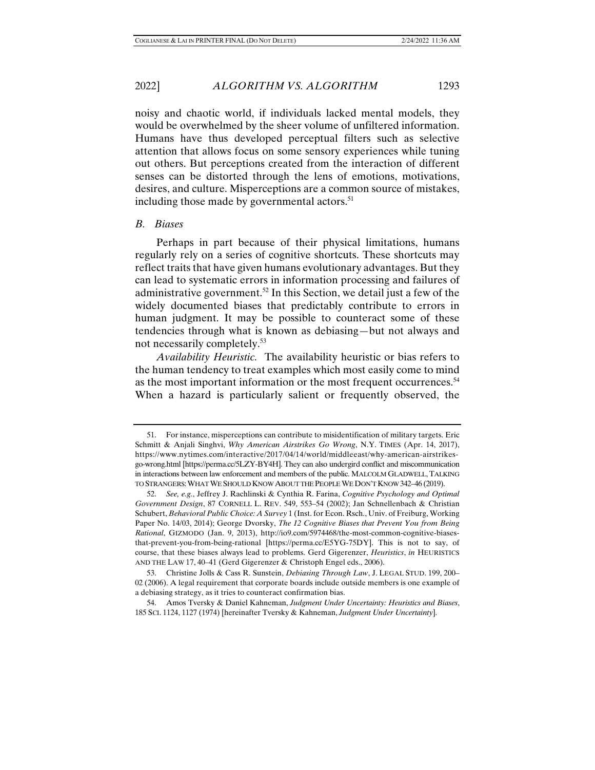noisy and chaotic world, if individuals lacked mental models, they would be overwhelmed by the sheer volume of unfiltered information. Humans have thus developed perceptual filters such as selective attention that allows focus on some sensory experiences while tuning out others. But perceptions created from the interaction of different senses can be distorted through the lens of emotions, motivations, desires, and culture. Misperceptions are a common source of mistakes, including those made by governmental actors.[51]

### *B. Biases*

Perhaps in part because of their physical limitations, humans regularly rely on a series of cognitive shortcuts. These shortcuts may reflect traits that have given humans evolutionary advantages. But they can lead to systematic errors in information processing and failures of administrative government.[52] In this Section, we detail just a few of the widely documented biases that predictably contribute to errors in human judgment. It may be possible to counteract some of these tendencies through what is known as debiasing—but not always and not necessarily completely.[53]

*Availability Heuristic.* The availability heuristic or bias refers to the human tendency to treat examples which most easily come to mind as the most important information or the most frequent occurrences.[54] When a hazard is particularly salient or frequently observed, the

---

51. For instance, misperceptions can contribute to misidentification of military targets. Eric Schmitt & Anjali Singhvi, *Why American Airstrikes Go Wrong*, N.Y. TIMES (Apr. 14, 2017), https://www.nytimes.com/interactive/2017/04/14/world/middleeast/why-american-airstrikes-go-wrong.html [https://perma.cc/5LZY-BY4H]. They can also undergird conflict and miscommunication in interactions between law enforcement and members of the public. MALCOLM GLADWELL, TALKING TO STRANGERS: WHAT WE SHOULD KNOW ABOUT THE PEOPLE WE DON'T KNOW 342–46 (2019).

52. *See, e.g.*, Jeffrey J. Rachlinski & Cynthia R. Farina, *Cognitive Psychology and Optimal Government Design*, 87 CORNELL L. REV. 549, 553–54 (2002); Jan Schnellenbach & Christian Schubert, *Behavioral Public Choice: A Survey* 1 (Inst. for Econ. Rsch., Univ. of Freiburg, Working Paper No. 14/03, 2014); George Dvorsky, *The 12 Cognitive Biases that Prevent You from Being Rational*, GIZMODO (Jan. 9, 2013), http://io9.com/5974468/the-most-common-cognitive-biases-that-prevent-you-from-being-rational [https://perma.cc/E5YG-75DY]. This is not to say, of course, that these biases always lead to problems. Gerd Gigerenzer, *Heuristics*, *in* HEURISTICS AND THE LAW 17, 40–41 (Gerd Gigerenzer & Christoph Engel eds., 2006).

53. Christine Jolls & Cass R. Sunstein, *Debiasing Through Law*, J. LEGAL STUD. 199, 200–02 (2006). A legal requirement that corporate boards include outside members is one example of a debiasing strategy, as it tries to counteract confirmation bias.

54. Amos Tversky & Daniel Kahneman, *Judgment Under Uncertainty: Heuristics and Biases*, 185 SCI. 1124, 1127 (1974) [hereinafter Tversky & Kahneman, *Judgment Under Uncertainty*].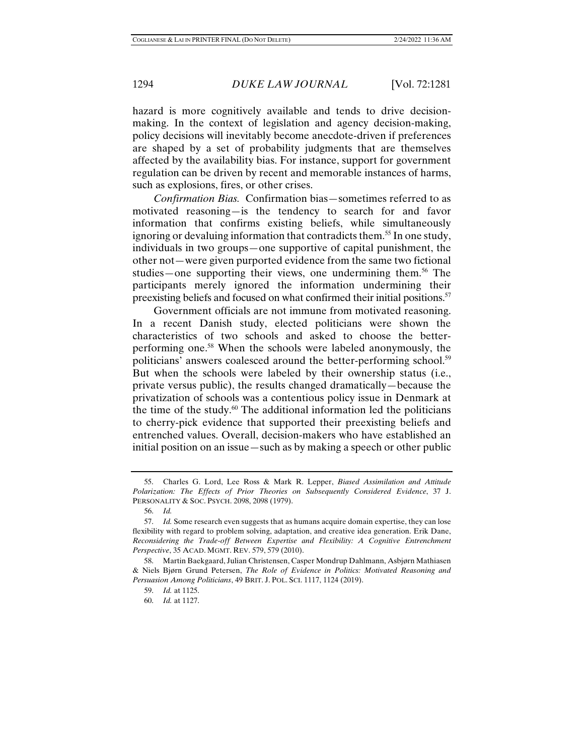hazard is more cognitively available and tends to drive decision-making. In the context of legislation and agency decision-making, policy decisions will inevitably become anecdote-driven if preferences are shaped by a set of probability judgments that are themselves affected by the availability bias. For instance, support for government regulation can be driven by recent and memorable instances of harms, such as explosions, fires, or other crises.

*Confirmation Bias.* Confirmation bias—sometimes referred to as motivated reasoning—is the tendency to search for and favor information that confirms existing beliefs, while simultaneously ignoring or devaluing information that contradicts them.[55] In one study, individuals in two groups—one supportive of capital punishment, the other not—were given purported evidence from the same two fictional studies—one supporting their views, one undermining them.[56] The participants merely ignored the information undermining their preexisting beliefs and focused on what confirmed their initial positions.[57]

Government officials are not immune from motivated reasoning. In a recent Danish study, elected politicians were shown the characteristics of two schools and asked to choose the better-performing one.[58] When the schools were labeled anonymously, the politicians' answers coalesced around the better-performing school.[59] But when the schools were labeled by their ownership status (i.e., private versus public), the results changed dramatically—because the privatization of schools was a contentious policy issue in Denmark at the time of the study.[60] The additional information led the politicians to cherry-pick evidence that supported their preexisting beliefs and entrenched values. Overall, decision-makers who have established an initial position on an issue—such as by making a speech or other public

---

55. Charles G. Lord, Lee Ross & Mark R. Lepper, *Biased Assimilation and Attitude Polarization: The Effects of Prior Theories on Subsequently Considered Evidence*, 37 J. PERSONALITY & SOC. PSYCH. 2098, 2098 (1979).

56. *Id.*

57. *Id.* Some research even suggests that as humans acquire domain expertise, they can lose flexibility with regard to problem solving, adaptation, and creative idea generation. Erik Dane, *Reconsidering the Trade-off Between Expertise and Flexibility: A Cognitive Entrenchment Perspective*, 35 ACAD. MGMT. REV. 579, 579 (2010).

58. Martin Baekgaard, Julian Christensen, Casper Mondrup Dahlmann, Asbjørn Mathiasen & Niels Bjørn Grund Petersen, *The Role of Evidence in Politics: Motivated Reasoning and Persuasion Among Politicians*, 49 BRIT. J. POL. SCI. 1117, 1124 (2019).

59. *Id.* at 1125.

60. *Id.* at 1127.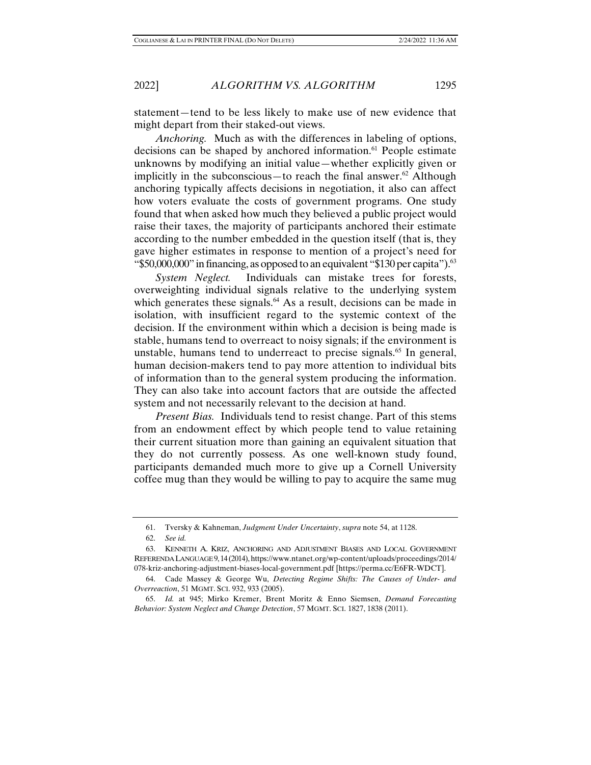statement—tend to be less likely to make use of new evidence that might depart from their staked-out views.

*Anchoring.* Much as with the differences in labeling of options, decisions can be shaped by anchored information.[61] People estimate unknowns by modifying an initial value—whether explicitly given or implicitly in the subconscious—to reach the final answer.[62] Although anchoring typically affects decisions in negotiation, it also can affect how voters evaluate the costs of government programs. One study found that when asked how much they believed a public project would raise their taxes, the majority of participants anchored their estimate according to the number embedded in the question itself (that is, they gave higher estimates in response to mention of a project's need for "$50,000,000" in financing, as opposed to an equivalent "$130 per capita").[63]

*System Neglect.* Individuals can mistake trees for forests, overweighting individual signals relative to the underlying system which generates these signals.[64] As a result, decisions can be made in isolation, with insufficient regard to the systemic context of the decision. If the environment within which a decision is being made is stable, humans tend to overreact to noisy signals; if the environment is unstable, humans tend to underreact to precise signals.[65] In general, human decision-makers tend to pay more attention to individual bits of information than to the general system producing the information. They can also take into account factors that are outside the affected system and not necessarily relevant to the decision at hand.

*Present Bias.* Individuals tend to resist change. Part of this stems from an endowment effect by which people tend to value retaining their current situation more than gaining an equivalent situation that they do not currently possess. As one well-known study found, participants demanded much more to give up a Cornell University coffee mug than they would be willing to pay to acquire the same mug

---

61. Tversky & Kahneman, *Judgment Under Uncertainty*, *supra* note 54, at 1128.

62. *See id.*

63. KENNETH A. KRIZ, ANCHORING AND ADJUSTMENT BIASES AND LOCAL GOVERNMENT REFERENDA LANGUAGE 9, 14 (2014), https://www.ntanet.org/wp-content/uploads/proceedings/2014/078-kriz-anchoring-adjustment-biases-local-government.pdf [https://perma.cc/E6FR-WDCT].

64. Cade Massey & George Wu, *Detecting Regime Shifts: The Causes of Under- and Overreaction*, 51 MGMT. SCI. 932, 933 (2005).

65. *Id.* at 945; Mirko Kremer, Brent Moritz & Enno Siemsen, *Demand Forecasting Behavior: System Neglect and Change Detection*, 57 MGMT. SCI. 1827, 1838 (2011).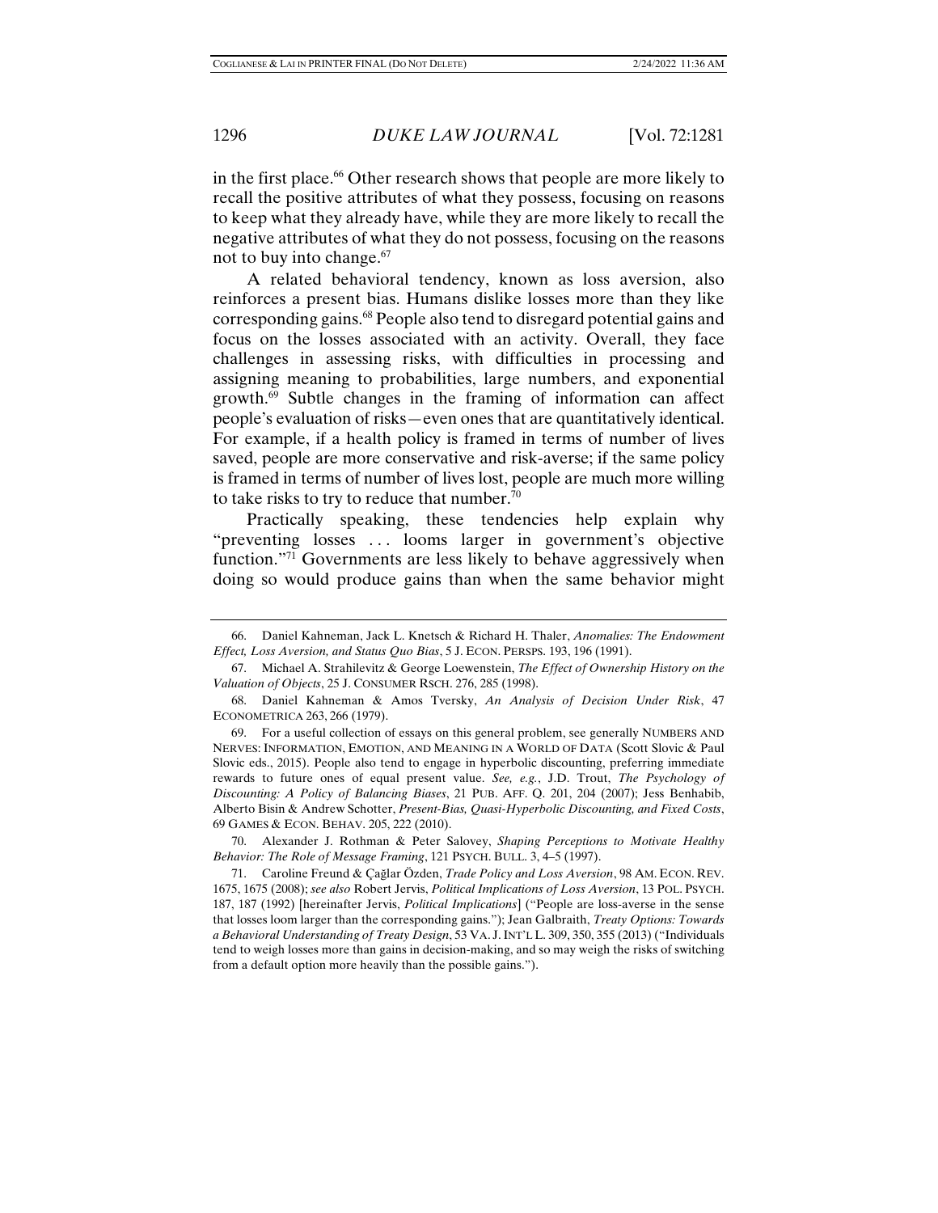in the first place.[66] Other research shows that people are more likely to recall the positive attributes of what they possess, focusing on reasons to keep what they already have, while they are more likely to recall the negative attributes of what they do not possess, focusing on the reasons not to buy into change.[67]

A related behavioral tendency, known as loss aversion, also reinforces a present bias. Humans dislike losses more than they like corresponding gains.[68] People also tend to disregard potential gains and focus on the losses associated with an activity. Overall, they face challenges in assessing risks, with difficulties in processing and assigning meaning to probabilities, large numbers, and exponential growth.[69] Subtle changes in the framing of information can affect people's evaluation of risks—even ones that are quantitatively identical. For example, if a health policy is framed in terms of number of lives saved, people are more conservative and risk-averse; if the same policy is framed in terms of number of lives lost, people are much more willing to take risks to try to reduce that number.[70]

Practically speaking, these tendencies help explain why "preventing losses . . . looms larger in government's objective function."[71] Governments are less likely to behave aggressively when doing so would produce gains than when the same behavior might

---

66. Daniel Kahneman, Jack L. Knetsch & Richard H. Thaler, *Anomalies: The Endowment Effect, Loss Aversion, and Status Quo Bias*, 5 J. ECON. PERSPS. 193, 196 (1991).

67. Michael A. Strahilevitz & George Loewenstein, *The Effect of Ownership History on the Valuation of Objects*, 25 J. CONSUMER RSCH. 276, 285 (1998).

68. Daniel Kahneman & Amos Tversky, *An Analysis of Decision Under Risk*, 47 ECONOMETRICA 263, 266 (1979).

69. For a useful collection of essays on this general problem, see generally NUMBERS AND NERVES: INFORMATION, EMOTION, AND MEANING IN A WORLD OF DATA (Scott Slovic & Paul Slovic eds., 2015). People also tend to engage in hyperbolic discounting, preferring immediate rewards to future ones of equal present value. *See, e.g.*, J.D. Trout, *The Psychology of Discounting: A Policy of Balancing Biases*, 21 PUB. AFF. Q. 201, 204 (2007); Jess Benhabib, Alberto Bisin & Andrew Schotter, *Present-Bias, Quasi-Hyperbolic Discounting, and Fixed Costs*, 69 GAMES & ECON. BEHAV. 205, 222 (2010).

70. Alexander J. Rothman & Peter Salovey, *Shaping Perceptions to Motivate Healthy Behavior: The Role of Message Framing*, 121 PSYCH. BULL. 3, 4–5 (1997).

71. Caroline Freund & Çağlar Özden, *Trade Policy and Loss Aversion*, 98 AM. ECON. REV. 1675, 1675 (2008); *see also* Robert Jervis, *Political Implications of Loss Aversion*, 13 POL. PSYCH. 187, 187 (1992) [hereinafter Jervis, *Political Implications*] ("People are loss-averse in the sense that losses loom larger than the corresponding gains."); Jean Galbraith, *Treaty Options: Towards a Behavioral Understanding of Treaty Design*, 53 VA. J. INT'L L. 309, 350, 355 (2013) ("Individuals tend to weigh losses more than gains in decision-making, and so may weigh the risks of switching from a default option more heavily than the possible gains.").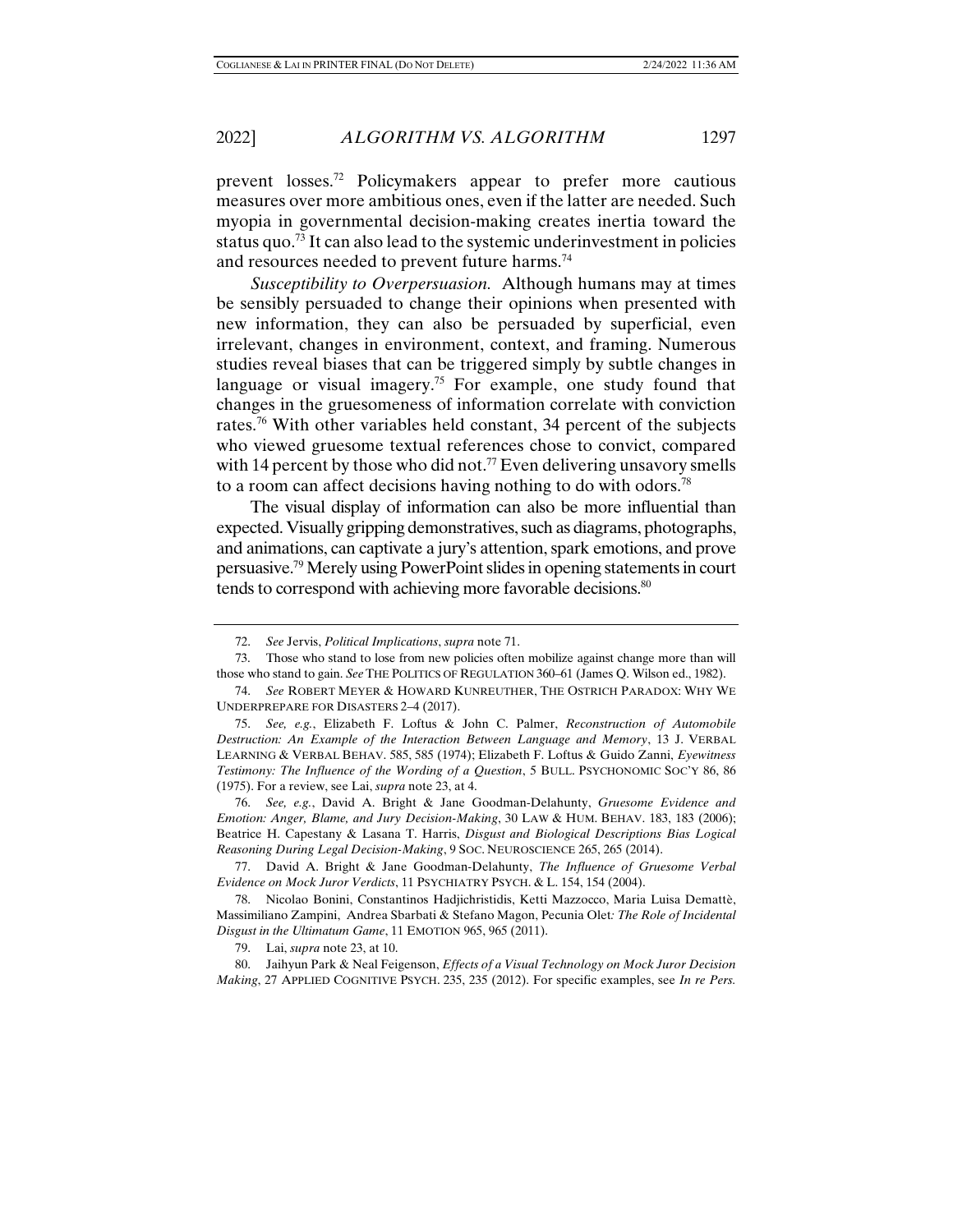prevent losses.[72] Policymakers appear to prefer more cautious measures over more ambitious ones, even if the latter are needed. Such myopia in governmental decision-making creates inertia toward the status quo.[73] It can also lead to the systemic underinvestment in policies and resources needed to prevent future harms.[74]

*Susceptibility to Overpersuasion.* Although humans may at times be sensibly persuaded to change their opinions when presented with new information, they can also be persuaded by superficial, even irrelevant, changes in environment, context, and framing. Numerous studies reveal biases that can be triggered simply by subtle changes in language or visual imagery.[75] For example, one study found that changes in the gruesomeness of information correlate with conviction rates.[76] With other variables held constant, 34 percent of the subjects who viewed gruesome textual references chose to convict, compared with 14 percent by those who did not.[77] Even delivering unsavory smells to a room can affect decisions having nothing to do with odors.[78]

The visual display of information can also be more influential than expected. Visually gripping demonstratives, such as diagrams, photographs, and animations, can captivate a jury's attention, spark emotions, and prove persuasive.[79] Merely using PowerPoint slides in opening statements in court tends to correspond with achieving more favorable decisions.[80]

---

72. *See* Jervis, *Political Implications*, *supra* note 71.

73. Those who stand to lose from new policies often mobilize against change more than will those who stand to gain. *See* THE POLITICS OF REGULATION 360–61 (James Q. Wilson ed., 1982).

74. *See* ROBERT MEYER & HOWARD KUNREUTHER, THE OSTRICH PARADOX: WHY WE UNDERPREPARE FOR DISASTERS 2–4 (2017).

75. *See, e.g.*, Elizabeth F. Loftus & John C. Palmer, *Reconstruction of Automobile Destruction: An Example of the Interaction Between Language and Memory*, 13 J. VERBAL LEARNING & VERBAL BEHAV. 585, 585 (1974); Elizabeth F. Loftus & Guido Zanni, *Eyewitness Testimony: The Influence of the Wording of a Question*, 5 BULL. PSYCHONOMIC SOC'Y 86, 86 (1975). For a review, see Lai, *supra* note 23, at 4.

76. *See, e.g.*, David A. Bright & Jane Goodman-Delahunty, *Gruesome Evidence and Emotion: Anger, Blame, and Jury Decision-Making*, 30 LAW & HUM. BEHAV. 183, 183 (2006); Beatrice H. Capestany & Lasana T. Harris, *Disgust and Biological Descriptions Bias Logical Reasoning During Legal Decision-Making*, 9 SOC. NEUROSCIENCE 265, 265 (2014).

77. David A. Bright & Jane Goodman-Delahunty, *The Influence of Gruesome Verbal Evidence on Mock Juror Verdicts*, 11 PSYCHIATRY PSYCH. & L. 154, 154 (2004).

78. Nicolao Bonini, Constantinos Hadjichristidis, Ketti Mazzocco, Maria Luisa Demattè, Massimiliano Zampini, Andrea Sbarbati & Stefano Magon, Pecunia Olet*: The Role of Incidental Disgust in the Ultimatum Game*, 11 EMOTION 965, 965 (2011).

79. Lai, *supra* note 23, at 10.

80. Jaihyun Park & Neal Feigenson, *Effects of a Visual Technology on Mock Juror Decision Making*, 27 APPLIED COGNITIVE PSYCH. 235, 235 (2012). For specific examples, see *In re Pers.*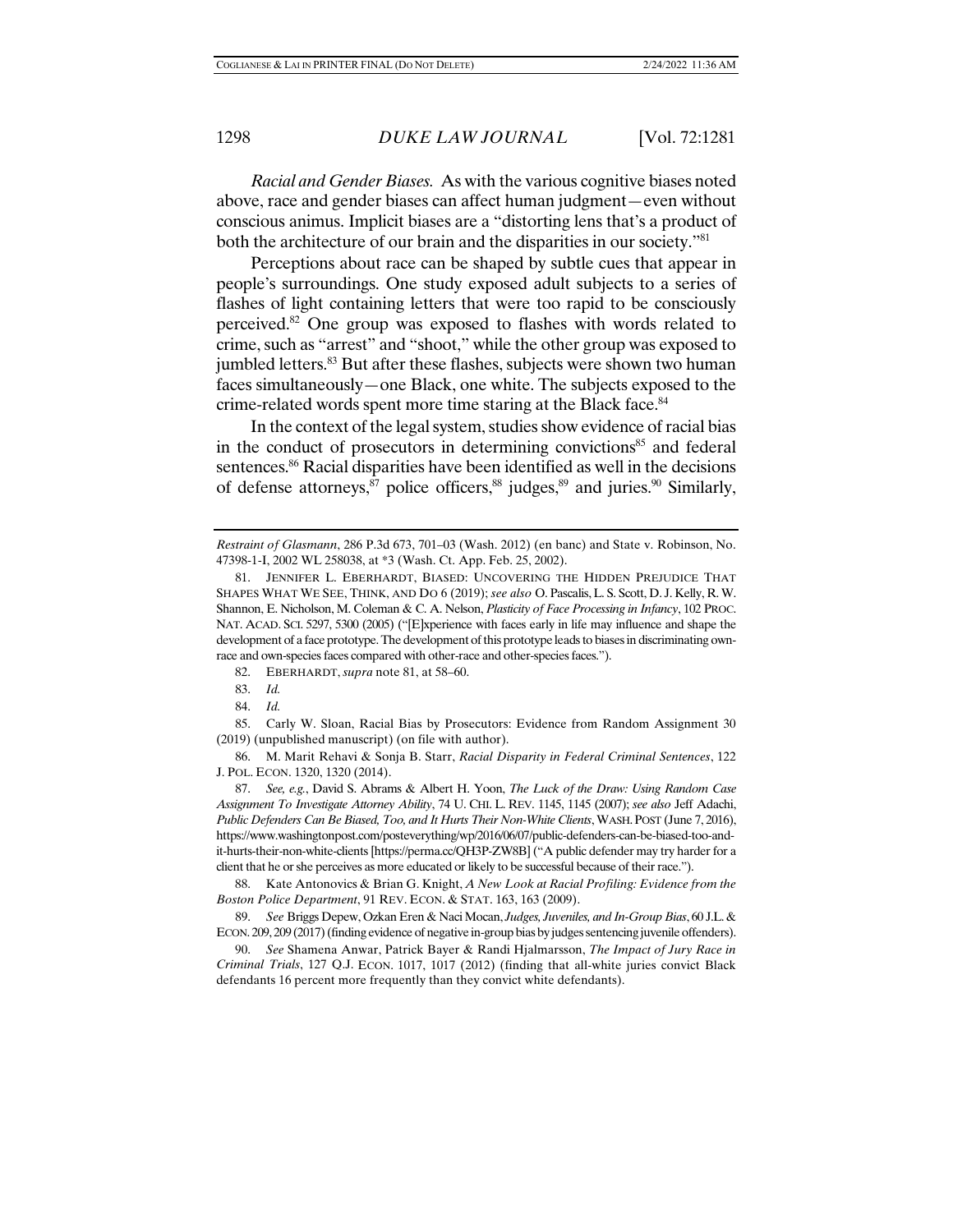*Racial and Gender Biases.* As with the various cognitive biases noted above, race and gender biases can affect human judgment—even without conscious animus. Implicit biases are a "distorting lens that's a product of both the architecture of our brain and the disparities in our society."[81]

Perceptions about race can be shaped by subtle cues that appear in people's surroundings. One study exposed adult subjects to a series of flashes of light containing letters that were too rapid to be consciously perceived.[82] One group was exposed to flashes with words related to crime, such as "arrest" and "shoot," while the other group was exposed to jumbled letters.[83] But after these flashes, subjects were shown two human faces simultaneously—one Black, one white. The subjects exposed to the crime-related words spent more time staring at the Black face.[84]

In the context of the legal system, studies show evidence of racial bias in the conduct of prosecutors in determining convictions[85] and federal sentences.[86] Racial disparities have been identified as well in the decisions of defense attorneys,[87] police officers,[88] judges,[89] and juries.[90] Similarly,

---

*Restraint of Glasmann*, 286 P.3d 673, 701–03 (Wash. 2012) (en banc) and State v. Robinson, No. 47398-1-I, 2002 WL 258038, at *3 (Wash. Ct. App. Feb. 25, 2002).

81. JENNIFER L. EBERHARDT, BIASED: UNCOVERING THE HIDDEN PREJUDICE THAT SHAPES WHAT WE SEE, THINK, AND DO 6 (2019); *see also* O. Pascalis, L. S. Scott, D. J. Kelly, R. W. Shannon, E. Nicholson, M. Coleman & C. A. Nelson, *Plasticity of Face Processing in Infancy*, 102 PROC. NAT. ACAD. SCI. 5297, 5300 (2005) ("[E]xperience with faces early in life may influence and shape the development of a face prototype. The development of this prototype leads to biases in discriminating own-race and own-species faces compared with other-race and other-species faces.").

82. EBERHARDT, *supra* note 81, at 58–60.

83. *Id.*

84. *Id.*

85. Carly W. Sloan, Racial Bias by Prosecutors: Evidence from Random Assignment 30 (2019) (unpublished manuscript) (on file with author).

86. M. Marit Rehavi & Sonja B. Starr, *Racial Disparity in Federal Criminal Sentences*, 122 J. POL. ECON. 1320, 1320 (2014).

87. *See, e.g.*, David S. Abrams & Albert H. Yoon, *The Luck of the Draw: Using Random Case Assignment To Investigate Attorney Ability*, 74 U. CHI. L. REV. 1145, 1145 (2007); *see also* Jeff Adachi, *Public Defenders Can Be Biased, Too, and It Hurts Their Non-White Clients*, WASH. POST (June 7, 2016), https://www.washingtonpost.com/posteverything/wp/2016/06/07/public-defenders-can-be-biased-too-and-it-hurts-their-non-white-clients [https://perma.cc/QH3P-ZW8B] ("A public defender may try harder for a client that he or she perceives as more educated or likely to be successful because of their race.").

88. Kate Antonovics & Brian G. Knight, *A New Look at Racial Profiling: Evidence from the Boston Police Department*, 91 REV. ECON. & STAT. 163, 163 (2009).

89. *See* Briggs Depew, Ozkan Eren & Naci Mocan, *Judges, Juveniles, and In-Group Bias*, 60 J.L. & ECON. 209, 209 (2017) (finding evidence of negative in-group bias by judges sentencing juvenile offenders).

90. *See* Shamena Anwar, Patrick Bayer & Randi Hjalmarsson, *The Impact of Jury Race in Criminal Trials*, 127 Q.J. ECON. 1017, 1017 (2012) (finding that all-white juries convict Black defendants 16 percent more frequently than they convict white defendants).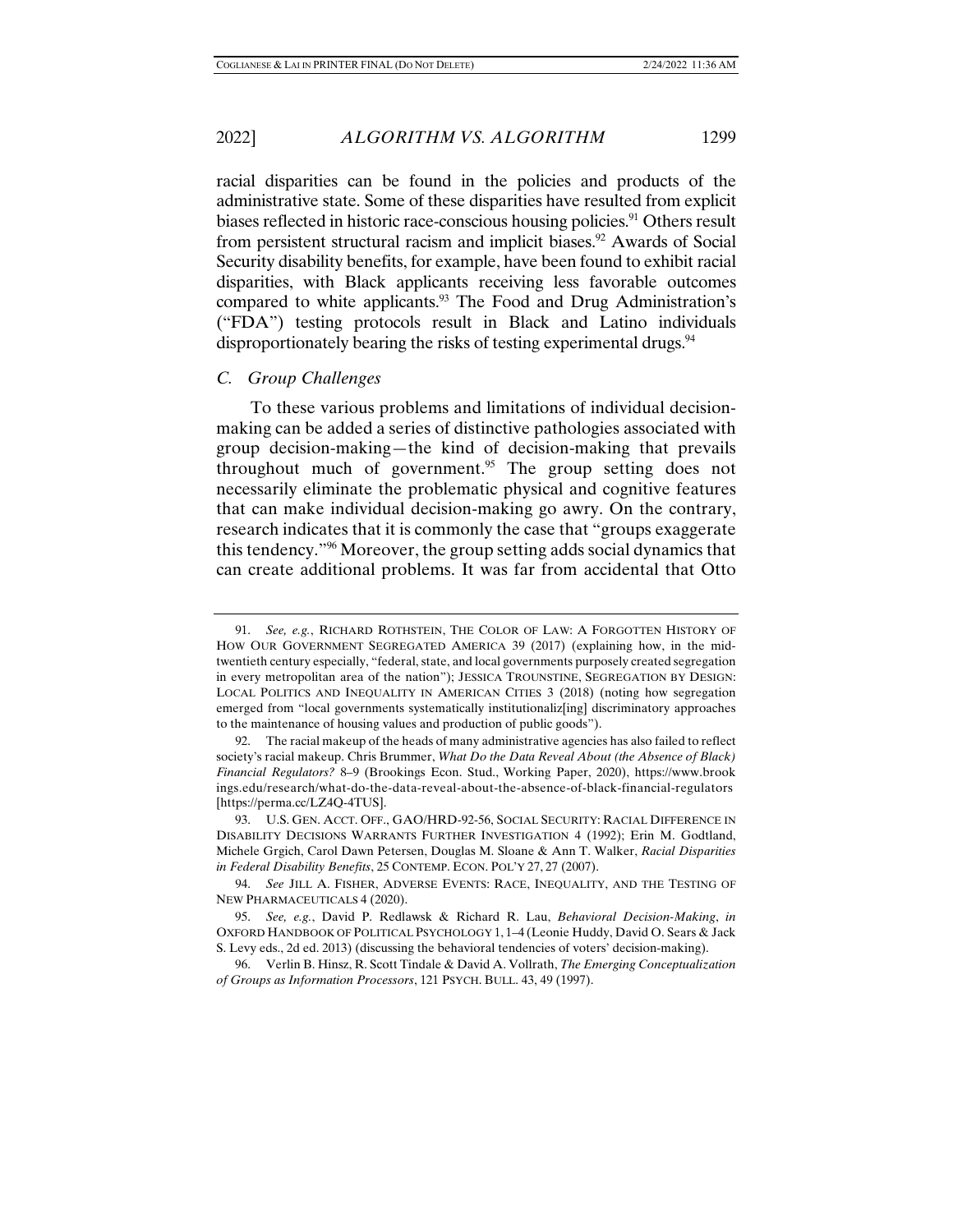racial disparities can be found in the policies and products of the administrative state. Some of these disparities have resulted from explicit biases reflected in historic race-conscious housing policies.[91] Others result from persistent structural racism and implicit biases.[92] Awards of Social Security disability benefits, for example, have been found to exhibit racial disparities, with Black applicants receiving less favorable outcomes compared to white applicants.[93] The Food and Drug Administration's ("FDA") testing protocols result in Black and Latino individuals disproportionately bearing the risks of testing experimental drugs.[94]

### *C. Group Challenges*

To these various problems and limitations of individual decision-making can be added a series of distinctive pathologies associated with group decision-making—the kind of decision-making that prevails throughout much of government.[95] The group setting does not necessarily eliminate the problematic physical and cognitive features that can make individual decision-making go awry. On the contrary, research indicates that it is commonly the case that "groups exaggerate this tendency."[96] Moreover, the group setting adds social dynamics that can create additional problems. It was far from accidental that Otto

---

91. *See, e.g.*, RICHARD ROTHSTEIN, THE COLOR OF LAW: A FORGOTTEN HISTORY OF HOW OUR GOVERNMENT SEGREGATED AMERICA 39 (2017) (explaining how, in the mid-twentieth century especially, "federal, state, and local governments purposely created segregation in every metropolitan area of the nation"); JESSICA TROUNSTINE, SEGREGATION BY DESIGN: LOCAL POLITICS AND INEQUALITY IN AMERICAN CITIES 3 (2018) (noting how segregation emerged from "local governments systematically institutionaliz[ing] discriminatory approaches to the maintenance of housing values and production of public goods").

92. The racial makeup of the heads of many administrative agencies has also failed to reflect society's racial makeup. Chris Brummer, *What Do the Data Reveal About (the Absence of Black) Financial Regulators?* 8–9 (Brookings Econ. Stud., Working Paper, 2020), https://www.brookings.edu/research/what-do-the-data-reveal-about-the-absence-of-black-financial-regulators [https://perma.cc/LZ4Q-4TUS].

93. U.S. GEN. ACCT. OFF., GAO/HRD-92-56, SOCIAL SECURITY: RACIAL DIFFERENCE IN DISABILITY DECISIONS WARRANTS FURTHER INVESTIGATION 4 (1992); Erin M. Godtland, Michele Grgich, Carol Dawn Petersen, Douglas M. Sloane & Ann T. Walker, *Racial Disparities in Federal Disability Benefits*, 25 CONTEMP. ECON. POL'Y 27, 27 (2007).

94. *See* JILL A. FISHER, ADVERSE EVENTS: RACE, INEQUALITY, AND THE TESTING OF NEW PHARMACEUTICALS 4 (2020).

95. *See, e.g.*, David P. Redlawsk & Richard R. Lau, *Behavioral Decision-Making*, *in* OXFORD HANDBOOK OF POLITICAL PSYCHOLOGY 1, 1–4 (Leonie Huddy, David O. Sears & Jack S. Levy eds., 2d ed. 2013) (discussing the behavioral tendencies of voters' decision-making).

96. Verlin B. Hinsz, R. Scott Tindale & David A. Vollrath, *The Emerging Conceptualization of Groups as Information Processors*, 121 PSYCH. BULL. 43, 49 (1997).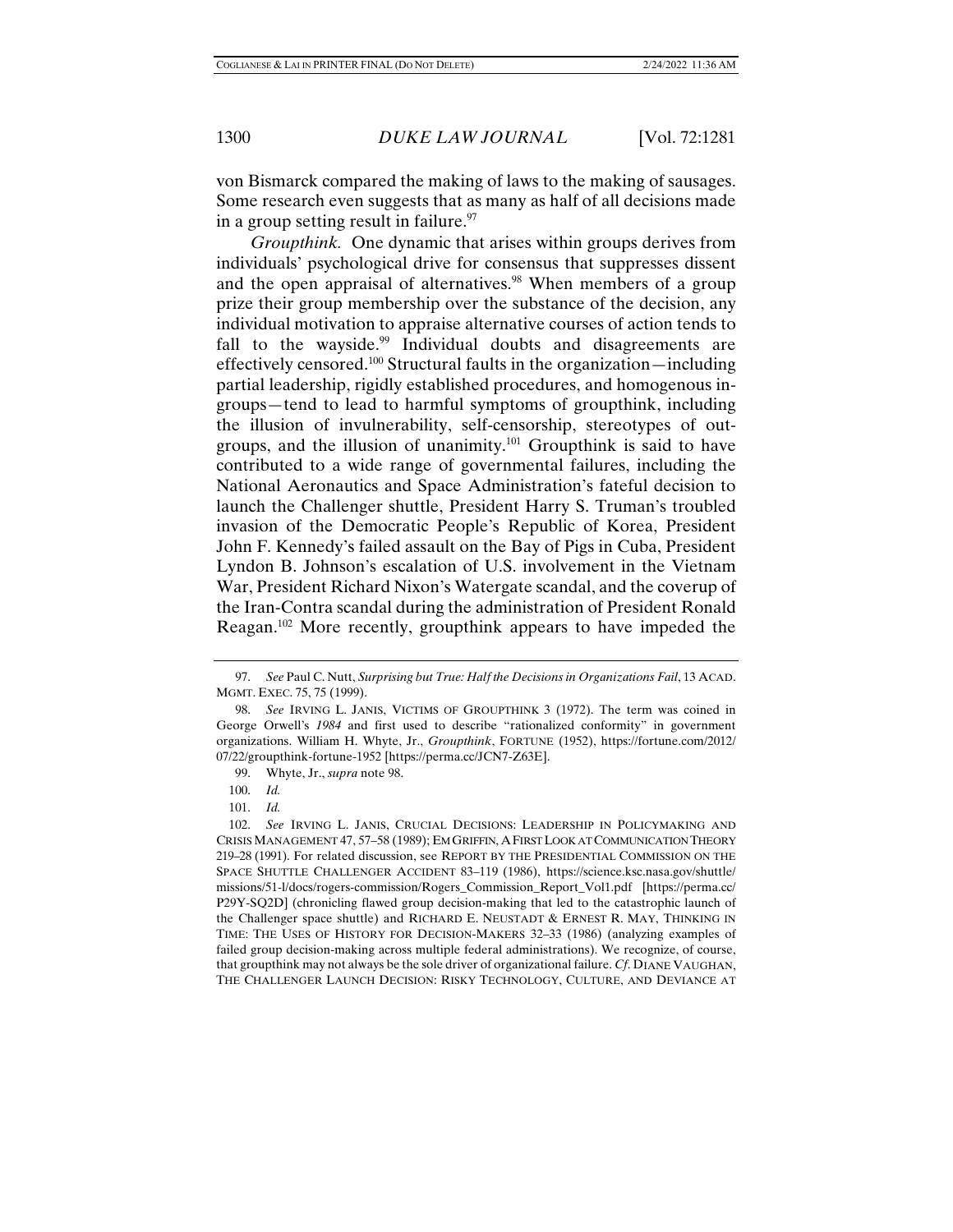von Bismarck compared the making of laws to the making of sausages. Some research even suggests that as many as half of all decisions made in a group setting result in failure.[97]

*Groupthink.* One dynamic that arises within groups derives from individuals' psychological drive for consensus that suppresses dissent and the open appraisal of alternatives.[98] When members of a group prize their group membership over the substance of the decision, any individual motivation to appraise alternative courses of action tends to fall to the wayside.[99] Individual doubts and disagreements are effectively censored.[100] Structural faults in the organization—including partial leadership, rigidly established procedures, and homogenous in-groups—tend to lead to harmful symptoms of groupthink, including the illusion of invulnerability, self-censorship, stereotypes of out-groups, and the illusion of unanimity.[101] Groupthink is said to have contributed to a wide range of governmental failures, including the National Aeronautics and Space Administration's fateful decision to launch the Challenger shuttle, President Harry S. Truman's troubled invasion of the Democratic People's Republic of Korea, President John F. Kennedy's failed assault on the Bay of Pigs in Cuba, President Lyndon B. Johnson's escalation of U.S. involvement in the Vietnam War, President Richard Nixon's Watergate scandal, and the coverup of the Iran-Contra scandal during the administration of President Ronald Reagan.[102] More recently, groupthink appears to have impeded the

---

97. *See* Paul C. Nutt, *Surprising but True: Half the Decisions in Organizations Fail*, 13 ACAD. MGMT. EXEC. 75, 75 (1999).

98. *See* IRVING L. JANIS, VICTIMS OF GROUPTHINK 3 (1972). The term was coined in George Orwell's *1984* and first used to describe "rationalized conformity" in government organizations. William H. Whyte, Jr., *Groupthink*, FORTUNE (1952), https://fortune.com/2012/07/22/groupthink-fortune-1952 [https://perma.cc/JCN7-Z63E].

99. Whyte, Jr., *supra* note 98.

100. *Id.*

101. *Id.*

102. *See* IRVING L. JANIS, CRUCIAL DECISIONS: LEADERSHIP IN POLICYMAKING AND CRISIS MANAGEMENT 47, 57–58 (1989); EM GRIFFIN, A FIRST LOOK AT COMMUNICATION THEORY 219–28 (1991). For related discussion, see REPORT BY THE PRESIDENTIAL COMMISSION ON THE SPACE SHUTTLE CHALLENGER ACCIDENT 83–119 (1986), https://science.ksc.nasa.gov/shuttle/missions/51-l/docs/rogers-commission/Rogers_Commission_Report_Vol1.pdf [https://perma.cc/P29Y-SQ2D] (chronicling flawed group decision-making that led to the catastrophic launch of the Challenger space shuttle) and RICHARD E. NEUSTADT & ERNEST R. MAY, THINKING IN TIME: THE USES OF HISTORY FOR DECISION-MAKERS 32–33 (1986) (analyzing examples of failed group decision-making across multiple federal administrations). We recognize, of course, that groupthink may not always be the sole driver of organizational failure. *Cf.* DIANE VAUGHAN, THE CHALLENGER LAUNCH DECISION: RISKY TECHNOLOGY, CULTURE, AND DEVIANCE AT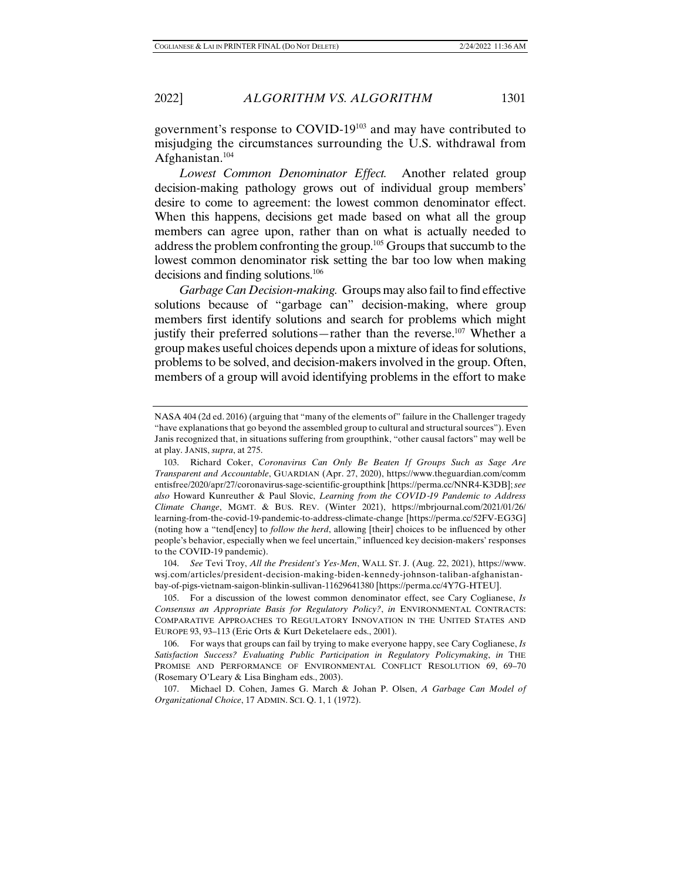government's response to COVID-19[103] and may have contributed to misjudging the circumstances surrounding the U.S. withdrawal from Afghanistan.[104]

*Lowest Common Denominator Effect.* Another related group decision-making pathology grows out of individual group members' desire to come to agreement: the lowest common denominator effect. When this happens, decisions get made based on what all the group members can agree upon, rather than on what is actually needed to address the problem confronting the group.[105] Groups that succumb to the lowest common denominator risk setting the bar too low when making decisions and finding solutions.[106]

*Garbage Can Decision-making.* Groups may also fail to find effective solutions because of "garbage can" decision-making, where group members first identify solutions and search for problems which might justify their preferred solutions—rather than the reverse.[107] Whether a group makes useful choices depends upon a mixture of ideas for solutions, problems to be solved, and decision-makers involved in the group. Often, members of a group will avoid identifying problems in the effort to make

---

NASA 404 (2d ed. 2016) (arguing that "many of the elements of" failure in the Challenger tragedy "have explanations that go beyond the assembled group to cultural and structural sources"). Even Janis recognized that, in situations suffering from groupthink, "other causal factors" may well be at play. JANIS, *supra*, at 275.

103. Richard Coker, *Coronavirus Can Only Be Beaten If Groups Such as Sage Are Transparent and Accountable*, GUARDIAN (Apr. 27, 2020), https://www.theguardian.com/commentisfree/2020/apr/27/coronavirus-sage-scientific-groupthink [https://perma.cc/NNR4-K3DB]; *see also* Howard Kunreuther & Paul Slovic, *Learning from the COVID-19 Pandemic to Address Climate Change*, MGMT. & BUS. REV. (Winter 2021), https://mbrjournal.com/2021/01/26/learning-from-the-covid-19-pandemic-to-address-climate-change [https://perma.cc/52FV-EG3G] (noting how a "tend[ency] to *follow the herd*, allowing [their] choices to be influenced by other people's behavior, especially when we feel uncertain," influenced key decision-makers' responses to the COVID-19 pandemic).

104. *See* Tevi Troy, *All the President's Yes-Men*, WALL ST. J. (Aug. 22, 2021), https://www.wsj.com/articles/president-decision-making-biden-kennedy-johnson-taliban-afghanistan-bay-of-pigs-vietnam-saigon-blinkin-sullivan-11629641380 [https://perma.cc/4Y7G-HTEU].

105. For a discussion of the lowest common denominator effect, see Cary Coglianese, *Is Consensus an Appropriate Basis for Regulatory Policy?*, *in* ENVIRONMENTAL CONTRACTS: COMPARATIVE APPROACHES TO REGULATORY INNOVATION IN THE UNITED STATES AND EUROPE 93, 93–113 (Eric Orts & Kurt Deketelaere eds., 2001).

106. For ways that groups can fail by trying to make everyone happy, see Cary Coglianese, *Is Satisfaction Success? Evaluating Public Participation in Regulatory Policymaking*, *in* THE PROMISE AND PERFORMANCE OF ENVIRONMENTAL CONFLICT RESOLUTION 69, 69–70 (Rosemary O'Leary & Lisa Bingham eds., 2003).

107. Michael D. Cohen, James G. March & Johan P. Olsen, *A Garbage Can Model of Organizational Choice*, 17 ADMIN. SCI. Q. 1, 1 (1972).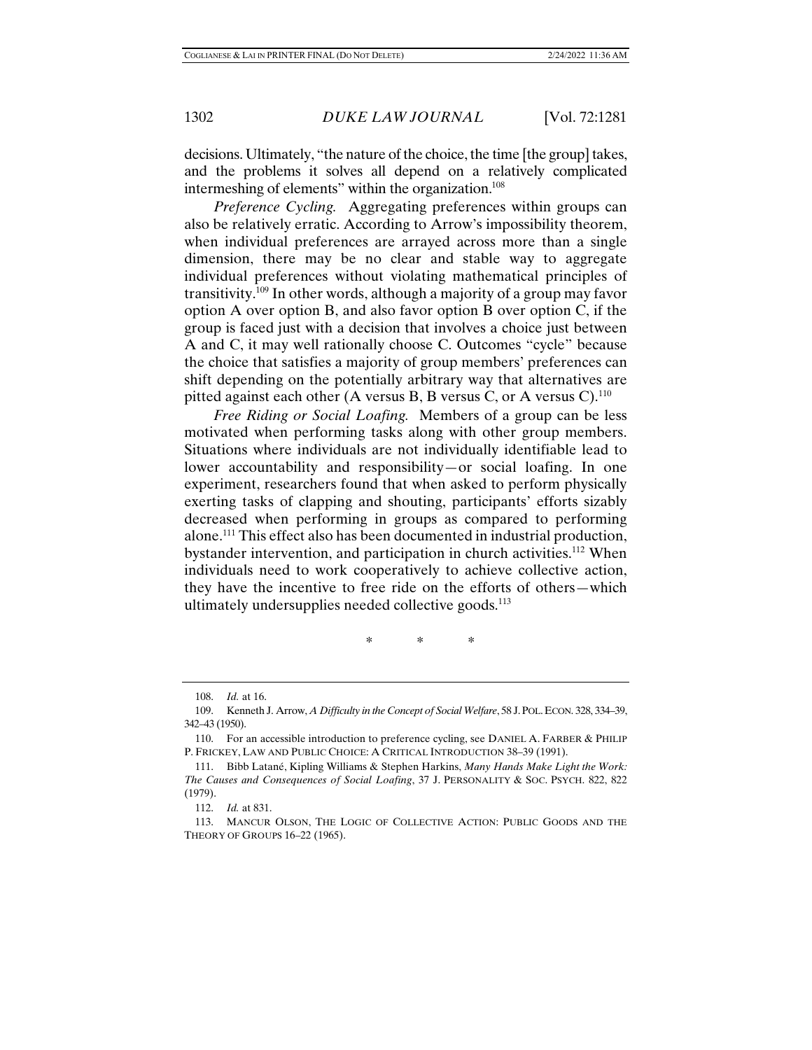decisions. Ultimately, "the nature of the choice, the time [the group] takes, and the problems it solves all depend on a relatively complicated intermeshing of elements" within the organization.[108]

*Preference Cycling.* Aggregating preferences within groups can also be relatively erratic. According to Arrow's impossibility theorem, when individual preferences are arrayed across more than a single dimension, there may be no clear and stable way to aggregate individual preferences without violating mathematical principles of transitivity.[109] In other words, although a majority of a group may favor option A over option B, and also favor option B over option C, if the group is faced just with a decision that involves a choice just between A and C, it may well rationally choose C. Outcomes "cycle" because the choice that satisfies a majority of group members' preferences can shift depending on the potentially arbitrary way that alternatives are pitted against each other (A versus B, B versus C, or A versus C).[110]

*Free Riding or Social Loafing.* Members of a group can be less motivated when performing tasks along with other group members. Situations where individuals are not individually identifiable lead to lower accountability and responsibility—or social loafing. In one experiment, researchers found that when asked to perform physically exerting tasks of clapping and shouting, participants' efforts sizably decreased when performing in groups as compared to performing alone.[111] This effect also has been documented in industrial production, bystander intervention, and participation in church activities.[112] When individuals need to work cooperatively to achieve collective action, they have the incentive to free ride on the efforts of others—which ultimately undersupplies needed collective goods.[113]

\* \* \*

---

108. *Id.* at 16.

109. Kenneth J. Arrow, *A Difficulty in the Concept of Social Welfare*, 58 J. POL. ECON. 328, 334–39, 342–43 (1950).

110. For an accessible introduction to preference cycling, see DANIEL A. FARBER & PHILIP P. FRICKEY, LAW AND PUBLIC CHOICE: A CRITICAL INTRODUCTION 38–39 (1991).

111. Bibb Latané, Kipling Williams & Stephen Harkins, *Many Hands Make Light the Work: The Causes and Consequences of Social Loafing*, 37 J. PERSONALITY & SOC. PSYCH. 822, 822 (1979).

112. *Id.* at 831.

113. MANCUR OLSON, THE LOGIC OF COLLECTIVE ACTION: PUBLIC GOODS AND THE THEORY OF GROUPS 16–22 (1965).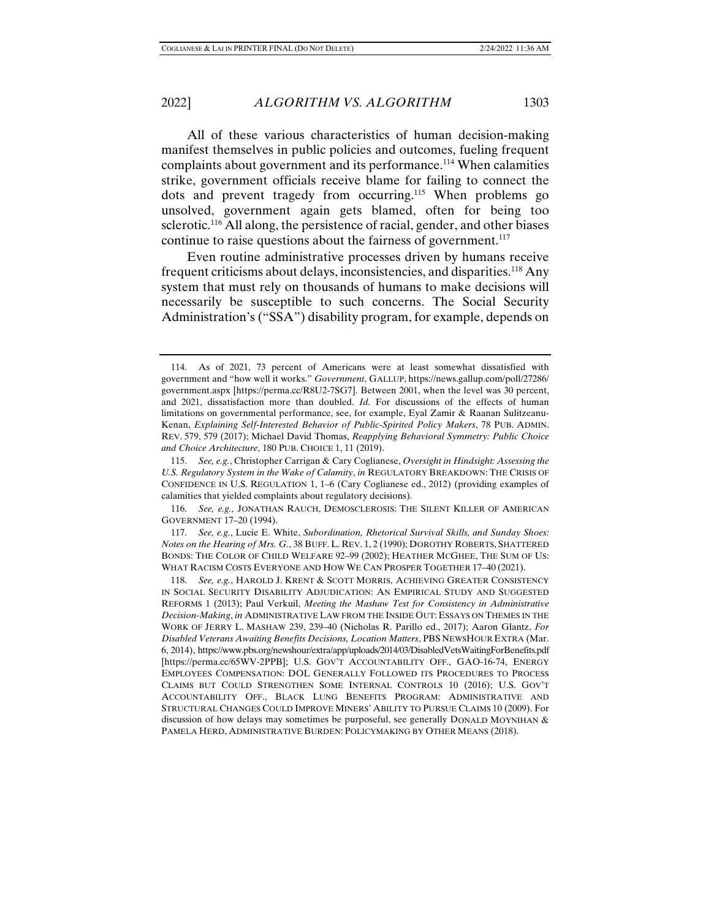All of these various characteristics of human decision-making manifest themselves in public policies and outcomes, fueling frequent complaints about government and its performance.[114] When calamities strike, government officials receive blame for failing to connect the dots and prevent tragedy from occurring.[115] When problems go unsolved, government again gets blamed, often for being too sclerotic.[116] All along, the persistence of racial, gender, and other biases continue to raise questions about the fairness of government.[117]

Even routine administrative processes driven by humans receive frequent criticisms about delays, inconsistencies, and disparities.[118] Any system that must rely on thousands of humans to make decisions will necessarily be susceptible to such concerns. The Social Security Administration's ("SSA") disability program, for example, depends on

---

114. As of 2021, 73 percent of Americans were at least somewhat dissatisfied with government and "how well it works." *Government*, GALLUP, https://news.gallup.com/poll/27286/government.aspx [https://perma.cc/R8U2-7SG7]. Between 2001, when the level was 30 percent, and 2021, dissatisfaction more than doubled. *Id.* For discussions of the effects of human limitations on governmental performance, see, for example, Eyal Zamir & Raanan Sulitzeanu-Kenan, *Explaining Self-Interested Behavior of Public-Spirited Policy Makers*, 78 PUB. ADMIN. REV. 579, 579 (2017); Michael David Thomas, *Reapplying Behavioral Symmetry: Public Choice and Choice Architecture*, 180 PUB. CHOICE 1, 11 (2019).

115. *See, e.g.*, Christopher Carrigan & Cary Coglianese, *Oversight in Hindsight: Assessing the U.S. Regulatory System in the Wake of Calamity*, *in* REGULATORY BREAKDOWN: THE CRISIS OF CONFIDENCE IN U.S. REGULATION 1, 1–6 (Cary Coglianese ed., 2012) (providing examples of calamities that yielded complaints about regulatory decisions).

116. *See, e.g.*, JONATHAN RAUCH, DEMOSCLEROSIS: THE SILENT KILLER OF AMERICAN GOVERNMENT 17–20 (1994).

117. *See, e.g.*, Lucie E. White, *Subordination, Rhetorical Survival Skills, and Sunday Shoes: Notes on the Hearing of Mrs. G.*, 38 BUFF. L. REV. 1, 2 (1990); DOROTHY ROBERTS, SHATTERED BONDS: THE COLOR OF CHILD WELFARE 92–99 (2002); HEATHER MCGHEE, THE SUM OF US: WHAT RACISM COSTS EVERYONE AND HOW WE CAN PROSPER TOGETHER 17–40 (2021).

118. *See, e.g.*, HAROLD J. KRENT & SCOTT MORRIS, ACHIEVING GREATER CONSISTENCY IN SOCIAL SECURITY DISABILITY ADJUDICATION: AN EMPIRICAL STUDY AND SUGGESTED REFORMS 1 (2013); Paul Verkuil, *Meeting the Mashaw Test for Consistency in Administrative Decision-Making*, *in* ADMINISTRATIVE LAW FROM THE INSIDE OUT: ESSAYS ON THEMES IN THE WORK OF JERRY L. MASHAW 239, 239–40 (Nicholas R. Parillo ed., 2017); Aaron Glantz, *For Disabled Veterans Awaiting Benefits Decisions, Location Matters*, PBS NEWSHOUR EXTRA (Mar. 6, 2014), https://www.pbs.org/newshour/extra/app/uploads/2014/03/DisabledVetsWaitingForBenefits.pdf [https://perma.cc/65WV-2PPB]; U.S. GOV'T ACCOUNTABILITY OFF., GAO-16-74, ENERGY EMPLOYEES COMPENSATION: DOL GENERALLY FOLLOWED ITS PROCEDURES TO PROCESS CLAIMS BUT COULD STRENGTHEN SOME INTERNAL CONTROLS 10 (2016); U.S. GOV'T ACCOUNTABILITY OFF., BLACK LUNG BENEFITS PROGRAM: ADMINISTRATIVE AND STRUCTURAL CHANGES COULD IMPROVE MINERS' ABILITY TO PURSUE CLAIMS 10 (2009). For discussion of how delays may sometimes be purposeful, see generally DONALD MOYNIHAN & PAMELA HERD, ADMINISTRATIVE BURDEN: POLICYMAKING BY OTHER MEANS (2018).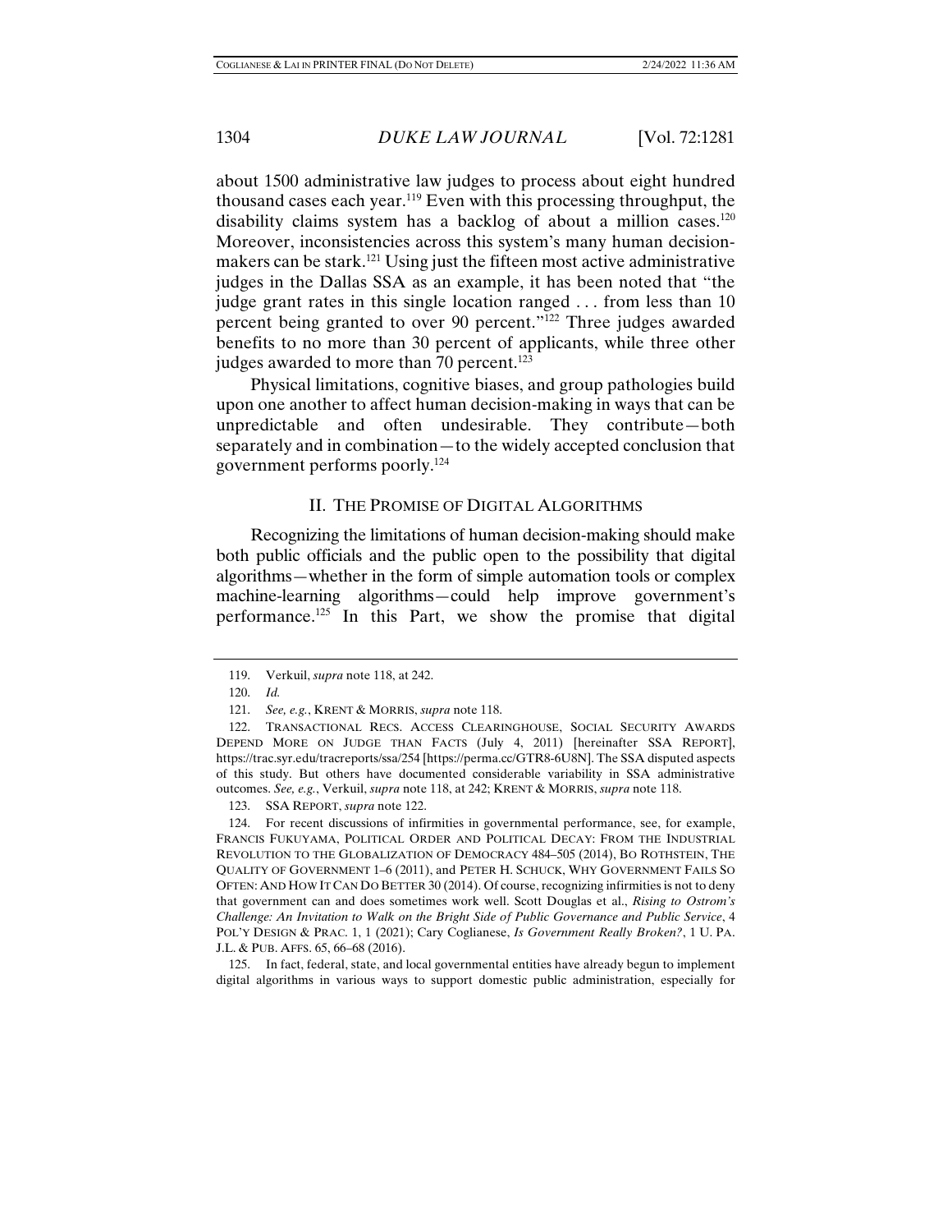about 1500 administrative law judges to process about eight hundred thousand cases each year.[119] Even with this processing throughput, the disability claims system has a backlog of about a million cases.[120] Moreover, inconsistencies across this system's many human decision-makers can be stark.[121] Using just the fifteen most active administrative judges in the Dallas SSA as an example, it has been noted that "the judge grant rates in this single location ranged . . . from less than 10 percent being granted to over 90 percent."[122] Three judges awarded benefits to no more than 30 percent of applicants, while three other judges awarded to more than 70 percent.[123]

Physical limitations, cognitive biases, and group pathologies build upon one another to affect human decision-making in ways that can be unpredictable and often undesirable. They contribute—both separately and in combination—to the widely accepted conclusion that government performs poorly.[124]

## II. THE PROMISE OF DIGITAL ALGORITHMS

Recognizing the limitations of human decision-making should make both public officials and the public open to the possibility that digital algorithms—whether in the form of simple automation tools or complex machine-learning algorithms—could help improve government's performance.[125] In this Part, we show the promise that digital

---

119. Verkuil, *supra* note 118, at 242.

120. *Id.*

121. *See, e.g.*, KRENT & MORRIS, *supra* note 118.

122. TRANSACTIONAL RECS. ACCESS CLEARINGHOUSE, SOCIAL SECURITY AWARDS DEPEND MORE ON JUDGE THAN FACTS (July 4, 2011) [hereinafter SSA REPORT], https://trac.syr.edu/tracreports/ssa/254 [https://perma.cc/GTR8-6U8N]. The SSA disputed aspects of this study. But others have documented considerable variability in SSA administrative outcomes. *See, e.g.*, Verkuil, *supra* note 118, at 242; KRENT & MORRIS, *supra* note 118.

123. SSA REPORT, *supra* note 122.

124. For recent discussions of infirmities in governmental performance, see, for example, FRANCIS FUKUYAMA, POLITICAL ORDER AND POLITICAL DECAY: FROM THE INDUSTRIAL REVOLUTION TO THE GLOBALIZATION OF DEMOCRACY 484–505 (2014), BO ROTHSTEIN, THE QUALITY OF GOVERNMENT 1–6 (2011), and PETER H. SCHUCK, WHY GOVERNMENT FAILS SO OFTEN: AND HOW IT CAN DO BETTER 30 (2014). Of course, recognizing infirmities is not to deny that government can and does sometimes work well. Scott Douglas et al., *Rising to Ostrom's Challenge: An Invitation to Walk on the Bright Side of Public Governance and Public Service*, 4 POL'Y DESIGN & PRAC. 1, 1 (2021); Cary Coglianese, *Is Government Really Broken?*, 1 U. PA. J.L. & PUB. AFFS. 65, 66–68 (2016).

125. In fact, federal, state, and local governmental entities have already begun to implement digital algorithms in various ways to support domestic public administration, especially for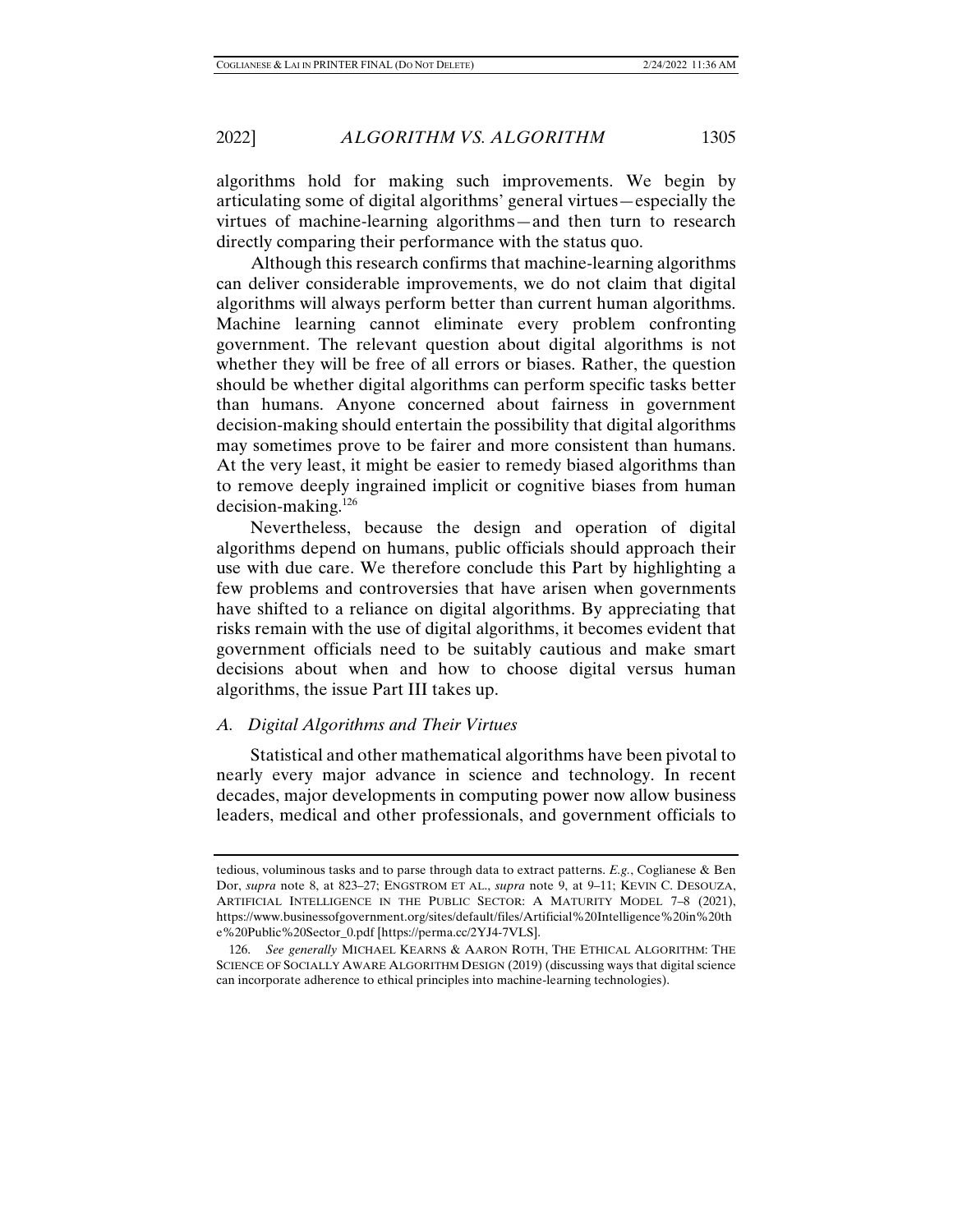algorithms hold for making such improvements. We begin by articulating some of digital algorithms' general virtues—especially the virtues of machine-learning algorithms—and then turn to research directly comparing their performance with the status quo.

Although this research confirms that machine-learning algorithms can deliver considerable improvements, we do not claim that digital algorithms will always perform better than current human algorithms. Machine learning cannot eliminate every problem confronting government. The relevant question about digital algorithms is not whether they will be free of all errors or biases. Rather, the question should be whether digital algorithms can perform specific tasks better than humans. Anyone concerned about fairness in government decision-making should entertain the possibility that digital algorithms may sometimes prove to be fairer and more consistent than humans. At the very least, it might be easier to remedy biased algorithms than to remove deeply ingrained implicit or cognitive biases from human decision-making.[126]

Nevertheless, because the design and operation of digital algorithms depend on humans, public officials should approach their use with due care. We therefore conclude this Part by highlighting a few problems and controversies that have arisen when governments have shifted to a reliance on digital algorithms. By appreciating that risks remain with the use of digital algorithms, it becomes evident that government officials need to be suitably cautious and make smart decisions about when and how to choose digital versus human algorithms, the issue Part III takes up.

### A. *Digital Algorithms and Their Virtues*

Statistical and other mathematical algorithms have been pivotal to nearly every major advance in science and technology. In recent decades, major developments in computing power now allow business leaders, medical and other professionals, and government officials to

---

tedious, voluminous tasks and to parse through data to extract patterns. *E.g.*, Coglianese & Ben Dor, *supra* note 8, at 823–27; ENGSTROM ET AL., *supra* note 9, at 9–11; KEVIN C. DESOUZA, ARTIFICIAL INTELLIGENCE IN THE PUBLIC SECTOR: A MATURITY MODEL 7–8 (2021), https://www.businessofgovernment.org/sites/default/files/Artificial%20Intelligence%20in%20the%20Public%20Sector_0.pdf [https://perma.cc/2YJ4-7VLS].

126. *See generally* MICHAEL KEARNS & AARON ROTH, THE ETHICAL ALGORITHM: THE SCIENCE OF SOCIALLY AWARE ALGORITHM DESIGN (2019) (discussing ways that digital science can incorporate adherence to ethical principles into machine-learning technologies).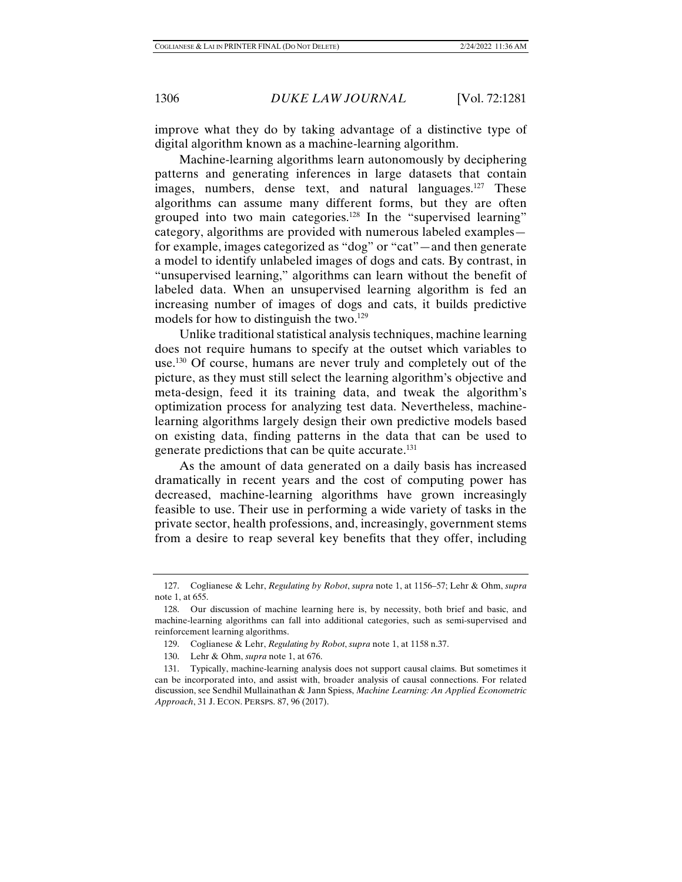improve what they do by taking advantage of a distinctive type of digital algorithm known as a machine-learning algorithm.

Machine-learning algorithms learn autonomously by deciphering patterns and generating inferences in large datasets that contain images, numbers, dense text, and natural languages.[127] These algorithms can assume many different forms, but they are often grouped into two main categories.[128] In the "supervised learning" category, algorithms are provided with numerous labeled examples—for example, images categorized as "dog" or "cat"—and then generate a model to identify unlabeled images of dogs and cats. By contrast, in "unsupervised learning," algorithms can learn without the benefit of labeled data. When an unsupervised learning algorithm is fed an increasing number of images of dogs and cats, it builds predictive models for how to distinguish the two.[129]

Unlike traditional statistical analysis techniques, machine learning does not require humans to specify at the outset which variables to use.[130] Of course, humans are never truly and completely out of the picture, as they must still select the learning algorithm's objective and meta-design, feed it its training data, and tweak the algorithm's optimization process for analyzing test data. Nevertheless, machine-learning algorithms largely design their own predictive models based on existing data, finding patterns in the data that can be used to generate predictions that can be quite accurate.[131]

As the amount of data generated on a daily basis has increased dramatically in recent years and the cost of computing power has decreased, machine-learning algorithms have grown increasingly feasible to use. Their use in performing a wide variety of tasks in the private sector, health professions, and, increasingly, government stems from a desire to reap several key benefits that they offer, including

---

127. Coglianese & Lehr, *Regulating by Robot*, *supra* note 1, at 1156–57; Lehr & Ohm, *supra* note 1, at 655.

128. Our discussion of machine learning here is, by necessity, both brief and basic, and machine-learning algorithms can fall into additional categories, such as semi-supervised and reinforcement learning algorithms.

129. Coglianese & Lehr, *Regulating by Robot*, *supra* note 1, at 1158 n.37.

130. Lehr & Ohm, *supra* note 1, at 676.

131. Typically, machine-learning analysis does not support causal claims. But sometimes it can be incorporated into, and assist with, broader analysis of causal connections. For related discussion, see Sendhil Mullainathan & Jann Spiess, *Machine Learning: An Applied Econometric Approach*, 31 J. ECON. PERSPS. 87, 96 (2017).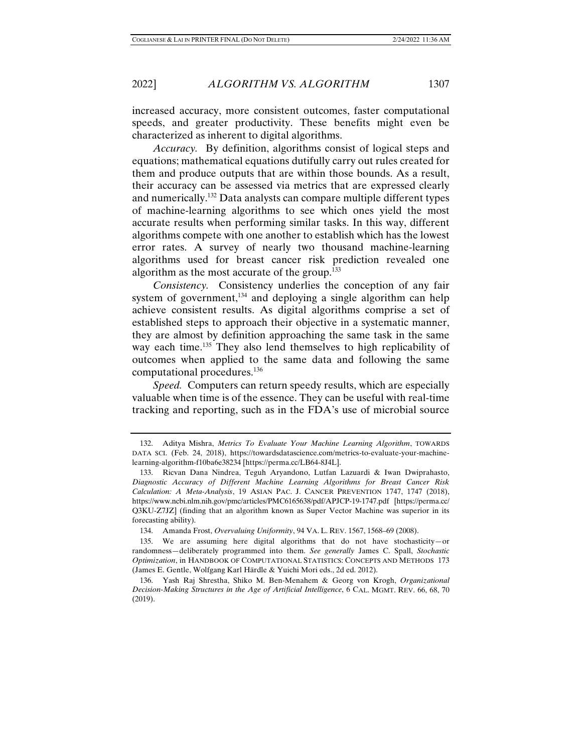increased accuracy, more consistent outcomes, faster computational speeds, and greater productivity. These benefits might even be characterized as inherent to digital algorithms.

*Accuracy.* By definition, algorithms consist of logical steps and equations; mathematical equations dutifully carry out rules created for them and produce outputs that are within those bounds. As a result, their accuracy can be assessed via metrics that are expressed clearly and numerically.[132] Data analysts can compare multiple different types of machine-learning algorithms to see which ones yield the most accurate results when performing similar tasks. In this way, different algorithms compete with one another to establish which has the lowest error rates. A survey of nearly two thousand machine-learning algorithms used for breast cancer risk prediction revealed one algorithm as the most accurate of the group.[133]

*Consistency.* Consistency underlies the conception of any fair system of government,[134] and deploying a single algorithm can help achieve consistent results. As digital algorithms comprise a set of established steps to approach their objective in a systematic manner, they are almost by definition approaching the same task in the same way each time.[135] They also lend themselves to high replicability of outcomes when applied to the same data and following the same computational procedures.[136]

*Speed.* Computers can return speedy results, which are especially valuable when time is of the essence. They can be useful with real-time tracking and reporting, such as in the FDA's use of microbial source

---

132. Aditya Mishra, *Metrics To Evaluate Your Machine Learning Algorithm*, TOWARDS DATA SCI. (Feb. 24, 2018), https://towardsdatascience.com/metrics-to-evaluate-your-machine-learning-algorithm-f10ba6e38234 [https://perma.cc/LB64-8J4L].

133. Ricvan Dana Nindrea, Teguh Aryandono, Lutfan Lazuardi & Iwan Dwiprahasto, *Diagnostic Accuracy of Different Machine Learning Algorithms for Breast Cancer Risk Calculation: A Meta-Analysis*, 19 ASIAN PAC. J. CANCER PREVENTION 1747, 1747 (2018), https://www.ncbi.nlm.nih.gov/pmc/articles/PMC6165638/pdf/APJCP-19-1747.pdf [https://perma.cc/Q3KU-Z7JZ] (finding that an algorithm known as Super Vector Machine was superior in its forecasting ability).

134. Amanda Frost, *Overvaluing Uniformity*, 94 VA. L. REV. 1567, 1568–69 (2008).

135. We are assuming here digital algorithms that do not have stochasticity—or randomness—deliberately programmed into them. *See generally* James C. Spall, *Stochastic Optimization*, in HANDBOOK OF COMPUTATIONAL STATISTICS: CONCEPTS AND METHODS 173 (James E. Gentle, Wolfgang Karl Härdle & Yuichi Mori eds., 2d ed. 2012).

136. Yash Raj Shrestha, Shiko M. Ben-Menahem & Georg von Krogh, *Organizational Decision-Making Structures in the Age of Artificial Intelligence*, 6 CAL. MGMT. REV. 66, 68, 70 (2019).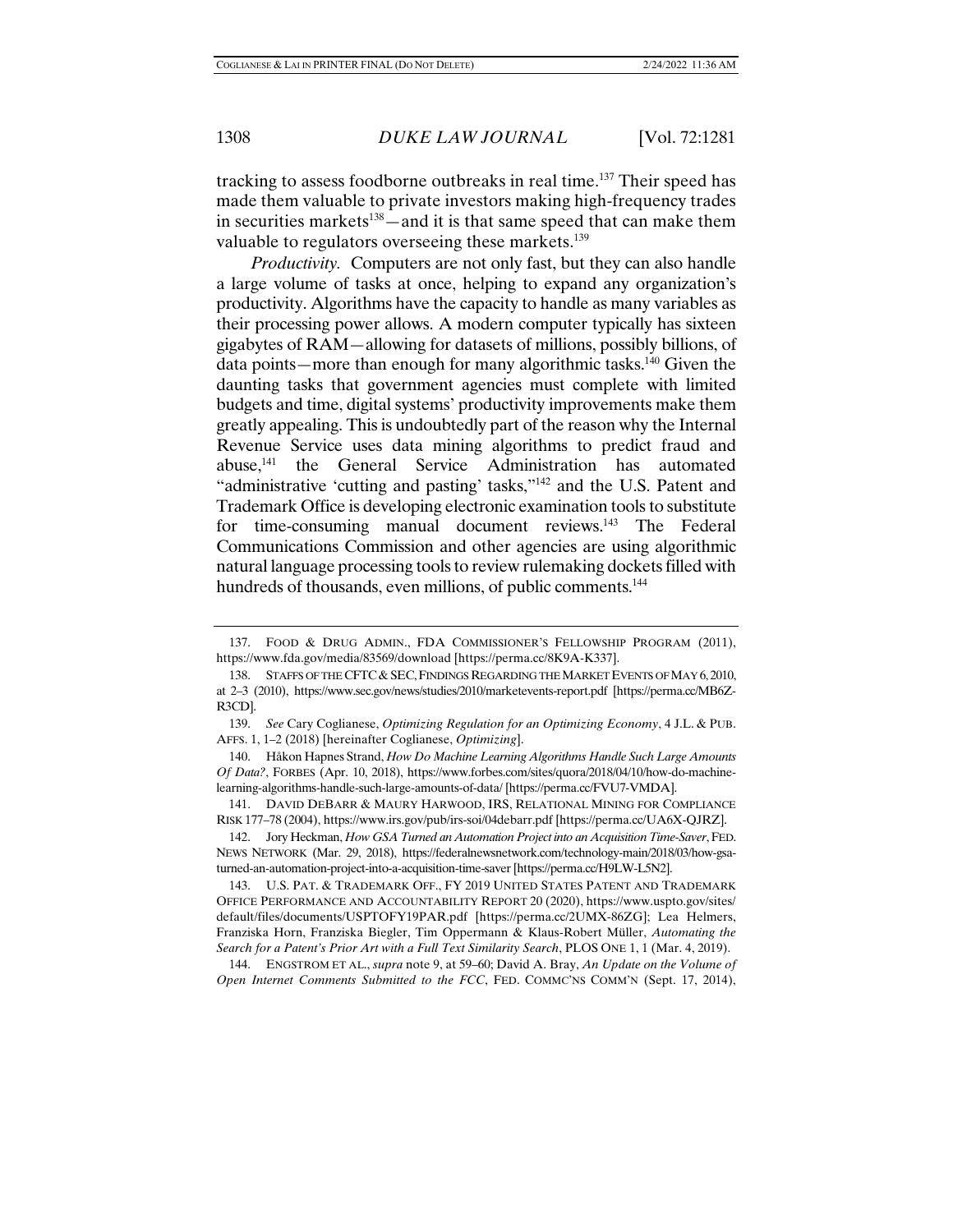tracking to assess foodborne outbreaks in real time.[137] Their speed has made them valuable to private investors making high-frequency trades in securities markets[138]—and it is that same speed that can make them valuable to regulators overseeing these markets.[139]

*Productivity.* Computers are not only fast, but they can also handle a large volume of tasks at once, helping to expand any organization's productivity. Algorithms have the capacity to handle as many variables as their processing power allows. A modern computer typically has sixteen gigabytes of RAM—allowing for datasets of millions, possibly billions, of data points—more than enough for many algorithmic tasks.[140] Given the daunting tasks that government agencies must complete with limited budgets and time, digital systems' productivity improvements make them greatly appealing. This is undoubtedly part of the reason why the Internal Revenue Service uses data mining algorithms to predict fraud and abuse,[141] the General Service Administration has automated "administrative 'cutting and pasting' tasks,"[142] and the U.S. Patent and Trademark Office is developing electronic examination tools to substitute for time-consuming manual document reviews.[143] The Federal Communications Commission and other agencies are using algorithmic natural language processing tools to review rulemaking dockets filled with hundreds of thousands, even millions, of public comments.[144]

---

137. FOOD & DRUG ADMIN., FDA COMMISSIONER'S FELLOWSHIP PROGRAM (2011), https://www.fda.gov/media/83569/download [https://perma.cc/8K9A-K337].

138. STAFFS OF THE CFTC & SEC, FINDINGS REGARDING THE MARKET EVENTS OF MAY 6, 2010, at 2–3 (2010), https://www.sec.gov/news/studies/2010/marketevents-report.pdf [https://perma.cc/MB6Z-R3CD].

139. *See* Cary Coglianese, *Optimizing Regulation for an Optimizing Economy*, 4 J.L. & PUB. AFFS. 1, 1–2 (2018) [hereinafter Coglianese, *Optimizing*].

140. Håkon Hapnes Strand, *How Do Machine Learning Algorithms Handle Such Large Amounts Of Data?*, FORBES (Apr. 10, 2018), https://www.forbes.com/sites/quora/2018/04/10/how-do-machine-learning-algorithms-handle-such-large-amounts-of-data/ [https://perma.cc/FVU7-VMDA].

141. DAVID DEBARR & MAURY HARWOOD, IRS, RELATIONAL MINING FOR COMPLIANCE RISK 177–78 (2004), https://www.irs.gov/pub/irs-soi/04debarr.pdf [https://perma.cc/UA6X-QJRZ].

142. Jory Heckman, *How GSA Turned an Automation Project into an Acquisition Time-Saver*, FED. NEWS NETWORK (Mar. 29, 2018), https://federalnewsnetwork.com/technology-main/2018/03/how-gsa-turned-an-automation-project-into-a-acquisition-time-saver [https://perma.cc/H9LW-L5N2].

143. U.S. PAT. & TRADEMARK OFF., FY 2019 UNITED STATES PATENT AND TRADEMARK OFFICE PERFORMANCE AND ACCOUNTABILITY REPORT 20 (2020), https://www.uspto.gov/sites/default/files/documents/USPTOFY19PAR.pdf [https://perma.cc/2UMX-86ZG]; Lea Helmers, Franziska Horn, Franziska Biegler, Tim Oppermann & Klaus-Robert Müller, *Automating the Search for a Patent's Prior Art with a Full Text Similarity Search*, PLOS ONE 1, 1 (Mar. 4, 2019).

144. ENGSTROM ET AL., *supra* note 9, at 59–60; David A. Bray, *An Update on the Volume of Open Internet Comments Submitted to the FCC*, FED. COMMC'NS COMM'N (Sept. 17, 2014),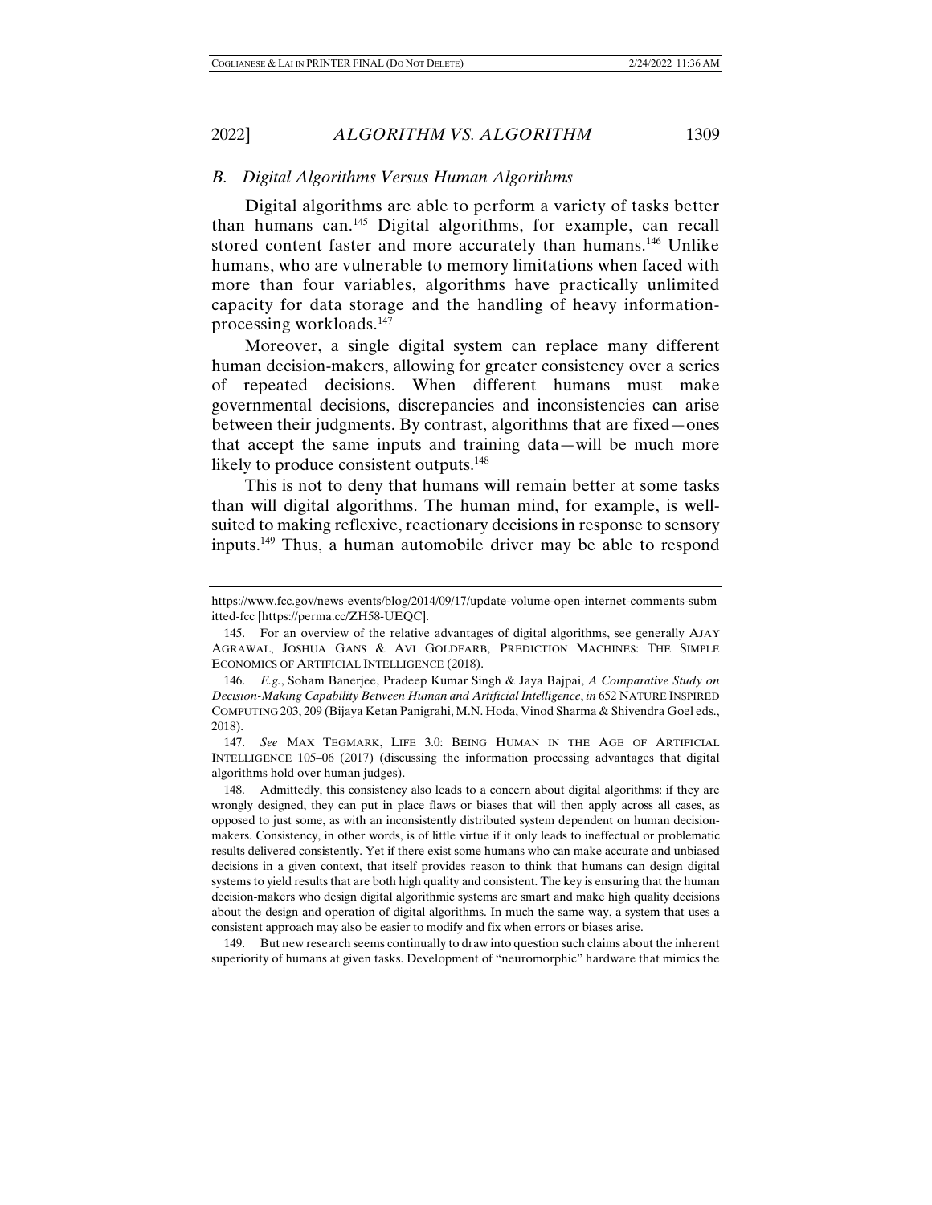### B. Digital Algorithms Versus Human Algorithms

Digital algorithms are able to perform a variety of tasks better than humans can.[145] Digital algorithms, for example, can recall stored content faster and more accurately than humans.[146] Unlike humans, who are vulnerable to memory limitations when faced with more than four variables, algorithms have practically unlimited capacity for data storage and the handling of heavy information-processing workloads.[147]

Moreover, a single digital system can replace many different human decision-makers, allowing for greater consistency over a series of repeated decisions. When different humans must make governmental decisions, discrepancies and inconsistencies can arise between their judgments. By contrast, algorithms that are fixed—ones that accept the same inputs and training data—will be much more likely to produce consistent outputs.[148]

This is not to deny that humans will remain better at some tasks than will digital algorithms. The human mind, for example, is well-suited to making reflexive, reactionary decisions in response to sensory inputs.[149] Thus, a human automobile driver may be able to respond

---

https://www.fcc.gov/news-events/blog/2014/09/17/update-volume-open-internet-comments-submitted-fcc [https://perma.cc/ZH58-UEQC].

145. For an overview of the relative advantages of digital algorithms, see generally AJAY AGRAWAL, JOSHUA GANS & AVI GOLDFARB, PREDICTION MACHINES: THE SIMPLE ECONOMICS OF ARTIFICIAL INTELLIGENCE (2018).

146. *E.g.*, Soham Banerjee, Pradeep Kumar Singh & Jaya Bajpai, *A Comparative Study on Decision-Making Capability Between Human and Artificial Intelligence*, *in* 652 NATURE INSPIRED COMPUTING 203, 209 (Bijaya Ketan Panigrahi, M.N. Hoda, Vinod Sharma & Shivendra Goel eds., 2018).

147. *See* MAX TEGMARK, LIFE 3.0: BEING HUMAN IN THE AGE OF ARTIFICIAL INTELLIGENCE 105–06 (2017) (discussing the information processing advantages that digital algorithms hold over human judges).

148. Admittedly, this consistency also leads to a concern about digital algorithms: if they are wrongly designed, they can put in place flaws or biases that will then apply across all cases, as opposed to just some, as with an inconsistently distributed system dependent on human decision-makers. Consistency, in other words, is of little virtue if it only leads to ineffectual or problematic results delivered consistently. Yet if there exist some humans who can make accurate and unbiased decisions in a given context, that itself provides reason to think that humans can design digital systems to yield results that are both high quality and consistent. The key is ensuring that the human decision-makers who design digital algorithmic systems are smart and make high quality decisions about the design and operation of digital algorithms. In much the same way, a system that uses a consistent approach may also be easier to modify and fix when errors or biases arise.

149. But new research seems continually to draw into question such claims about the inherent superiority of humans at given tasks. Development of "neuromorphic" hardware that mimics the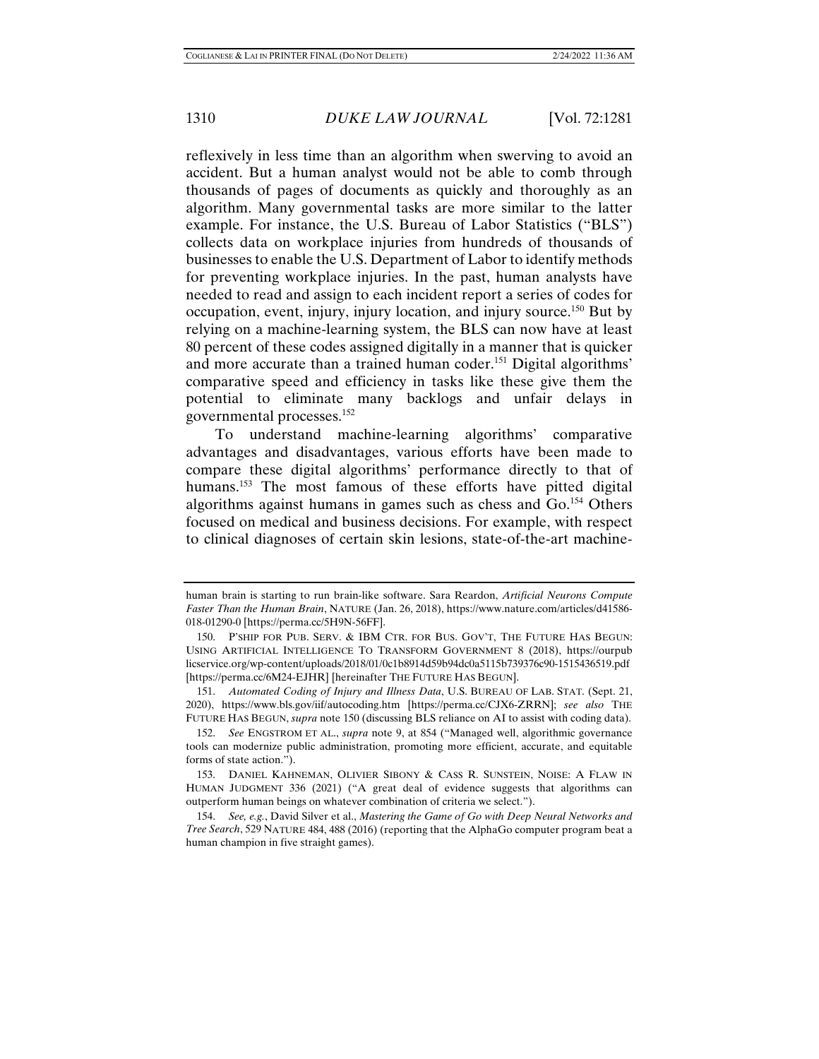reflexively in less time than an algorithm when swerving to avoid an accident. But a human analyst would not be able to comb through thousands of pages of documents as quickly and thoroughly as an algorithm. Many governmental tasks are more similar to the latter example. For instance, the U.S. Bureau of Labor Statistics ("BLS") collects data on workplace injuries from hundreds of thousands of businesses to enable the U.S. Department of Labor to identify methods for preventing workplace injuries. In the past, human analysts have needed to read and assign to each incident report a series of codes for occupation, event, injury, injury location, and injury source.[150] But by relying on a machine-learning system, the BLS can now have at least 80 percent of these codes assigned digitally in a manner that is quicker and more accurate than a trained human coder.[151] Digital algorithms' comparative speed and efficiency in tasks like these give them the potential to eliminate many backlogs and unfair delays in governmental processes.[152]

To understand machine-learning algorithms' comparative advantages and disadvantages, various efforts have been made to compare these digital algorithms' performance directly to that of humans.[153] The most famous of these efforts have pitted digital algorithms against humans in games such as chess and Go.[154] Others focused on medical and business decisions. For example, with respect to clinical diagnoses of certain skin lesions, state-of-the-art machine-

---

human brain is starting to run brain-like software. Sara Reardon, *Artificial Neurons Compute Faster Than the Human Brain*, NATURE (Jan. 26, 2018), https://www.nature.com/articles/d41586-018-01290-0 [https://perma.cc/5H9N-56FF].

150. P'SHIP FOR PUB. SERV. & IBM CTR. FOR BUS. GOV'T, THE FUTURE HAS BEGUN: USING ARTIFICIAL INTELLIGENCE TO TRANSFORM GOVERNMENT 8 (2018), https://ourpublicservice.org/wp-content/uploads/2018/01/0c1b8914d59b94dc0a5115b739376c90-1515436519.pdf [https://perma.cc/6M24-EJHR] [hereinafter THE FUTURE HAS BEGUN].

151. *Automated Coding of Injury and Illness Data*, U.S. BUREAU OF LAB. STAT. (Sept. 21, 2020), https://www.bls.gov/iif/autocoding.htm [https://perma.cc/CJX6-ZRRN]; *see also* THE FUTURE HAS BEGUN, *supra* note 150 (discussing BLS reliance on AI to assist with coding data).

152. *See* ENGSTROM ET AL., *supra* note 9, at 854 ("Managed well, algorithmic governance tools can modernize public administration, promoting more efficient, accurate, and equitable forms of state action.").

153. DANIEL KAHNEMAN, OLIVIER SIBONY & CASS R. SUNSTEIN, NOISE: A FLAW IN HUMAN JUDGMENT 336 (2021) ("A great deal of evidence suggests that algorithms can outperform human beings on whatever combination of criteria we select.").

154. *See, e.g.*, David Silver et al., *Mastering the Game of Go with Deep Neural Networks and Tree Search*, 529 NATURE 484, 488 (2016) (reporting that the AlphaGo computer program beat a human champion in five straight games).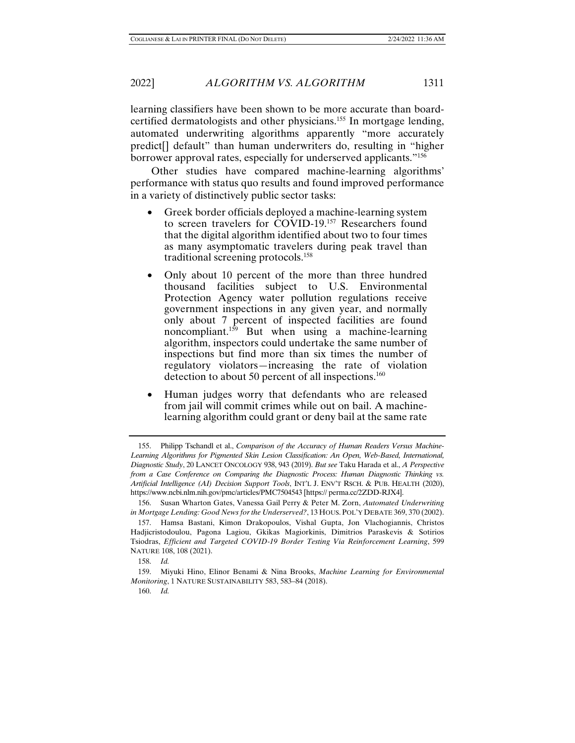learning classifiers have been shown to be more accurate than board-certified dermatologists and other physicians.[155] In mortgage lending, automated underwriting algorithms apparently "more accurately predict[] default" than human underwriters do, resulting in "higher borrower approval rates, especially for underserved applicants."[156]

Other studies have compared machine-learning algorithms' performance with status quo results and found improved performance in a variety of distinctively public sector tasks:

- Greek border officials deployed a machine-learning system to screen travelers for COVID-19.[157] Researchers found that the digital algorithm identified about two to four times as many asymptomatic travelers during peak travel than traditional screening protocols.[158]
- Only about 10 percent of the more than three hundred thousand facilities subject to U.S. Environmental Protection Agency water pollution regulations receive government inspections in any given year, and normally only about 7 percent of inspected facilities are found noncompliant.[159] But when using a machine-learning algorithm, inspectors could undertake the same number of inspections but find more than six times the number of regulatory violators—increasing the rate of violation detection to about 50 percent of all inspections.[160]
- Human judges worry that defendants who are released from jail will commit crimes while out on bail. A machine-learning algorithm could grant or deny bail at the same rate

---

155. Philipp Tschandl et al., *Comparison of the Accuracy of Human Readers Versus Machine-Learning Algorithms for Pigmented Skin Lesion Classification: An Open, Web-Based, International, Diagnostic Study*, 20 LANCET ONCOLOGY 938, 943 (2019). *But see* Taku Harada et al., *A Perspective from a Case Conference on Comparing the Diagnostic Process: Human Diagnostic Thinking vs. Artificial Intelligence (AI) Decision Support Tools*, INT'L J. ENV'T RSCH. & PUB. HEALTH (2020), https://www.ncbi.nlm.nih.gov/pmc/articles/PMC7504543 [https:// perma.cc/2ZDD-RJX4].

156. Susan Wharton Gates, Vanessa Gail Perry & Peter M. Zorn, *Automated Underwriting in Mortgage Lending: Good News for the Underserved?*, 13 HOUS. POL'Y DEBATE 369, 370 (2002).

157. Hamsa Bastani, Kimon Drakopoulos, Vishal Gupta, Jon Vlachogiannis, Christos Hadjicristodoulou, Pagona Lagiou, Gkikas Magiorkinis, Dimitrios Paraskevis & Sotirios Tsiodras, *Efficient and Targeted COVID-19 Border Testing Via Reinforcement Learning*, 599 NATURE 108, 108 (2021).

158. *Id.*

159. Miyuki Hino, Elinor Benami & Nina Brooks, *Machine Learning for Environmental Monitoring*, 1 NATURE SUSTAINABILITY 583, 583–84 (2018).

160. *Id.*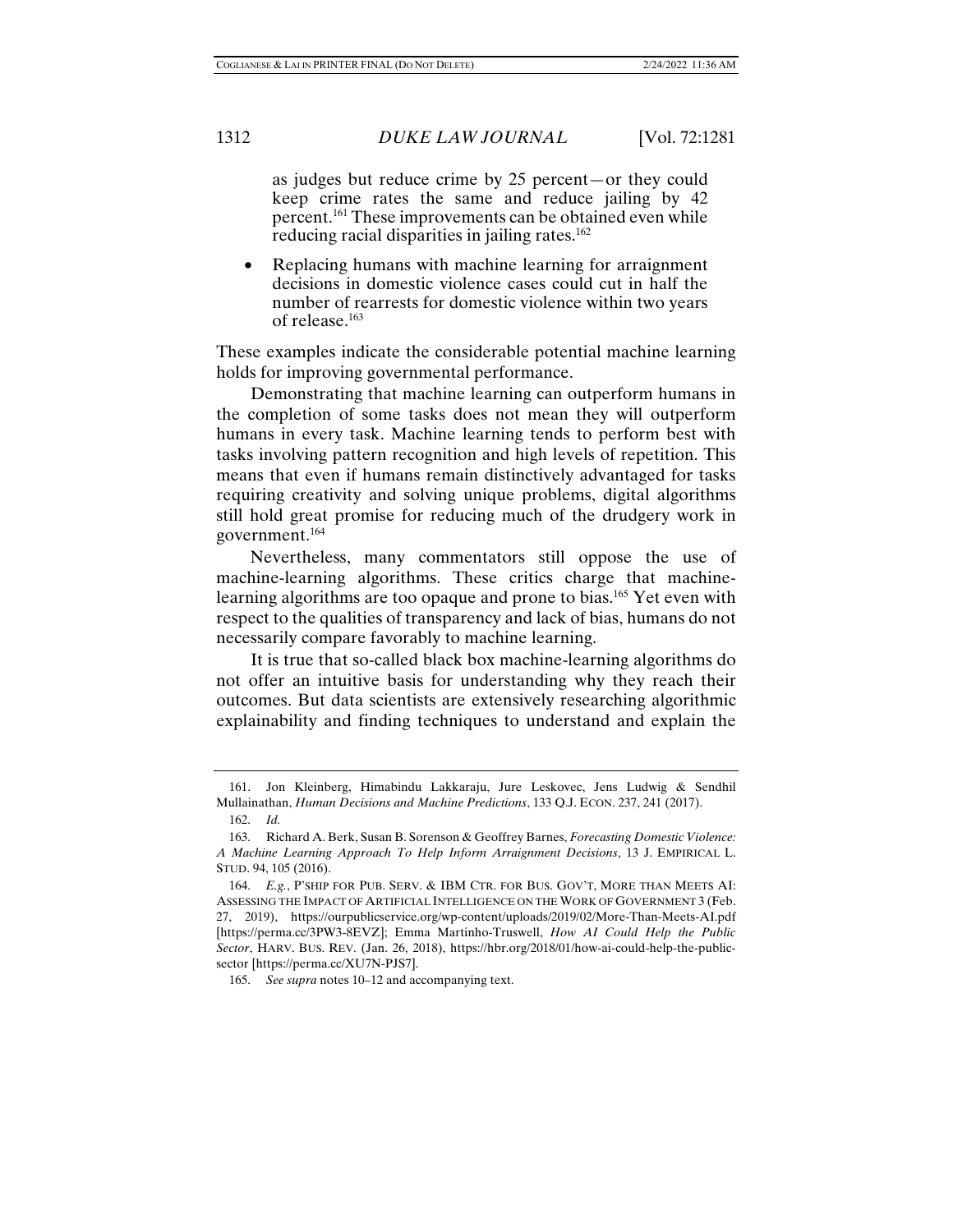as judges but reduce crime by 25 percent—or they could keep crime rates the same and reduce jailing by 42 percent.[161] These improvements can be obtained even while reducing racial disparities in jailing rates.[162]

- Replacing humans with machine learning for arraignment decisions in domestic violence cases could cut in half the number of rearrests for domestic violence within two years of release.[163]

These examples indicate the considerable potential machine learning holds for improving governmental performance.

Demonstrating that machine learning can outperform humans in the completion of some tasks does not mean they will outperform humans in every task. Machine learning tends to perform best with tasks involving pattern recognition and high levels of repetition. This means that even if humans remain distinctively advantaged for tasks requiring creativity and solving unique problems, digital algorithms still hold great promise for reducing much of the drudgery work in government.[164]

Nevertheless, many commentators still oppose the use of machine-learning algorithms. These critics charge that machine-learning algorithms are too opaque and prone to bias.[165] Yet even with respect to the qualities of transparency and lack of bias, humans do not necessarily compare favorably to machine learning.

It is true that so-called black box machine-learning algorithms do not offer an intuitive basis for understanding why they reach their outcomes. But data scientists are extensively researching algorithmic explainability and finding techniques to understand and explain the

---

161. Jon Kleinberg, Himabindu Lakkaraju, Jure Leskovec, Jens Ludwig & Sendhil Mullainathan, *Human Decisions and Machine Predictions*, 133 Q.J. ECON. 237, 241 (2017).

162. *Id.*

163. Richard A. Berk, Susan B. Sorenson & Geoffrey Barnes, *Forecasting Domestic Violence: A Machine Learning Approach To Help Inform Arraignment Decisions*, 13 J. EMPIRICAL L. STUD. 94, 105 (2016).

164. *E.g.*, P'SHIP FOR PUB. SERV. & IBM CTR. FOR BUS. GOV'T, MORE THAN MEETS AI: ASSESSING THE IMPACT OF ARTIFICIAL INTELLIGENCE ON THE WORK OF GOVERNMENT 3 (Feb. 27, 2019), https://ourpublicservice.org/wp-content/uploads/2019/02/More-Than-Meets-AI.pdf [https://perma.cc/3PW3-8EVZ]; Emma Martinho-Truswell, *How AI Could Help the Public Sector*, HARV. BUS. REV. (Jan. 26, 2018), https://hbr.org/2018/01/how-ai-could-help-the-public-sector [https://perma.cc/XU7N-PJS7].

165. *See supra* notes 10–12 and accompanying text.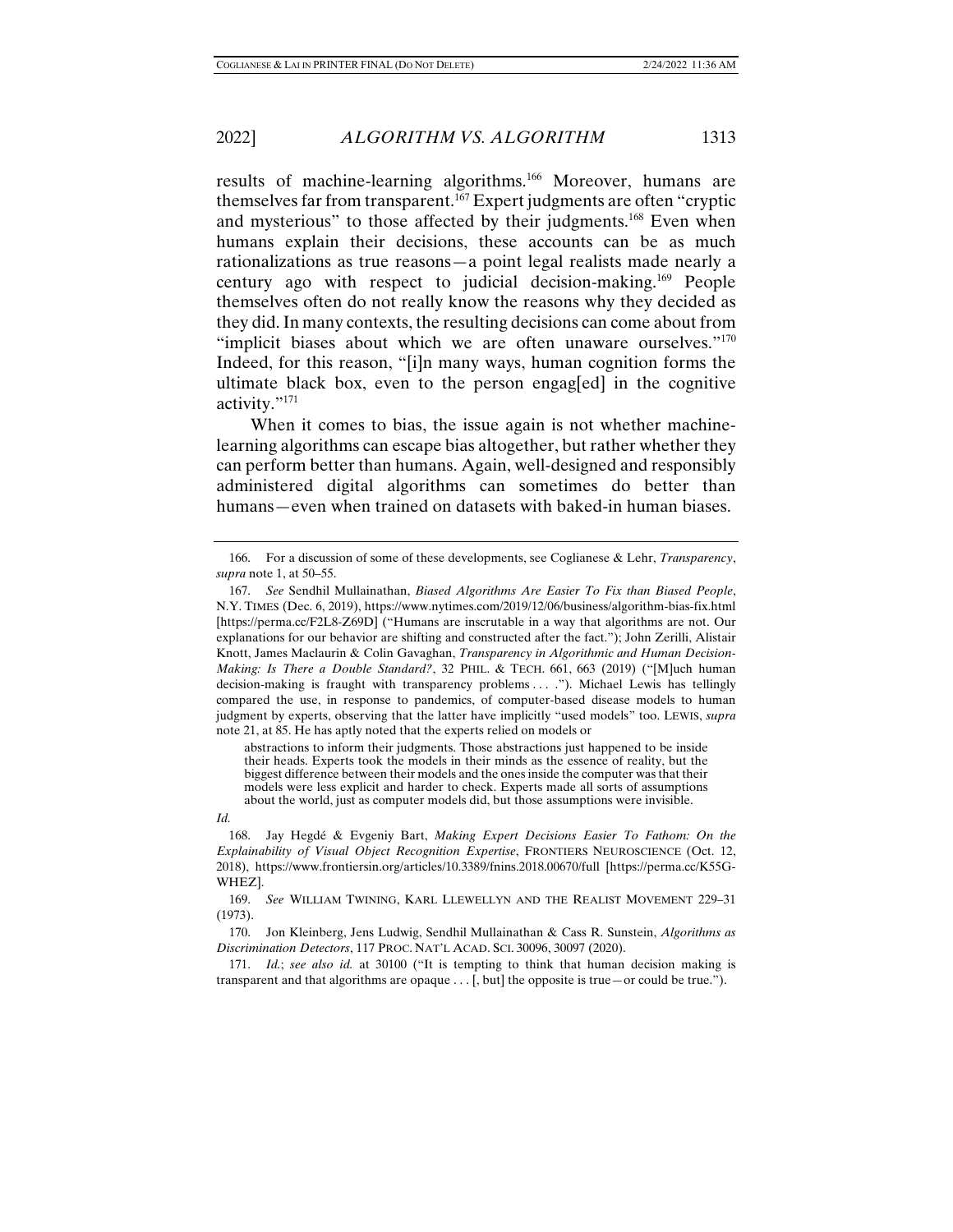results of machine-learning algorithms.[166] Moreover, humans are themselves far from transparent.[167] Expert judgments are often "cryptic and mysterious" to those affected by their judgments.[168] Even when humans explain their decisions, these accounts can be as much rationalizations as true reasons—a point legal realists made nearly a century ago with respect to judicial decision-making.[169] People themselves often do not really know the reasons why they decided as they did. In many contexts, the resulting decisions can come about from "implicit biases about which we are often unaware ourselves."[170] Indeed, for this reason, "[i]n many ways, human cognition forms the ultimate black box, even to the person engag[ed] in the cognitive activity."[171]

When it comes to bias, the issue again is not whether machine-learning algorithms can escape bias altogether, but rather whether they can perform better than humans. Again, well-designed and responsibly administered digital algorithms can sometimes do better than humans—even when trained on datasets with baked-in human biases.

---

166. For a discussion of some of these developments, see Coglianese & Lehr, *Transparency*, *supra* note 1, at 50–55.

167. *See* Sendhil Mullainathan, *Biased Algorithms Are Easier To Fix than Biased People*, N.Y. TIMES (Dec. 6, 2019), https://www.nytimes.com/2019/12/06/business/algorithm-bias-fix.html [https://perma.cc/F2L8-Z69D] ("Humans are inscrutable in a way that algorithms are not. Our explanations for our behavior are shifting and constructed after the fact."); John Zerilli, Alistair Knott, James Maclaurin & Colin Gavaghan, *Transparency in Algorithmic and Human Decision-Making: Is There a Double Standard?*, 32 PHIL. & TECH. 661, 663 (2019) ("[M]uch human decision-making is fraught with transparency problems . . . ."). Michael Lewis has tellingly compared the use, in response to pandemics, of computer-based disease models to human judgment by experts, observing that the latter have implicitly "used models" too. LEWIS, *supra* note 21, at 85. He has aptly noted that the experts relied on models or

> abstractions to inform their judgments. Those abstractions just happened to be inside their heads. Experts took the models in their minds as the essence of reality, but the biggest difference between their models and the ones inside the computer was that their models were less explicit and harder to check. Experts made all sorts of assumptions about the world, just as computer models did, but those assumptions were invisible.

*Id.*

168. Jay Hegdé & Evgeniy Bart, *Making Expert Decisions Easier To Fathom: On the Explainability of Visual Object Recognition Expertise*, FRONTIERS NEUROSCIENCE (Oct. 12, 2018), https://www.frontiersin.org/articles/10.3389/fnins.2018.00670/full [https://perma.cc/K55G-WHEZ].

169. *See* WILLIAM TWINING, KARL LLEWELLYN AND THE REALIST MOVEMENT 229–31 (1973).

170. Jon Kleinberg, Jens Ludwig, Sendhil Mullainathan & Cass R. Sunstein, *Algorithms as Discrimination Detectors*, 117 PROC. NAT'L ACAD. SCI. 30096, 30097 (2020).

171. *Id.*; *see also id.* at 30100 ("It is tempting to think that human decision making is transparent and that algorithms are opaque . . . [, but] the opposite is true—or could be true.").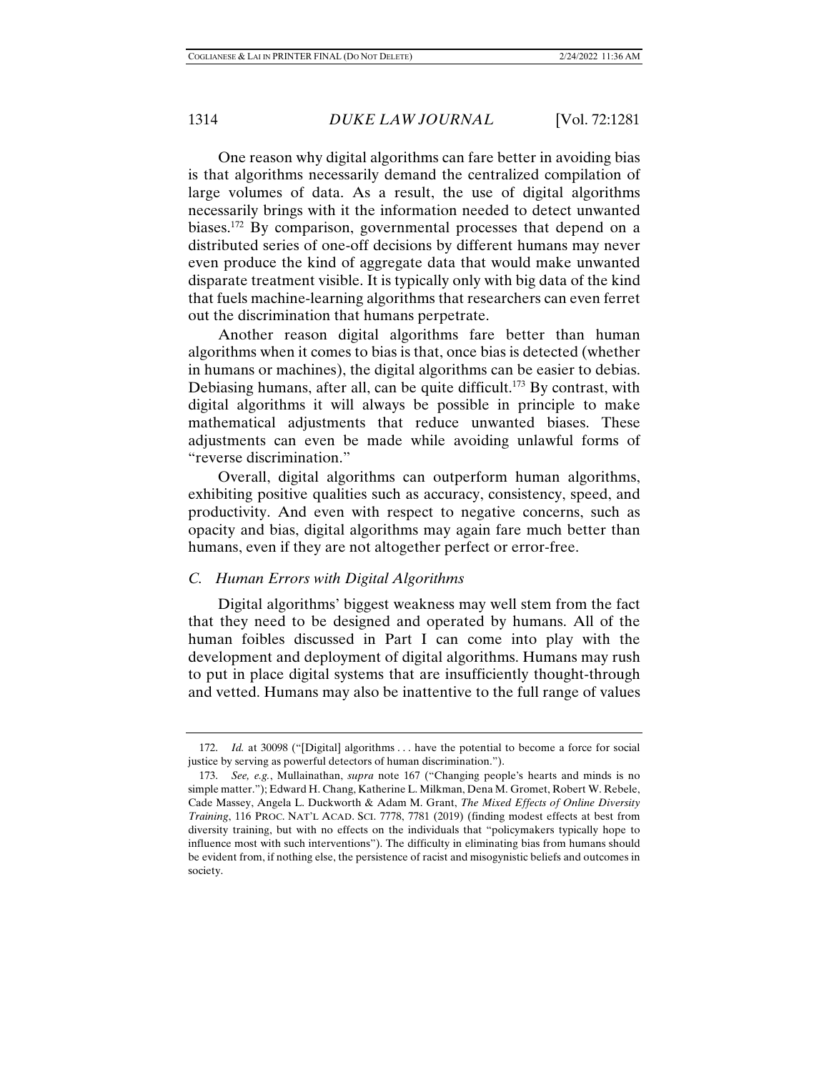One reason why digital algorithms can fare better in avoiding bias is that algorithms necessarily demand the centralized compilation of large volumes of data. As a result, the use of digital algorithms necessarily brings with it the information needed to detect unwanted biases.[172] By comparison, governmental processes that depend on a distributed series of one-off decisions by different humans may never even produce the kind of aggregate data that would make unwanted disparate treatment visible. It is typically only with big data of the kind that fuels machine-learning algorithms that researchers can even ferret out the discrimination that humans perpetrate.

Another reason digital algorithms fare better than human algorithms when it comes to bias is that, once bias is detected (whether in humans or machines), the digital algorithms can be easier to debias. Debiasing humans, after all, can be quite difficult.[173] By contrast, with digital algorithms it will always be possible in principle to make mathematical adjustments that reduce unwanted biases. These adjustments can even be made while avoiding unlawful forms of "reverse discrimination."

Overall, digital algorithms can outperform human algorithms, exhibiting positive qualities such as accuracy, consistency, speed, and productivity. And even with respect to negative concerns, such as opacity and bias, digital algorithms may again fare much better than humans, even if they are not altogether perfect or error-free.

### *C. Human Errors with Digital Algorithms*

Digital algorithms' biggest weakness may well stem from the fact that they need to be designed and operated by humans. All of the human foibles discussed in Part I can come into play with the development and deployment of digital algorithms. Humans may rush to put in place digital systems that are insufficiently thought-through and vetted. Humans may also be inattentive to the full range of values

---

172. *Id.* at 30098 ("[Digital] algorithms . . . have the potential to become a force for social justice by serving as powerful detectors of human discrimination.").

173. *See, e.g.*, Mullainathan, *supra* note 167 ("Changing people's hearts and minds is no simple matter."); Edward H. Chang, Katherine L. Milkman, Dena M. Gromet, Robert W. Rebele, Cade Massey, Angela L. Duckworth & Adam M. Grant, *The Mixed Effects of Online Diversity Training*, 116 PROC. NAT'L ACAD. SCI. 7778, 7781 (2019) (finding modest effects at best from diversity training, but with no effects on the individuals that "policymakers typically hope to influence most with such interventions"). The difficulty in eliminating bias from humans should be evident from, if nothing else, the persistence of racist and misogynistic beliefs and outcomes in society.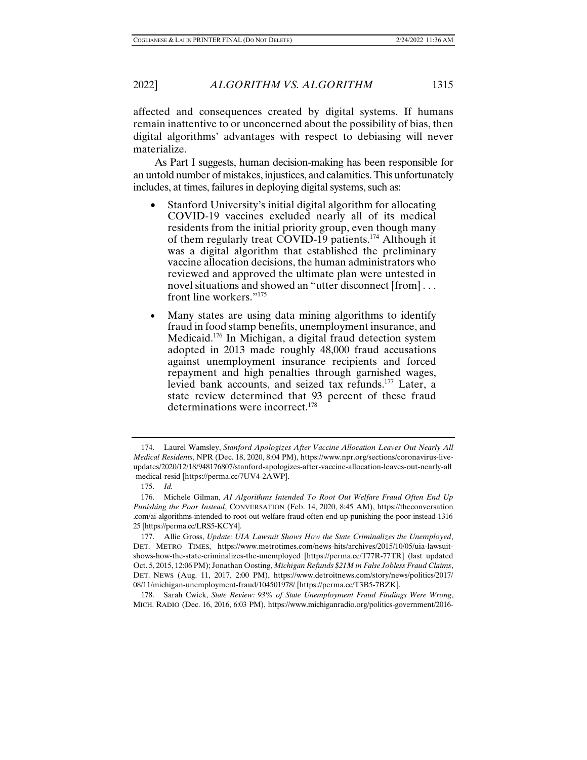affected and consequences created by digital systems. If humans remain inattentive to or unconcerned about the possibility of bias, then digital algorithms' advantages with respect to debiasing will never materialize.

As Part I suggests, human decision-making has been responsible for an untold number of mistakes, injustices, and calamities. This unfortunately includes, at times, failures in deploying digital systems, such as:

- Stanford University's initial digital algorithm for allocating COVID-19 vaccines excluded nearly all of its medical residents from the initial priority group, even though many of them regularly treat COVID-19 patients.[174] Although it was a digital algorithm that established the preliminary vaccine allocation decisions, the human administrators who reviewed and approved the ultimate plan were untested in novel situations and showed an "utter disconnect [from] . . . front line workers."[175]
- Many states are using data mining algorithms to identify fraud in food stamp benefits, unemployment insurance, and Medicaid.[176] In Michigan, a digital fraud detection system adopted in 2013 made roughly 48,000 fraud accusations against unemployment insurance recipients and forced repayment and high penalties through garnished wages, levied bank accounts, and seized tax refunds.[177] Later, a state review determined that 93 percent of these fraud determinations were incorrect.[178]

---

174. Laurel Wamsley, *Stanford Apologizes After Vaccine Allocation Leaves Out Nearly All Medical Residents*, NPR (Dec. 18, 2020, 8:04 PM), https://www.npr.org/sections/coronavirus-live-updates/2020/12/18/948176807/stanford-apologizes-after-vaccine-allocation-leaves-out-nearly-all-medical-resid [https://perma.cc/7UV4-2AWP].

175. *Id.*

176. Michele Gilman, *AI Algorithms Intended To Root Out Welfare Fraud Often End Up Punishing the Poor Instead*, CONVERSATION (Feb. 14, 2020, 8:45 AM), https://theconversation.com/ai-algorithms-intended-to-root-out-welfare-fraud-often-end-up-punishing-the-poor-instead-131625 [https://perma.cc/LRS5-KCY4].

177. Allie Gross, *Update: UIA Lawsuit Shows How the State Criminalizes the Unemployed*, DET. METRO TIMES, https://www.metrotimes.com/news-hits/archives/2015/10/05/uia-lawsuit-shows-how-the-state-criminalizes-the-unemployed [https://perma.cc/T77R-77TR] (last updated Oct. 5, 2015, 12:06 PM); Jonathan Oosting, *Michigan Refunds $21M in False Jobless Fraud Claims*, DET. NEWS (Aug. 11, 2017, 2:00 PM), https://www.detroitnews.com/story/news/politics/2017/08/11/michigan-unemployment-fraud/104501978/ [https://perma.cc/T3B5-7BZK].

178. Sarah Cwiek, *State Review: 93% of State Unemployment Fraud Findings Were Wrong*, MICH. RADIO (Dec. 16, 2016, 6:03 PM), https://www.michiganradio.org/politics-government/2016-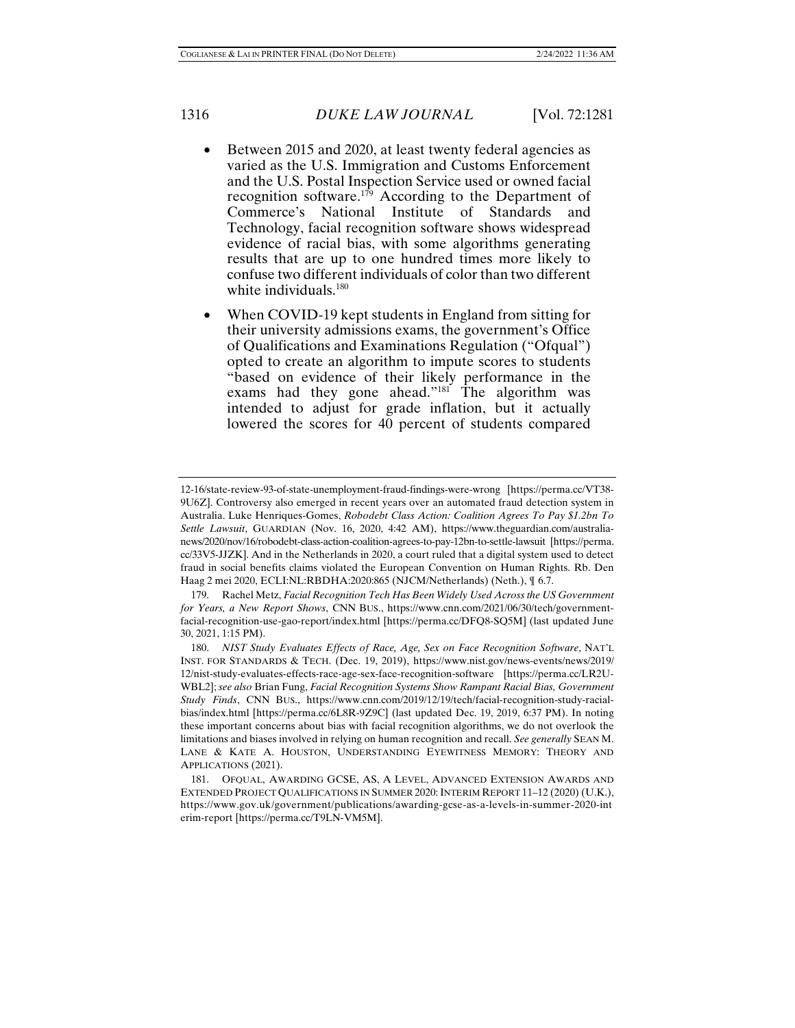- Between 2015 and 2020, at least twenty federal agencies as varied as the U.S. Immigration and Customs Enforcement and the U.S. Postal Inspection Service used or owned facial recognition software.[179] According to the Department of Commerce's National Institute of Standards and Technology, facial recognition software shows widespread evidence of racial bias, with some algorithms generating results that are up to one hundred times more likely to confuse two different individuals of color than two different white individuals.[180]

- When COVID-19 kept students in England from sitting for their university admissions exams, the government's Office of Qualifications and Examinations Regulation ("Ofqual") opted to create an algorithm to impute scores to students "based on evidence of their likely performance in the exams had they gone ahead."[181] The algorithm was intended to adjust for grade inflation, but it actually lowered the scores for 40 percent of students compared

---

12-16/state-review-93-of-state-unemployment-fraud-findings-were-wrong [https://perma.cc/VT38-9U6Z]. Controversy also emerged in recent years over an automated fraud detection system in Australia. Luke Henriques-Gomes, *Robodebt Class Action: Coalition Agrees To Pay $1.2bn To Settle Lawsuit*, GUARDIAN (Nov. 16, 2020, 4:42 AM), https://www.theguardian.com/australia-news/2020/nov/16/robodebt-class-action-coalition-agrees-to-pay-12bn-to-settle-lawsuit [https://perma.cc/33V5-JJZK]. And in the Netherlands in 2020, a court ruled that a digital system used to detect fraud in social benefits claims violated the European Convention on Human Rights. Rb. Den Haag 2 mei 2020, ECLI:NL:RBDHA:2020:865 (NJCM/Netherlands) (Neth.), ¶ 6.7.

179. Rachel Metz, *Facial Recognition Tech Has Been Widely Used Across the US Government for Years, a New Report Shows*, CNN BUS., https://www.cnn.com/2021/06/30/tech/government-facial-recognition-use-gao-report/index.html [https://perma.cc/DFQ8-SQ5M] (last updated June 30, 2021, 1:15 PM).

180. *NIST Study Evaluates Effects of Race, Age, Sex on Face Recognition Software*, NAT'L INST. FOR STANDARDS & TECH. (Dec. 19, 2019), https://www.nist.gov/news-events/news/2019/12/nist-study-evaluates-effects-race-age-sex-face-recognition-software [https://perma.cc/LR2U-WBL2]; *see also* Brian Fung, *Facial Recognition Systems Show Rampant Racial Bias, Government Study Finds*, CNN BUS., https://www.cnn.com/2019/12/19/tech/facial-recognition-study-racial-bias/index.html [https://perma.cc/6L8R-9Z9C] (last updated Dec. 19, 2019, 6:37 PM). In noting these important concerns about bias with facial recognition algorithms, we do not overlook the limitations and biases involved in relying on human recognition and recall. *See generally* SEAN M. LANE & KATE A. HOUSTON, UNDERSTANDING EYEWITNESS MEMORY: THEORY AND APPLICATIONS (2021).

181. OFQUAL, AWARDING GCSE, AS, A LEVEL, ADVANCED EXTENSION AWARDS AND EXTENDED PROJECT QUALIFICATIONS IN SUMMER 2020: INTERIM REPORT 11–12 (2020) (U.K.), https://www.gov.uk/government/publications/awarding-gcse-as-a-levels-in-summer-2020-interim-report [https://perma.cc/T9LN-VM5M].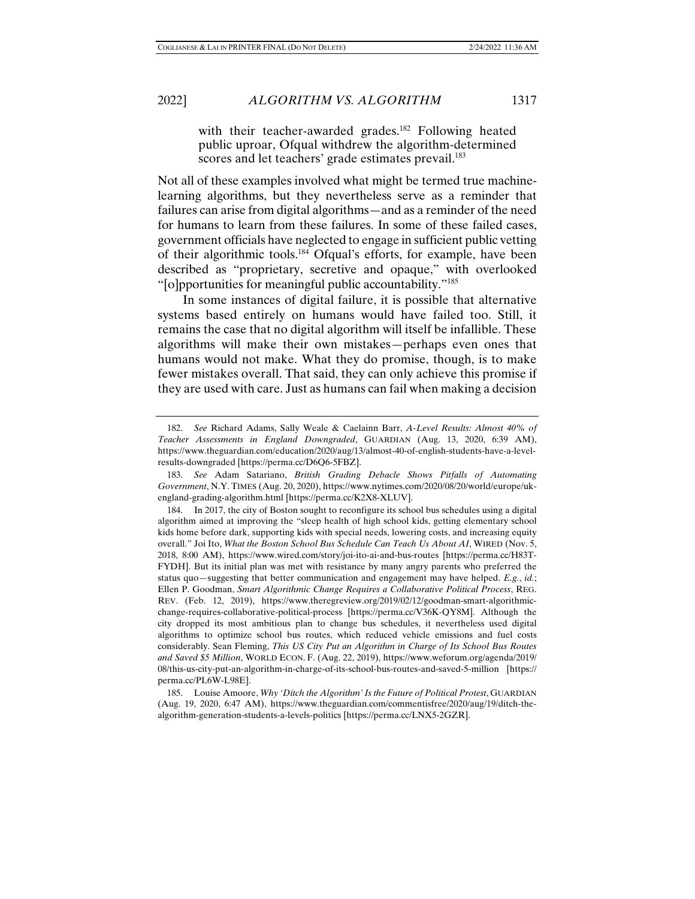with their teacher-awarded grades.[182] Following heated public uproar, Ofqual withdrew the algorithm-determined scores and let teachers' grade estimates prevail.[183]

Not all of these examples involved what might be termed true machine-learning algorithms, but they nevertheless serve as a reminder that failures can arise from digital algorithms—and as a reminder of the need for humans to learn from these failures. In some of these failed cases, government officials have neglected to engage in sufficient public vetting of their algorithmic tools.[184] Ofqual's efforts, for example, have been described as "proprietary, secretive and opaque," with overlooked "[o]pportunities for meaningful public accountability."[185]

In some instances of digital failure, it is possible that alternative systems based entirely on humans would have failed too. Still, it remains the case that no digital algorithm will itself be infallible. These algorithms will make their own mistakes—perhaps even ones that humans would not make. What they do promise, though, is to make fewer mistakes overall. That said, they can only achieve this promise if they are used with care. Just as humans can fail when making a decision

---

182. *See* Richard Adams, Sally Weale & Caelainn Barr, *A-Level Results: Almost 40% of Teacher Assessments in England Downgraded*, GUARDIAN (Aug. 13, 2020, 6:39 AM), https://www.theguardian.com/education/2020/aug/13/almost-40-of-english-students-have-a-level-results-downgraded [https://perma.cc/D6Q6-5FBZ].

183. *See* Adam Satariano, *British Grading Debacle Shows Pitfalls of Automating Government*, N.Y. TIMES (Aug. 20, 2020), https://www.nytimes.com/2020/08/20/world/europe/uk-england-grading-algorithm.html [https://perma.cc/K2X8-XLUV].

184. In 2017, the city of Boston sought to reconfigure its school bus schedules using a digital algorithm aimed at improving the "sleep health of high school kids, getting elementary school kids home before dark, supporting kids with special needs, lowering costs, and increasing equity overall." Joi Ito, *What the Boston School Bus Schedule Can Teach Us About AI*, WIRED (Nov. 5, 2018, 8:00 AM), https://www.wired.com/story/joi-ito-ai-and-bus-routes [https://perma.cc/H83T-FYDH]. But its initial plan was met with resistance by many angry parents who preferred the status quo—suggesting that better communication and engagement may have helped. *E.g.*, *id.*; Ellen P. Goodman, *Smart Algorithmic Change Requires a Collaborative Political Process*, REG. REV. (Feb. 12, 2019), https://www.theregreview.org/2019/02/12/goodman-smart-algorithmic-change-requires-collaborative-political-process [https://perma.cc/V36K-QY8M]. Although the city dropped its most ambitious plan to change bus schedules, it nevertheless used digital algorithms to optimize school bus routes, which reduced vehicle emissions and fuel costs considerably. Sean Fleming, *This US City Put an Algorithm in Charge of Its School Bus Routes and Saved $5 Million*, WORLD ECON. F. (Aug. 22, 2019), https://www.weforum.org/agenda/2019/08/this-us-city-put-an-algorithm-in-charge-of-its-school-bus-routes-and-saved-5-million [https://perma.cc/PL6W-L98E].

185. Louise Amoore, *Why 'Ditch the Algorithm' Is the Future of Political Protest*, GUARDIAN (Aug. 19, 2020, 6:47 AM), https://www.theguardian.com/commentisfree/2020/aug/19/ditch-the-algorithm-generation-students-a-levels-politics [https://perma.cc/LNX5-2GZR].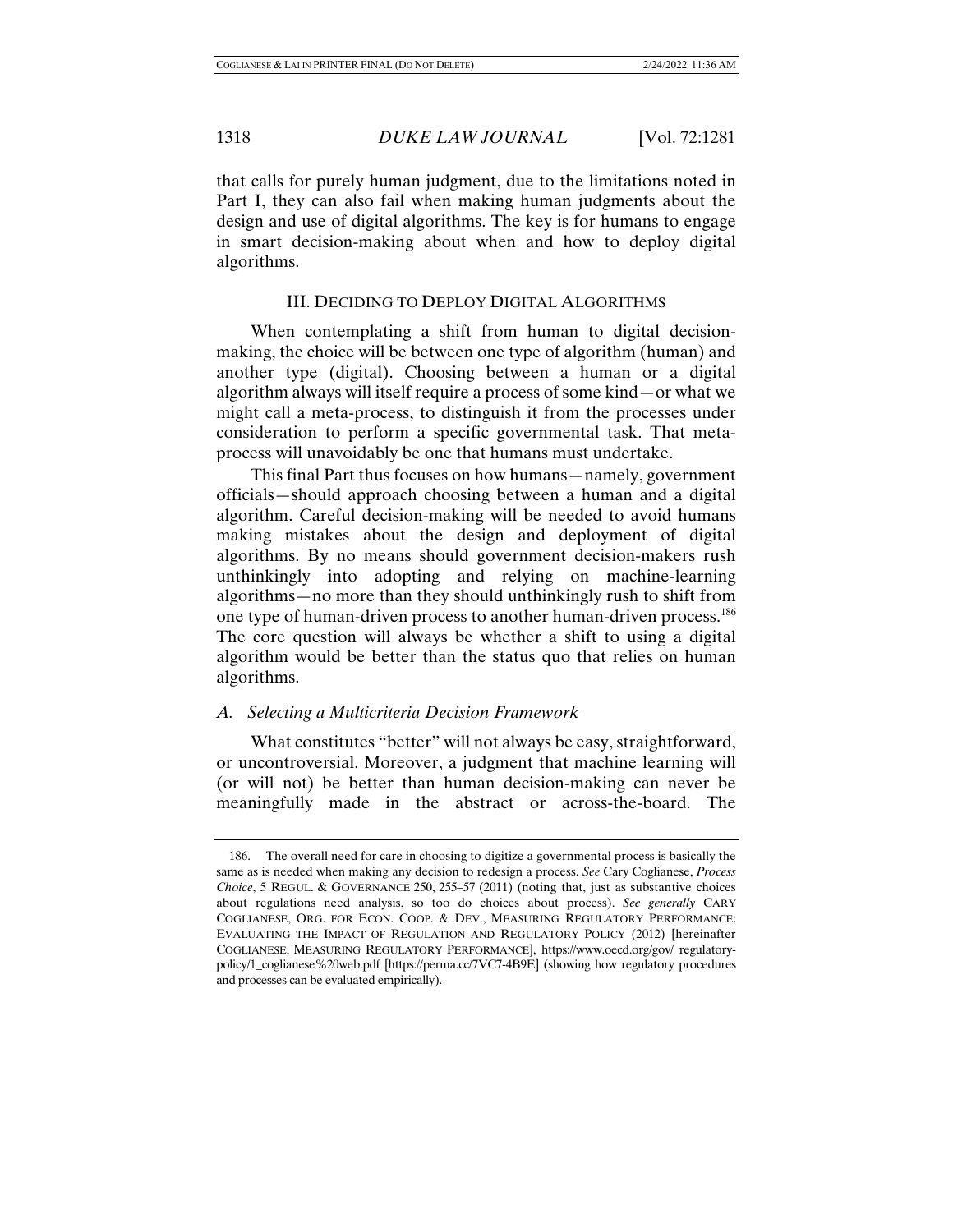that calls for purely human judgment, due to the limitations noted in Part I, they can also fail when making human judgments about the design and use of digital algorithms. The key is for humans to engage in smart decision-making about when and how to deploy digital algorithms.

## III. DECIDING TO DEPLOY DIGITAL ALGORITHMS

When contemplating a shift from human to digital decision-making, the choice will be between one type of algorithm (human) and another type (digital). Choosing between a human or a digital algorithm always will itself require a process of some kind—or what we might call a meta-process, to distinguish it from the processes under consideration to perform a specific governmental task. That meta-process will unavoidably be one that humans must undertake.

This final Part thus focuses on how humans—namely, government officials—should approach choosing between a human and a digital algorithm. Careful decision-making will be needed to avoid humans making mistakes about the design and deployment of digital algorithms. By no means should government decision-makers rush unthinkingly into adopting and relying on machine-learning algorithms—no more than they should unthinkingly rush to shift from one type of human-driven process to another human-driven process.[186] The core question will always be whether a shift to using a digital algorithm would be better than the status quo that relies on human algorithms.

### *A. Selecting a Multicriteria Decision Framework*

What constitutes "better" will not always be easy, straightforward, or uncontroversial. Moreover, a judgment that machine learning will (or will not) be better than human decision-making can never be meaningfully made in the abstract or across-the-board. The

---

186. The overall need for care in choosing to digitize a governmental process is basically the same as is needed when making any decision to redesign a process. *See* Cary Coglianese, *Process Choice*, 5 REGUL. & GOVERNANCE 250, 255–57 (2011) (noting that, just as substantive choices about regulations need analysis, so too do choices about process). *See generally* CARY COGLIANESE, ORG. FOR ECON. COOP. & DEV., MEASURING REGULATORY PERFORMANCE: EVALUATING THE IMPACT OF REGULATION AND REGULATORY POLICY (2012) [hereinafter COGLIANESE, MEASURING REGULATORY PERFORMANCE], https://www.oecd.org/gov/ regulatory-policy/1_coglianese%20web.pdf [https://perma.cc/7VC7-4B9E] (showing how regulatory procedures and processes can be evaluated empirically).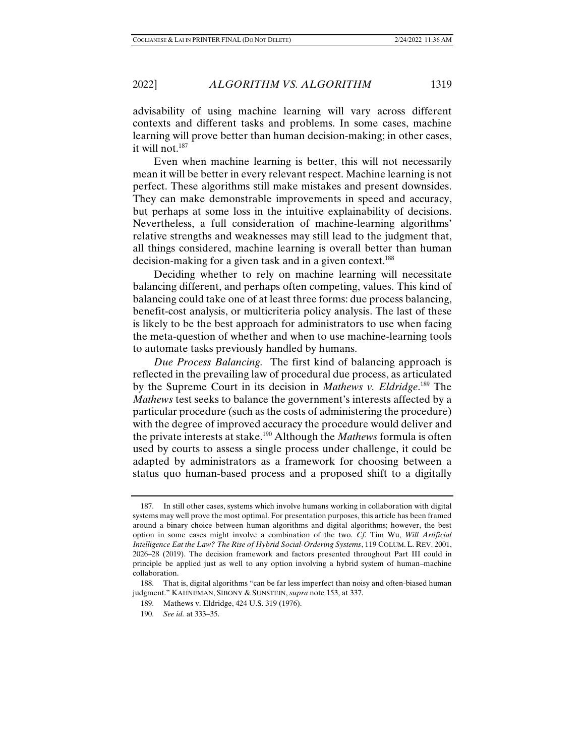advisability of using machine learning will vary across different contexts and different tasks and problems. In some cases, machine learning will prove better than human decision-making; in other cases, it will not.[187]

Even when machine learning is better, this will not necessarily mean it will be better in every relevant respect. Machine learning is not perfect. These algorithms still make mistakes and present downsides. They can make demonstrable improvements in speed and accuracy, but perhaps at some loss in the intuitive explainability of decisions. Nevertheless, a full consideration of machine-learning algorithms' relative strengths and weaknesses may still lead to the judgment that, all things considered, machine learning is overall better than human decision-making for a given task and in a given context.[188]

Deciding whether to rely on machine learning will necessitate balancing different, and perhaps often competing, values. This kind of balancing could take one of at least three forms: due process balancing, benefit-cost analysis, or multicriteria policy analysis. The last of these is likely to be the best approach for administrators to use when facing the meta-question of whether and when to use machine-learning tools to automate tasks previously handled by humans.

*Due Process Balancing.* The first kind of balancing approach is reflected in the prevailing law of procedural due process, as articulated by the Supreme Court in its decision in *Mathews v. Eldridge*.[189] The *Mathews* test seeks to balance the government's interests affected by a particular procedure (such as the costs of administering the procedure) with the degree of improved accuracy the procedure would deliver and the private interests at stake.[190] Although the *Mathews* formula is often used by courts to assess a single process under challenge, it could be adapted by administrators as a framework for choosing between a status quo human-based process and a proposed shift to a digitally

---

187. In still other cases, systems which involve humans working in collaboration with digital systems may well prove the most optimal. For presentation purposes, this article has been framed around a binary choice between human algorithms and digital algorithms; however, the best option in some cases might involve a combination of the two. *Cf*. Tim Wu, *Will Artificial Intelligence Eat the Law? The Rise of Hybrid Social-Ordering Systems*, 119 COLUM. L. REV. 2001, 2026–28 (2019). The decision framework and factors presented throughout Part III could in principle be applied just as well to any option involving a hybrid system of human–machine collaboration.

188. That is, digital algorithms "can be far less imperfect than noisy and often-biased human judgment." KAHNEMAN, SIBONY & SUNSTEIN, *supra* note 153, at 337.

189. Mathews v. Eldridge, 424 U.S. 319 (1976).

190. *See id.* at 333–35.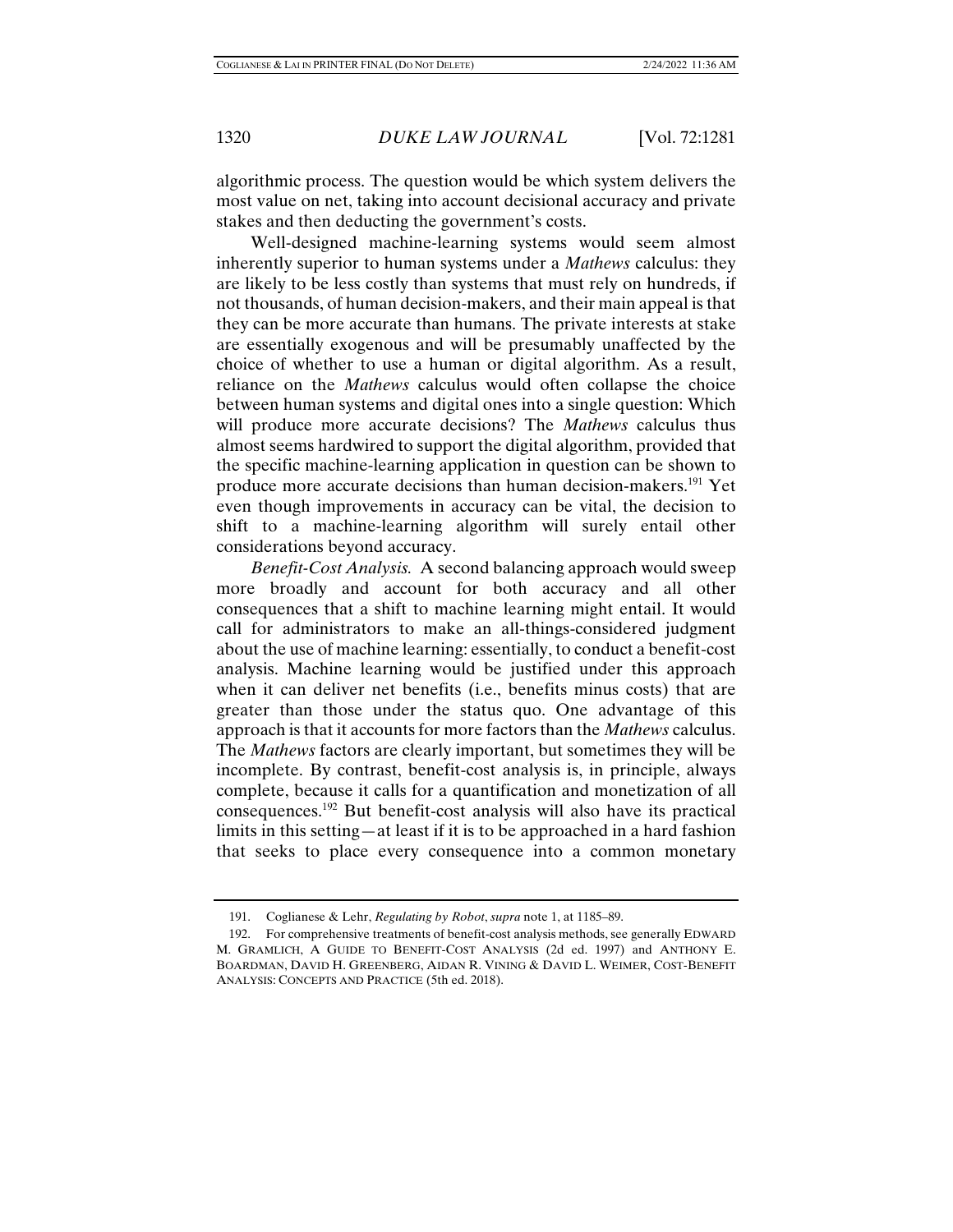algorithmic process. The question would be which system delivers the most value on net, taking into account decisional accuracy and private stakes and then deducting the government's costs.

Well-designed machine-learning systems would seem almost inherently superior to human systems under a *Mathews* calculus: they are likely to be less costly than systems that must rely on hundreds, if not thousands, of human decision-makers, and their main appeal is that they can be more accurate than humans. The private interests at stake are essentially exogenous and will be presumably unaffected by the choice of whether to use a human or digital algorithm. As a result, reliance on the *Mathews* calculus would often collapse the choice between human systems and digital ones into a single question: Which will produce more accurate decisions? The *Mathews* calculus thus almost seems hardwired to support the digital algorithm, provided that the specific machine-learning application in question can be shown to produce more accurate decisions than human decision-makers.[191] Yet even though improvements in accuracy can be vital, the decision to shift to a machine-learning algorithm will surely entail other considerations beyond accuracy.

*Benefit-Cost Analysis.* A second balancing approach would sweep more broadly and account for both accuracy and all other consequences that a shift to machine learning might entail. It would call for administrators to make an all-things-considered judgment about the use of machine learning: essentially, to conduct a benefit-cost analysis. Machine learning would be justified under this approach when it can deliver net benefits (i.e., benefits minus costs) that are greater than those under the status quo. One advantage of this approach is that it accounts for more factors than the *Mathews* calculus. The *Mathews* factors are clearly important, but sometimes they will be incomplete. By contrast, benefit-cost analysis is, in principle, always complete, because it calls for a quantification and monetization of all consequences.[192] But benefit-cost analysis will also have its practical limits in this setting—at least if it is to be approached in a hard fashion that seeks to place every consequence into a common monetary

---

191. Coglianese & Lehr, *Regulating by Robot*, *supra* note 1, at 1185–89.

192. For comprehensive treatments of benefit-cost analysis methods, see generally EDWARD M. GRAMLICH, A GUIDE TO BENEFIT-COST ANALYSIS (2d ed. 1997) and ANTHONY E. BOARDMAN, DAVID H. GREENBERG, AIDAN R. VINING & DAVID L. WEIMER, COST-BENEFIT ANALYSIS: CONCEPTS AND PRACTICE (5th ed. 2018).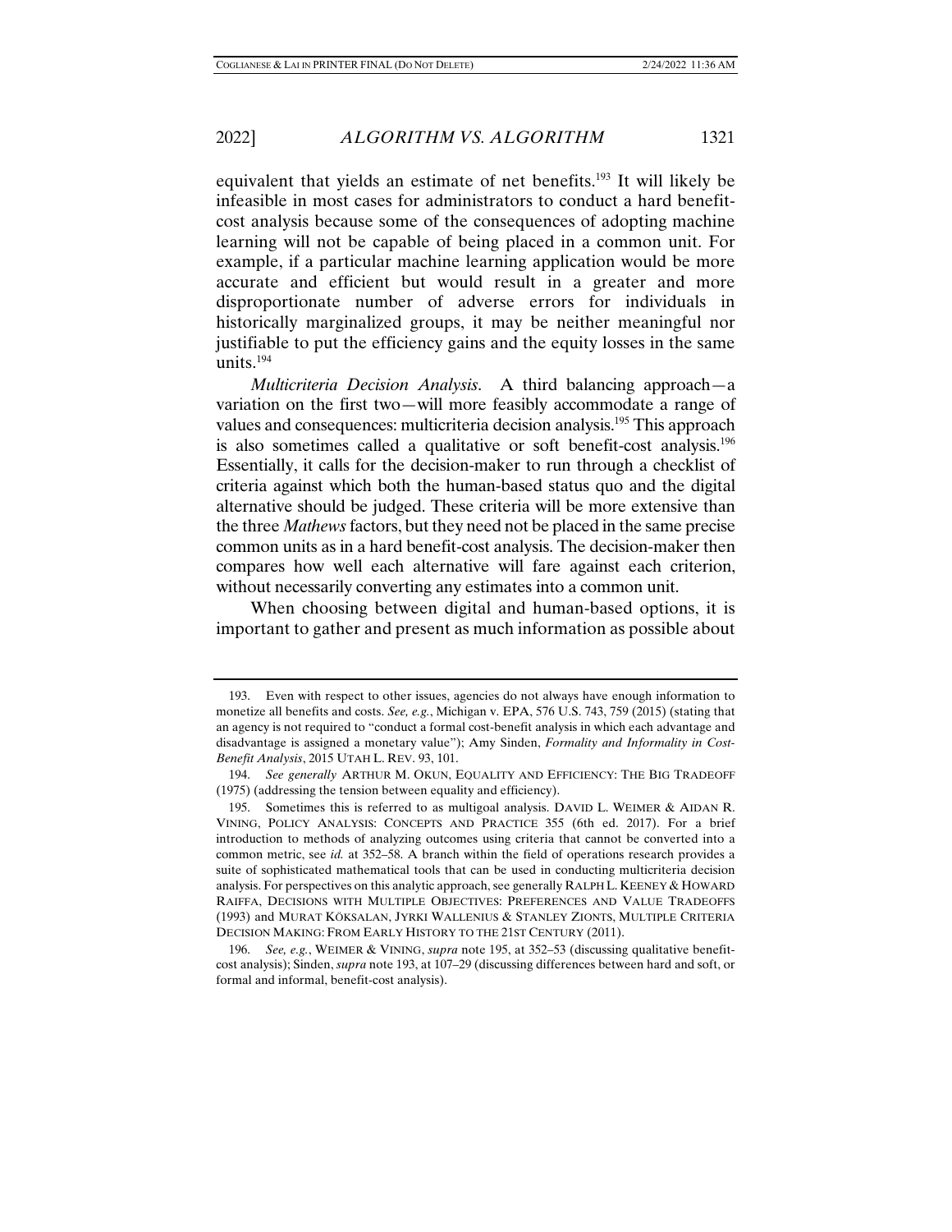equivalent that yields an estimate of net benefits.[193] It will likely be infeasible in most cases for administrators to conduct a hard benefit-cost analysis because some of the consequences of adopting machine learning will not be capable of being placed in a common unit. For example, if a particular machine learning application would be more accurate and efficient but would result in a greater and more disproportionate number of adverse errors for individuals in historically marginalized groups, it may be neither meaningful nor justifiable to put the efficiency gains and the equity losses in the same units.[194]

*Multicriteria Decision Analysis.* A third balancing approach—a variation on the first two—will more feasibly accommodate a range of values and consequences: multicriteria decision analysis.[195] This approach is also sometimes called a qualitative or soft benefit-cost analysis.[196] Essentially, it calls for the decision-maker to run through a checklist of criteria against which both the human-based status quo and the digital alternative should be judged. These criteria will be more extensive than the three *Mathews* factors, but they need not be placed in the same precise common units as in a hard benefit-cost analysis. The decision-maker then compares how well each alternative will fare against each criterion, without necessarily converting any estimates into a common unit.

When choosing between digital and human-based options, it is important to gather and present as much information as possible about

---

193. Even with respect to other issues, agencies do not always have enough information to monetize all benefits and costs. *See, e.g.*, Michigan v. EPA, 576 U.S. 743, 759 (2015) (stating that an agency is not required to "conduct a formal cost-benefit analysis in which each advantage and disadvantage is assigned a monetary value"); Amy Sinden, *Formality and Informality in Cost-Benefit Analysis*, 2015 UTAH L. REV. 93, 101.

194. *See generally* ARTHUR M. OKUN, EQUALITY AND EFFICIENCY: THE BIG TRADEOFF (1975) (addressing the tension between equality and efficiency).

195. Sometimes this is referred to as multigoal analysis. DAVID L. WEIMER & AIDAN R. VINING, POLICY ANALYSIS: CONCEPTS AND PRACTICE 355 (6th ed. 2017). For a brief introduction to methods of analyzing outcomes using criteria that cannot be converted into a common metric, see *id.* at 352–58. A branch within the field of operations research provides a suite of sophisticated mathematical tools that can be used in conducting multicriteria decision analysis. For perspectives on this analytic approach, see generally RALPH L. KEENEY & HOWARD RAIFFA, DECISIONS WITH MULTIPLE OBJECTIVES: PREFERENCES AND VALUE TRADEOFFS (1993) and MURAT KÖKSALAN, JYRKI WALLENIUS & STANLEY ZIONTS, MULTIPLE CRITERIA DECISION MAKING: FROM EARLY HISTORY TO THE 21ST CENTURY (2011).

196. *See, e.g.*, WEIMER & VINING, *supra* note 195, at 352–53 (discussing qualitative benefit-cost analysis); Sinden, *supra* note 193, at 107–29 (discussing differences between hard and soft, or formal and informal, benefit-cost analysis).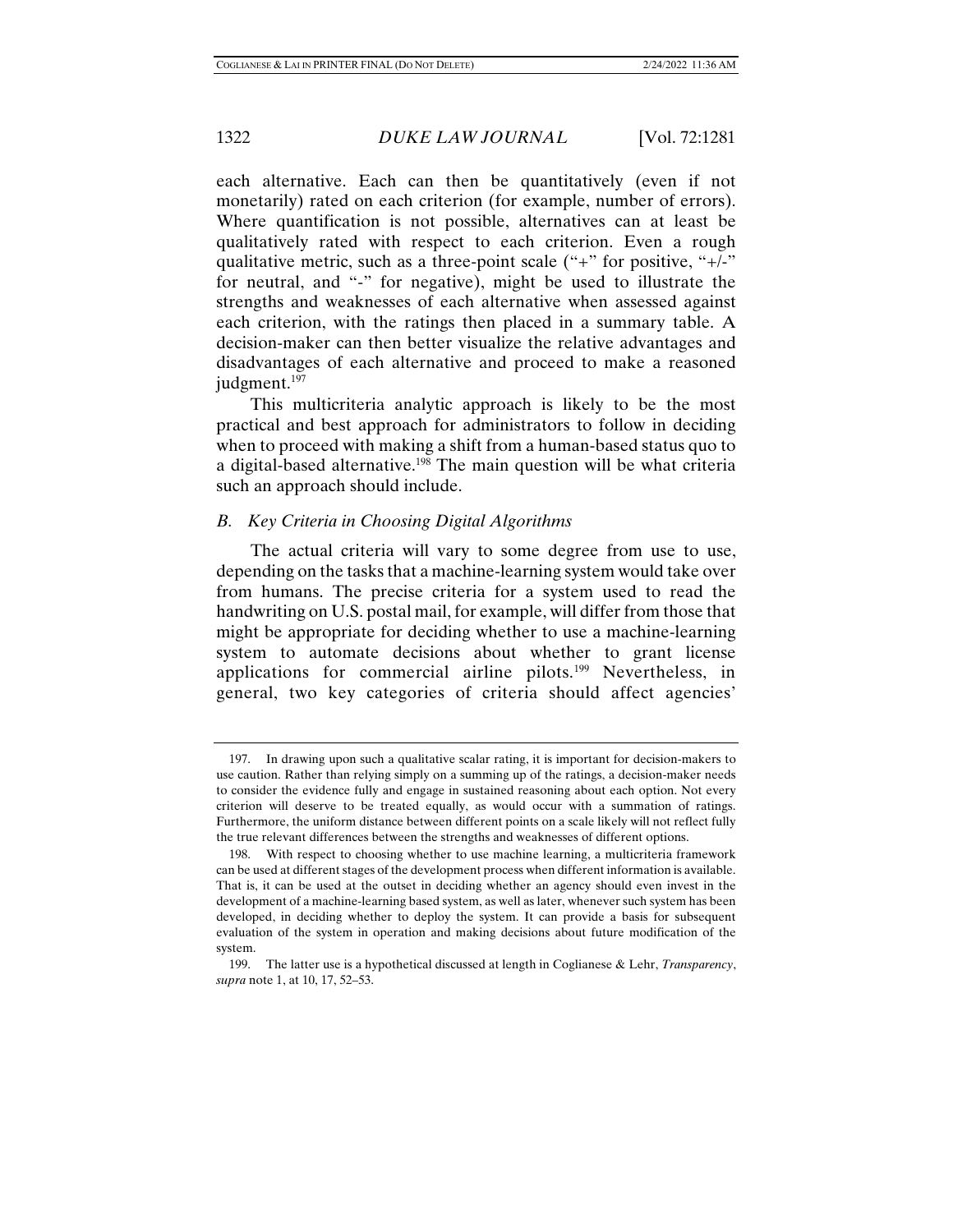each alternative. Each can then be quantitatively (even if not monetarily) rated on each criterion (for example, number of errors). Where quantification is not possible, alternatives can at least be qualitatively rated with respect to each criterion. Even a rough qualitative metric, such as a three-point scale ("+" for positive, "+/-" for neutral, and "-" for negative), might be used to illustrate the strengths and weaknesses of each alternative when assessed against each criterion, with the ratings then placed in a summary table. A decision-maker can then better visualize the relative advantages and disadvantages of each alternative and proceed to make a reasoned judgment.[197]

This multicriteria analytic approach is likely to be the most practical and best approach for administrators to follow in deciding when to proceed with making a shift from a human-based status quo to a digital-based alternative.[198] The main question will be what criteria such an approach should include.

### *B. Key Criteria in Choosing Digital Algorithms*

The actual criteria will vary to some degree from use to use, depending on the tasks that a machine-learning system would take over from humans. The precise criteria for a system used to read the handwriting on U.S. postal mail, for example, will differ from those that might be appropriate for deciding whether to use a machine-learning system to automate decisions about whether to grant license applications for commercial airline pilots.[199] Nevertheless, in general, two key categories of criteria should affect agencies'

---

197. In drawing upon such a qualitative scalar rating, it is important for decision-makers to use caution. Rather than relying simply on a summing up of the ratings, a decision-maker needs to consider the evidence fully and engage in sustained reasoning about each option. Not every criterion will deserve to be treated equally, as would occur with a summation of ratings. Furthermore, the uniform distance between different points on a scale likely will not reflect fully the true relevant differences between the strengths and weaknesses of different options.

198. With respect to choosing whether to use machine learning, a multicriteria framework can be used at different stages of the development process when different information is available. That is, it can be used at the outset in deciding whether an agency should even invest in the development of a machine-learning based system, as well as later, whenever such system has been developed, in deciding whether to deploy the system. It can provide a basis for subsequent evaluation of the system in operation and making decisions about future modification of the system.

199. The latter use is a hypothetical discussed at length in Coglianese & Lehr, *Transparency*, *supra* note 1, at 10, 17, 52–53.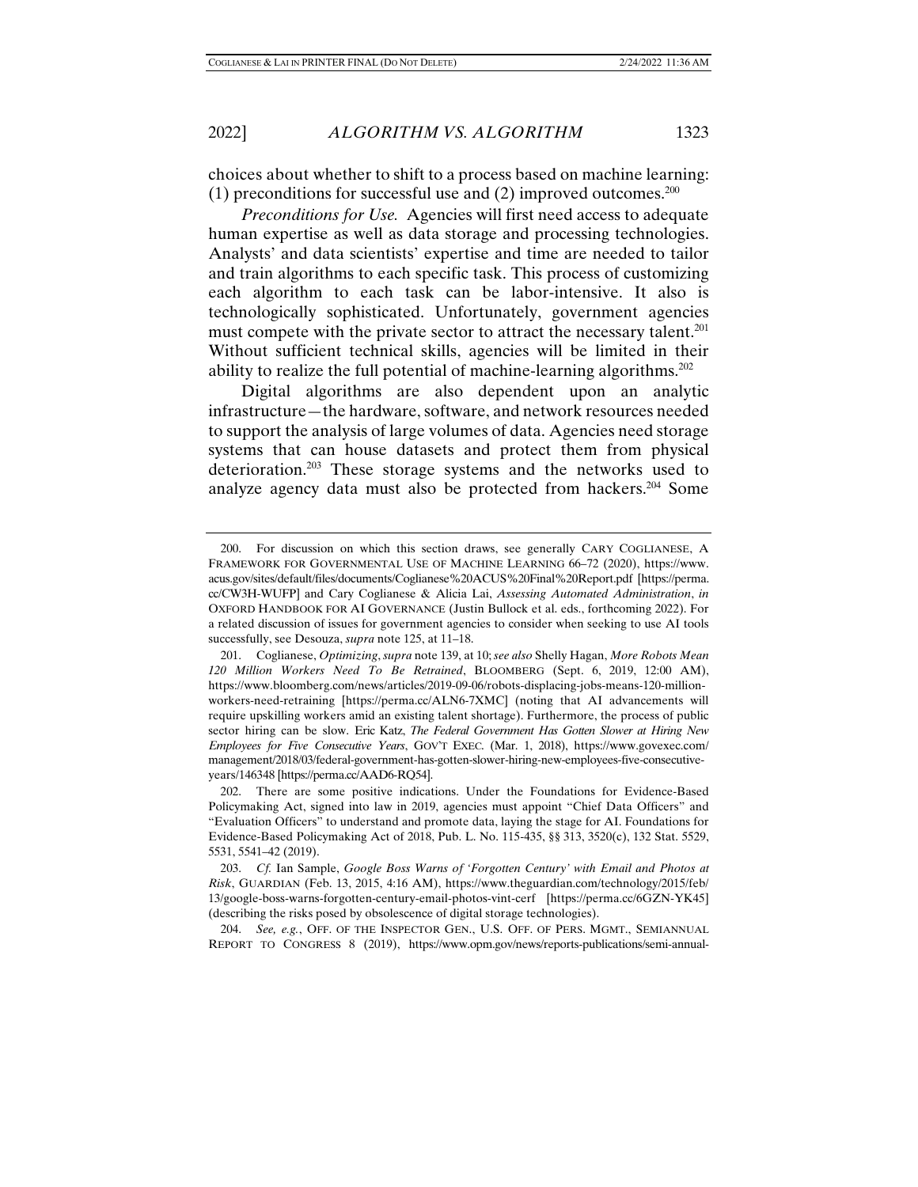choices about whether to shift to a process based on machine learning: (1) preconditions for successful use and (2) improved outcomes.[200]

*Preconditions for Use.* Agencies will first need access to adequate human expertise as well as data storage and processing technologies. Analysts' and data scientists' expertise and time are needed to tailor and train algorithms to each specific task. This process of customizing each algorithm to each task can be labor-intensive. It also is technologically sophisticated. Unfortunately, government agencies must compete with the private sector to attract the necessary talent.[201] Without sufficient technical skills, agencies will be limited in their ability to realize the full potential of machine-learning algorithms.[202]

Digital algorithms are also dependent upon an analytic infrastructure—the hardware, software, and network resources needed to support the analysis of large volumes of data. Agencies need storage systems that can house datasets and protect them from physical deterioration.[203] These storage systems and the networks used to analyze agency data must also be protected from hackers.[204] Some

---

200. For discussion on which this section draws, see generally CARY COGLIANESE, A FRAMEWORK FOR GOVERNMENTAL USE OF MACHINE LEARNING 66–72 (2020), https://www.acus.gov/sites/default/files/documents/Coglianese%20ACUS%20Final%20Report.pdf [https://perma.cc/CW3H-WUFP] and Cary Coglianese & Alicia Lai, *Assessing Automated Administration*, *in* OXFORD HANDBOOK FOR AI GOVERNANCE (Justin Bullock et al. eds., forthcoming 2022). For a related discussion of issues for government agencies to consider when seeking to use AI tools successfully, see Desouza, *supra* note 125, at 11–18.

201. Coglianese, *Optimizing*, *supra* note 139, at 10; *see also* Shelly Hagan, *More Robots Mean 120 Million Workers Need To Be Retrained*, BLOOMBERG (Sept. 6, 2019, 12:00 AM), https://www.bloomberg.com/news/articles/2019-09-06/robots-displacing-jobs-means-120-million-workers-need-retraining [https://perma.cc/ALN6-7XMC] (noting that AI advancements will require upskilling workers amid an existing talent shortage). Furthermore, the process of public sector hiring can be slow. Eric Katz, *The Federal Government Has Gotten Slower at Hiring New Employees for Five Consecutive Years*, GOV'T EXEC. (Mar. 1, 2018), https://www.govexec.com/management/2018/03/federal-government-has-gotten-slower-hiring-new-employees-five-consecutive-years/146348 [https://perma.cc/AAD6-RQ54].

202. There are some positive indications. Under the Foundations for Evidence-Based Policymaking Act, signed into law in 2019, agencies must appoint "Chief Data Officers" and "Evaluation Officers" to understand and promote data, laying the stage for AI. Foundations for Evidence-Based Policymaking Act of 2018, Pub. L. No. 115-435, §§ 313, 3520(c), 132 Stat. 5529, 5531, 5541–42 (2019).

203. *Cf.* Ian Sample, *Google Boss Warns of 'Forgotten Century' with Email and Photos at Risk*, GUARDIAN (Feb. 13, 2015, 4:16 AM), https://www.theguardian.com/technology/2015/feb/13/google-boss-warns-forgotten-century-email-photos-vint-cerf [https://perma.cc/6GZN-YK45] (describing the risks posed by obsolescence of digital storage technologies).

204. *See, e.g.*, OFF. OF THE INSPECTOR GEN., U.S. OFF. OF PERS. MGMT., SEMIANNUAL REPORT TO CONGRESS 8 (2019), https://www.opm.gov/news/reports-publications/semi-annual-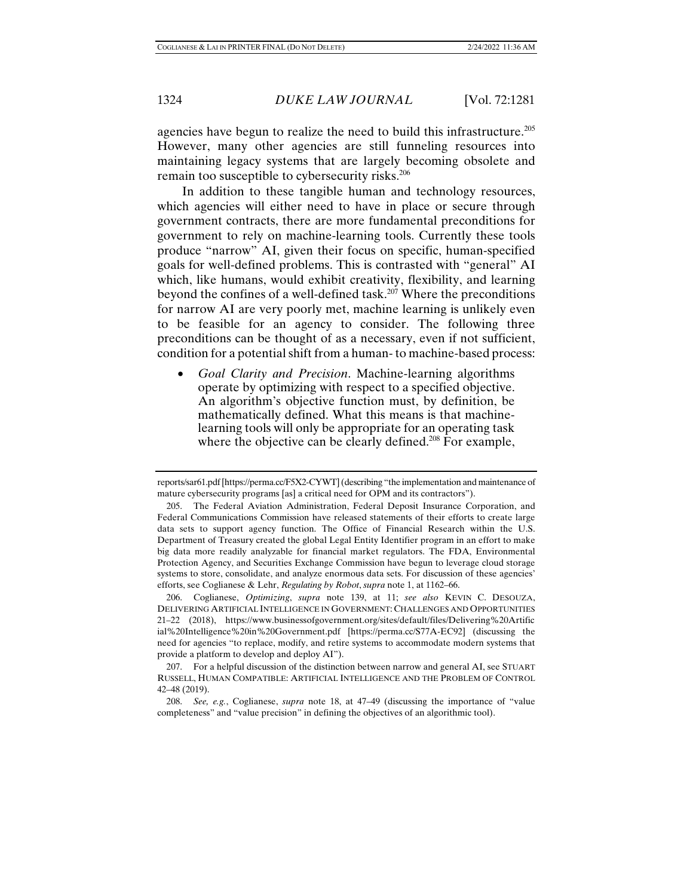agencies have begun to realize the need to build this infrastructure.[205] However, many other agencies are still funneling resources into maintaining legacy systems that are largely becoming obsolete and remain too susceptible to cybersecurity risks.[206]

In addition to these tangible human and technology resources, which agencies will either need to have in place or secure through government contracts, there are more fundamental preconditions for government to rely on machine-learning tools. Currently these tools produce "narrow" AI, given their focus on specific, human-specified goals for well-defined problems. This is contrasted with "general" AI which, like humans, would exhibit creativity, flexibility, and learning beyond the confines of a well-defined task.[207] Where the preconditions for narrow AI are very poorly met, machine learning is unlikely even to be feasible for an agency to consider. The following three preconditions can be thought of as a necessary, even if not sufficient, condition for a potential shift from a human- to machine-based process:

- *Goal Clarity and Precision*. Machine-learning algorithms operate by optimizing with respect to a specified objective. An algorithm's objective function must, by definition, be mathematically defined. What this means is that machine-learning tools will only be appropriate for an operating task where the objective can be clearly defined.[208] For example,

---

reports/sar61.pdf [https://perma.cc/F5X2-CYWT] (describing "the implementation and maintenance of mature cybersecurity programs [as] a critical need for OPM and its contractors").

205. The Federal Aviation Administration, Federal Deposit Insurance Corporation, and Federal Communications Commission have released statements of their efforts to create large data sets to support agency function. The Office of Financial Research within the U.S. Department of Treasury created the global Legal Entity Identifier program in an effort to make big data more readily analyzable for financial market regulators. The FDA, Environmental Protection Agency, and Securities Exchange Commission have begun to leverage cloud storage systems to store, consolidate, and analyze enormous data sets. For discussion of these agencies' efforts, see Coglianese & Lehr, *Regulating by Robot*, *supra* note 1, at 1162–66.

206. Coglianese, *Optimizing*, *supra* note 139, at 11; *see also* KEVIN C. DESOUZA, DELIVERING ARTIFICIAL INTELLIGENCE IN GOVERNMENT: CHALLENGES AND OPPORTUNITIES 21–22 (2018), https://www.businessofgovernment.org/sites/default/files/Delivering%20Artificial%20Intelligence%20in%20Government.pdf [https://perma.cc/S77A-EC92] (discussing the need for agencies "to replace, modify, and retire systems to accommodate modern systems that provide a platform to develop and deploy AI").

207. For a helpful discussion of the distinction between narrow and general AI, see STUART RUSSELL, HUMAN COMPATIBLE: ARTIFICIAL INTELLIGENCE AND THE PROBLEM OF CONTROL 42–48 (2019).

208. *See, e.g.*, Coglianese, *supra* note 18, at 47–49 (discussing the importance of "value completeness" and "value precision" in defining the objectives of an algorithmic tool).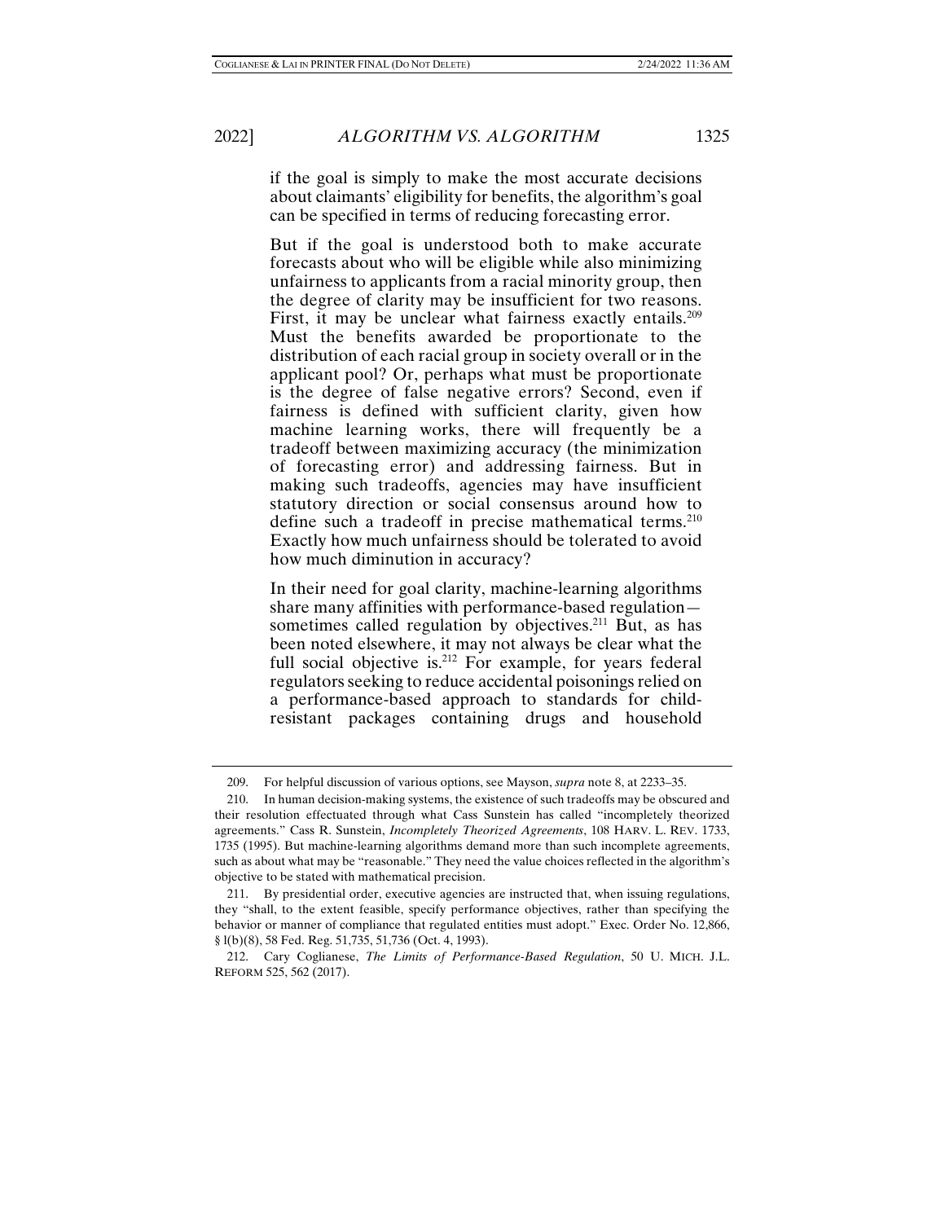if the goal is simply to make the most accurate decisions about claimants' eligibility for benefits, the algorithm's goal can be specified in terms of reducing forecasting error.

But if the goal is understood both to make accurate forecasts about who will be eligible while also minimizing unfairness to applicants from a racial minority group, then the degree of clarity may be insufficient for two reasons. First, it may be unclear what fairness exactly entails.[209] Must the benefits awarded be proportionate to the distribution of each racial group in society overall or in the applicant pool? Or, perhaps what must be proportionate is the degree of false negative errors? Second, even if fairness is defined with sufficient clarity, given how machine learning works, there will frequently be a tradeoff between maximizing accuracy (the minimization of forecasting error) and addressing fairness. But in making such tradeoffs, agencies may have insufficient statutory direction or social consensus around how to define such a tradeoff in precise mathematical terms.[210] Exactly how much unfairness should be tolerated to avoid how much diminution in accuracy?

In their need for goal clarity, machine-learning algorithms share many affinities with performance-based regulation—sometimes called regulation by objectives.[211] But, as has been noted elsewhere, it may not always be clear what the full social objective is.[212] For example, for years federal regulators seeking to reduce accidental poisonings relied on a performance-based approach to standards for child-resistant packages containing drugs and household

---

209. For helpful discussion of various options, see Mayson, *supra* note 8, at 2233–35.

210. In human decision-making systems, the existence of such tradeoffs may be obscured and their resolution effectuated through what Cass Sunstein has called "incompletely theorized agreements." Cass R. Sunstein, *Incompletely Theorized Agreements*, 108 HARV. L. REV. 1733, 1735 (1995). But machine-learning algorithms demand more than such incomplete agreements, such as about what may be "reasonable." They need the value choices reflected in the algorithm's objective to be stated with mathematical precision.

211. By presidential order, executive agencies are instructed that, when issuing regulations, they "shall, to the extent feasible, specify performance objectives, rather than specifying the behavior or manner of compliance that regulated entities must adopt." Exec. Order No. 12,866, § 1(b)(8), 58 Fed. Reg. 51,735, 51,736 (Oct. 4, 1993).

212. Cary Coglianese, *The Limits of Performance-Based Regulation*, 50 U. MICH. J.L. REFORM 525, 562 (2017).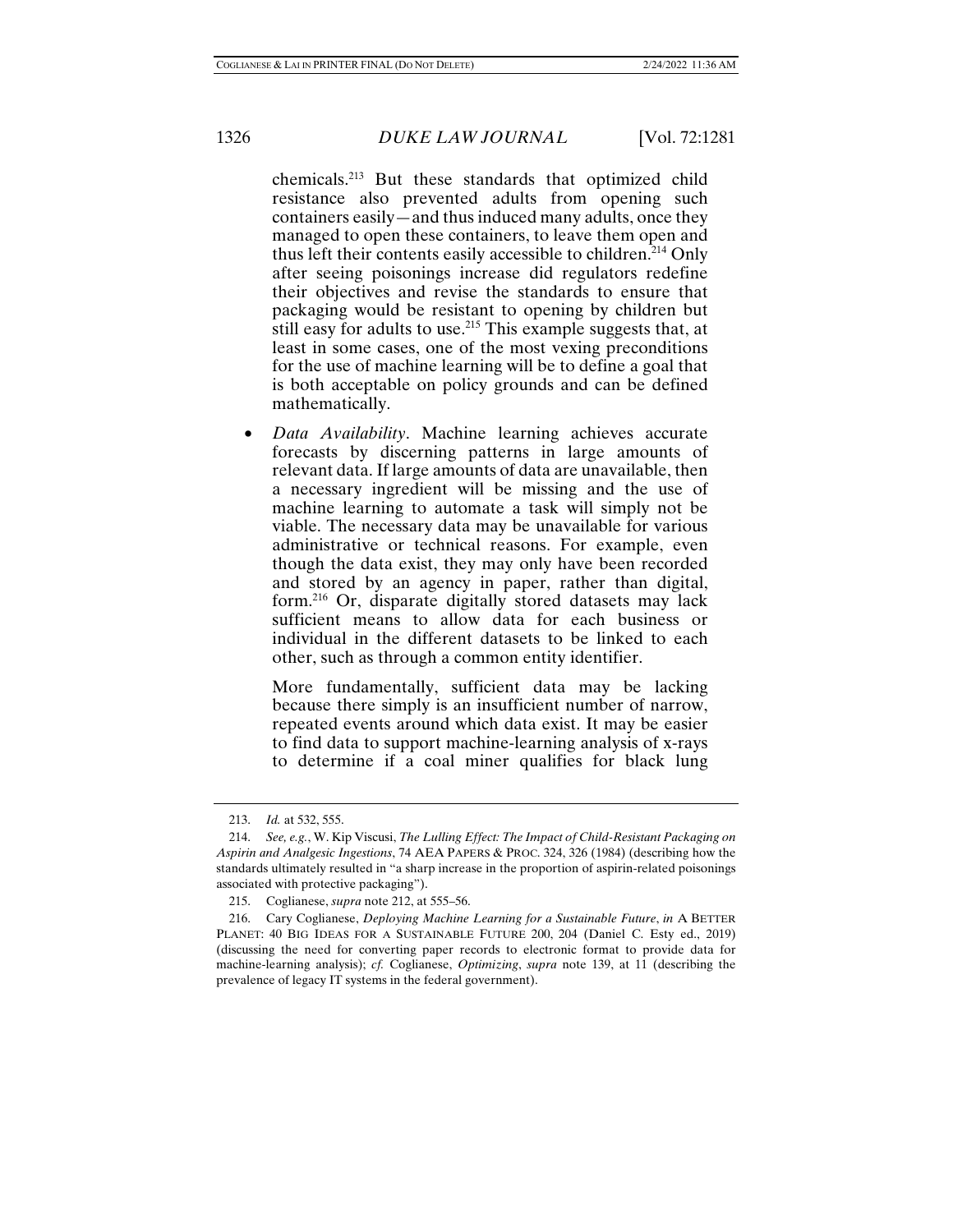chemicals.[213] But these standards that optimized child resistance also prevented adults from opening such containers easily—and thus induced many adults, once they managed to open these containers, to leave them open and thus left their contents easily accessible to children.[214] Only after seeing poisonings increase did regulators redefine their objectives and revise the standards to ensure that packaging would be resistant to opening by children but still easy for adults to use.[215] This example suggests that, at least in some cases, one of the most vexing preconditions for the use of machine learning will be to define a goal that is both acceptable on policy grounds and can be defined mathematically.

- *Data Availability*. Machine learning achieves accurate forecasts by discerning patterns in large amounts of relevant data. If large amounts of data are unavailable, then a necessary ingredient will be missing and the use of machine learning to automate a task will simply not be viable. The necessary data may be unavailable for various administrative or technical reasons. For example, even though the data exist, they may only have been recorded and stored by an agency in paper, rather than digital, form.[216] Or, disparate digitally stored datasets may lack sufficient means to allow data for each business or individual in the different datasets to be linked to each other, such as through a common entity identifier.

  More fundamentally, sufficient data may be lacking because there simply is an insufficient number of narrow, repeated events around which data exist. It may be easier to find data to support machine-learning analysis of x-rays to determine if a coal miner qualifies for black lung

---

213. *Id.* at 532, 555.

214. *See, e.g.*, W. Kip Viscusi, *The Lulling Effect: The Impact of Child-Resistant Packaging on Aspirin and Analgesic Ingestions*, 74 AEA PAPERS & PROC. 324, 326 (1984) (describing how the standards ultimately resulted in "a sharp increase in the proportion of aspirin-related poisonings associated with protective packaging").

215. Coglianese, *supra* note 212, at 555–56.

216. Cary Coglianese, *Deploying Machine Learning for a Sustainable Future*, *in* A BETTER PLANET: 40 BIG IDEAS FOR A SUSTAINABLE FUTURE 200, 204 (Daniel C. Esty ed., 2019) (discussing the need for converting paper records to electronic format to provide data for machine-learning analysis); *cf.* Coglianese, *Optimizing*, *supra* note 139, at 11 (describing the prevalence of legacy IT systems in the federal government).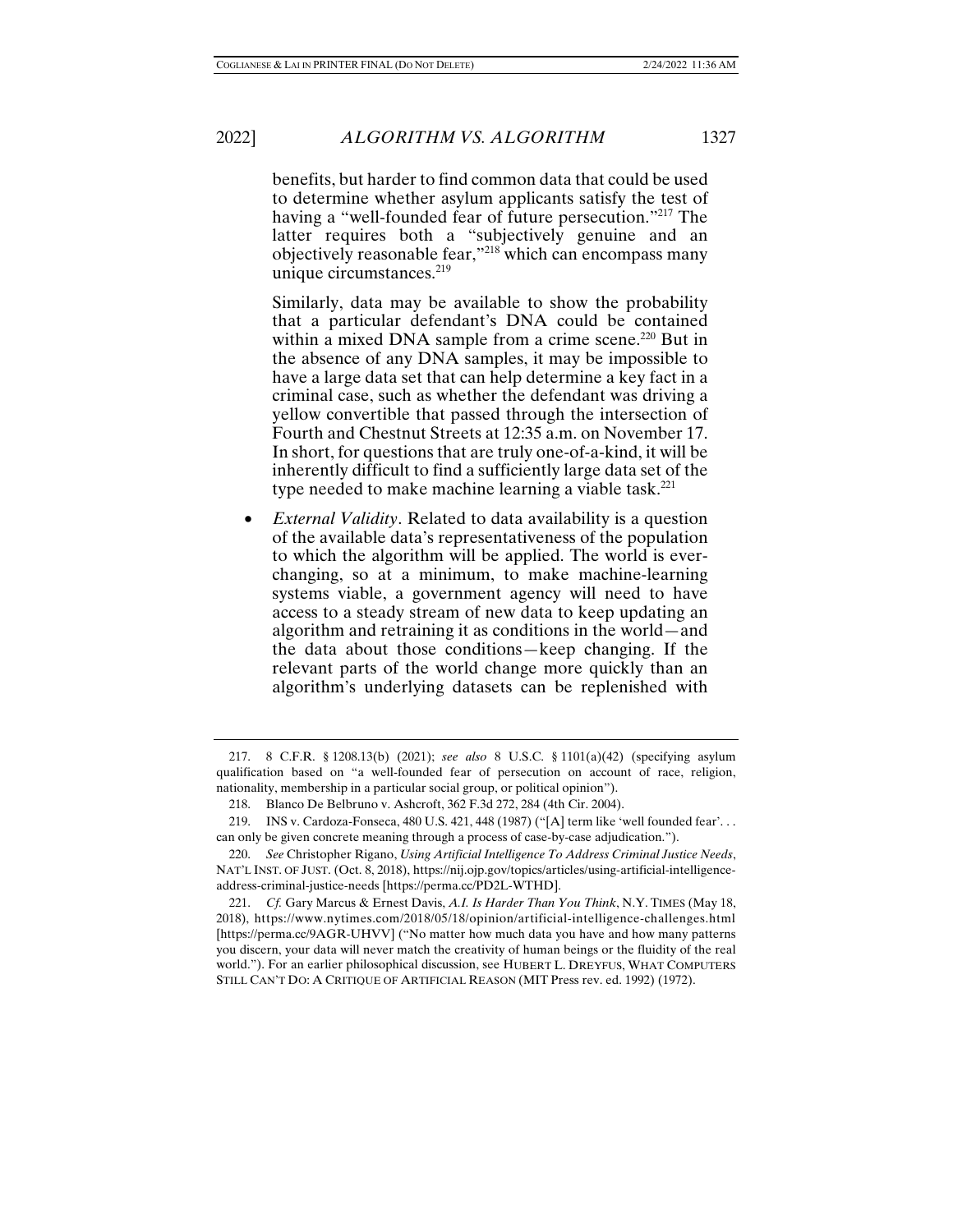benefits, but harder to find common data that could be used to determine whether asylum applicants satisfy the test of having a "well-founded fear of future persecution."[217] The latter requires both a "subjectively genuine and an objectively reasonable fear,"[218] which can encompass many unique circumstances.[219]

Similarly, data may be available to show the probability that a particular defendant's DNA could be contained within a mixed DNA sample from a crime scene.[220] But in the absence of any DNA samples, it may be impossible to have a large data set that can help determine a key fact in a criminal case, such as whether the defendant was driving a yellow convertible that passed through the intersection of Fourth and Chestnut Streets at 12:35 a.m. on November 17. In short, for questions that are truly one-of-a-kind, it will be inherently difficult to find a sufficiently large data set of the type needed to make machine learning a viable task.[221]

- *External Validity*. Related to data availability is a question of the available data's representativeness of the population to which the algorithm will be applied. The world is ever-changing, so at a minimum, to make machine-learning systems viable, a government agency will need to have access to a steady stream of new data to keep updating an algorithm and retraining it as conditions in the world—and the data about those conditions—keep changing. If the relevant parts of the world change more quickly than an algorithm's underlying datasets can be replenished with

---

217. 8 C.F.R. § 1208.13(b) (2021); *see also* 8 U.S.C. § 1101(a)(42) (specifying asylum qualification based on "a well-founded fear of persecution on account of race, religion, nationality, membership in a particular social group, or political opinion").

218. Blanco De Belbruno v. Ashcroft, 362 F.3d 272, 284 (4th Cir. 2004).

219. INS v. Cardoza-Fonseca, 480 U.S. 421, 448 (1987) ("[A] term like 'well founded fear'. . . can only be given concrete meaning through a process of case-by-case adjudication.").

220. *See* Christopher Rigano, *Using Artificial Intelligence To Address Criminal Justice Needs*, NAT'L INST. OF JUST. (Oct. 8, 2018), https://nij.ojp.gov/topics/articles/using-artificial-intelligence-address-criminal-justice-needs [https://perma.cc/PD2L-WTHD].

221. *Cf.* Gary Marcus & Ernest Davis, *A.I. Is Harder Than You Think*, N.Y. TIMES (May 18, 2018), https://www.nytimes.com/2018/05/18/opinion/artificial-intelligence-challenges.html [https://perma.cc/9AGR-UHVV] ("No matter how much data you have and how many patterns you discern, your data will never match the creativity of human beings or the fluidity of the real world."). For an earlier philosophical discussion, see HUBERT L. DREYFUS, WHAT COMPUTERS STILL CAN'T DO: A CRITIQUE OF ARTIFICIAL REASON (MIT Press rev. ed. 1992) (1972).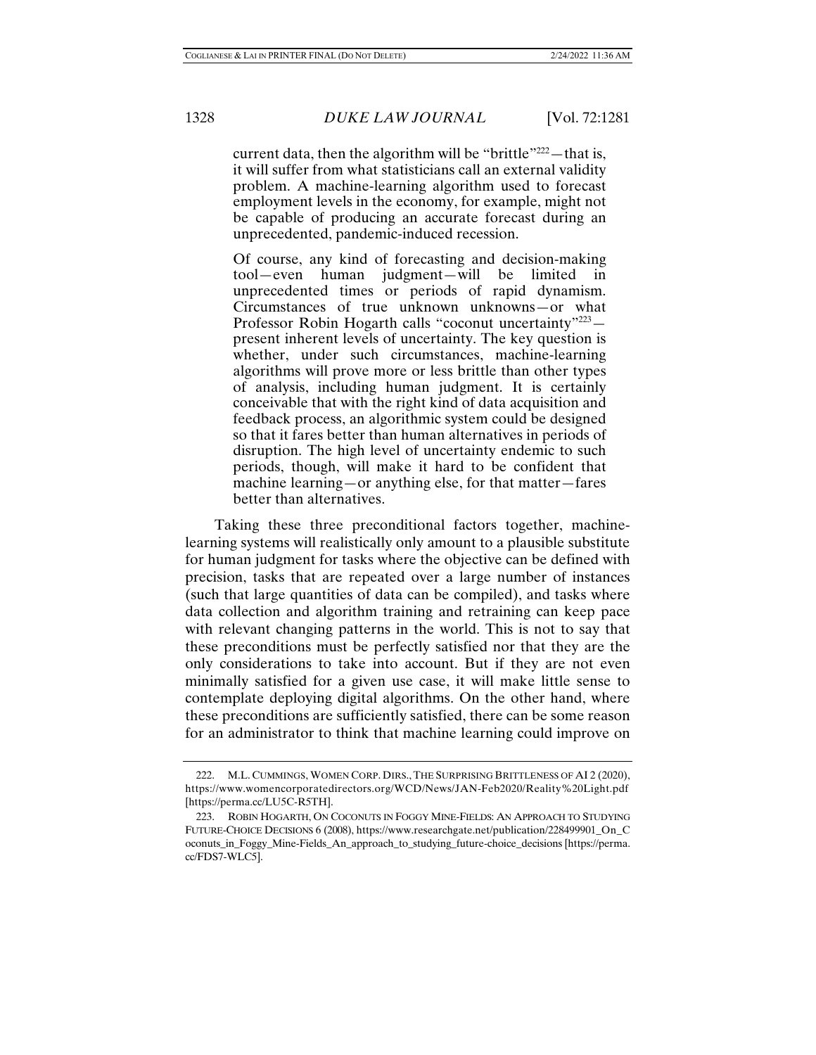current data, then the algorithm will be "brittle"[222]—that is, it will suffer from what statisticians call an external validity problem. A machine-learning algorithm used to forecast employment levels in the economy, for example, might not be capable of producing an accurate forecast during an unprecedented, pandemic-induced recession.

Of course, any kind of forecasting and decision-making tool—even human judgment—will be limited in unprecedented times or periods of rapid dynamism. Circumstances of true unknown unknowns—or what Professor Robin Hogarth calls "coconut uncertainty"[223]—present inherent levels of uncertainty. The key question is whether, under such circumstances, machine-learning algorithms will prove more or less brittle than other types of analysis, including human judgment. It is certainly conceivable that with the right kind of data acquisition and feedback process, an algorithmic system could be designed so that it fares better than human alternatives in periods of disruption. The high level of uncertainty endemic to such periods, though, will make it hard to be confident that machine learning—or anything else, for that matter—fares better than alternatives.

Taking these three preconditional factors together, machine-learning systems will realistically only amount to a plausible substitute for human judgment for tasks where the objective can be defined with precision, tasks that are repeated over a large number of instances (such that large quantities of data can be compiled), and tasks where data collection and algorithm training and retraining can keep pace with relevant changing patterns in the world. This is not to say that these preconditions must be perfectly satisfied nor that they are the only considerations to take into account. But if they are not even minimally satisfied for a given use case, it will make little sense to contemplate deploying digital algorithms. On the other hand, where these preconditions are sufficiently satisfied, there can be some reason for an administrator to think that machine learning could improve on

---

222. M.L. CUMMINGS, WOMEN CORP. DIRS., THE SURPRISING BRITTLENESS OF AI 2 (2020), https://www.womencorporatedirectors.org/WCD/News/JAN-Feb2020/Reality%20Light.pdf [https://perma.cc/LU5C-R5TH].

223. ROBIN HOGARTH, ON COCONUTS IN FOGGY MINE-FIELDS: AN APPROACH TO STUDYING FUTURE-CHOICE DECISIONS 6 (2008), https://www.researchgate.net/publication/228499901_On_Coconuts_in_Foggy_Mine-Fields_An_approach_to_studying_future-choice_decisions [https://perma.cc/FDS7-WLC5].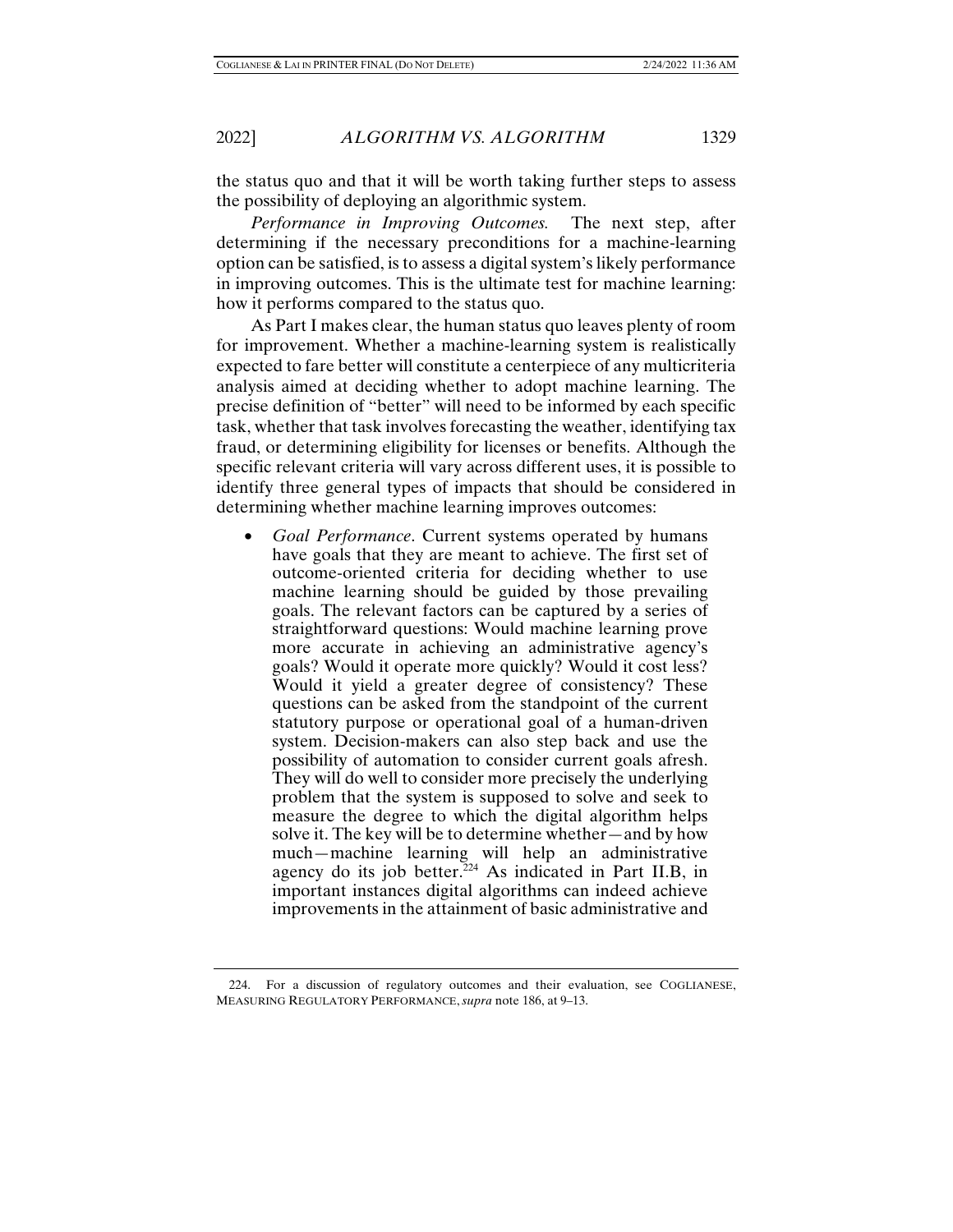the status quo and that it will be worth taking further steps to assess the possibility of deploying an algorithmic system.

*Performance in Improving Outcomes.* The next step, after determining if the necessary preconditions for a machine-learning option can be satisfied, is to assess a digital system's likely performance in improving outcomes. This is the ultimate test for machine learning: how it performs compared to the status quo.

As Part I makes clear, the human status quo leaves plenty of room for improvement. Whether a machine-learning system is realistically expected to fare better will constitute a centerpiece of any multicriteria analysis aimed at deciding whether to adopt machine learning. The precise definition of "better" will need to be informed by each specific task, whether that task involves forecasting the weather, identifying tax fraud, or determining eligibility for licenses or benefits. Although the specific relevant criteria will vary across different uses, it is possible to identify three general types of impacts that should be considered in determining whether machine learning improves outcomes:

- *Goal Performance*. Current systems operated by humans have goals that they are meant to achieve. The first set of outcome-oriented criteria for deciding whether to use machine learning should be guided by those prevailing goals. The relevant factors can be captured by a series of straightforward questions: Would machine learning prove more accurate in achieving an administrative agency's goals? Would it operate more quickly? Would it cost less? Would it yield a greater degree of consistency? These questions can be asked from the standpoint of the current statutory purpose or operational goal of a human-driven system. Decision-makers can also step back and use the possibility of automation to consider current goals afresh. They will do well to consider more precisely the underlying problem that the system is supposed to solve and seek to measure the degree to which the digital algorithm helps solve it. The key will be to determine whether—and by how much—machine learning will help an administrative agency do its job better.[224] As indicated in Part II.B, in important instances digital algorithms can indeed achieve improvements in the attainment of basic administrative and

224. For a discussion of regulatory outcomes and their evaluation, see COGLIANESE, MEASURING REGULATORY PERFORMANCE, *supra* note 186, at 9–13.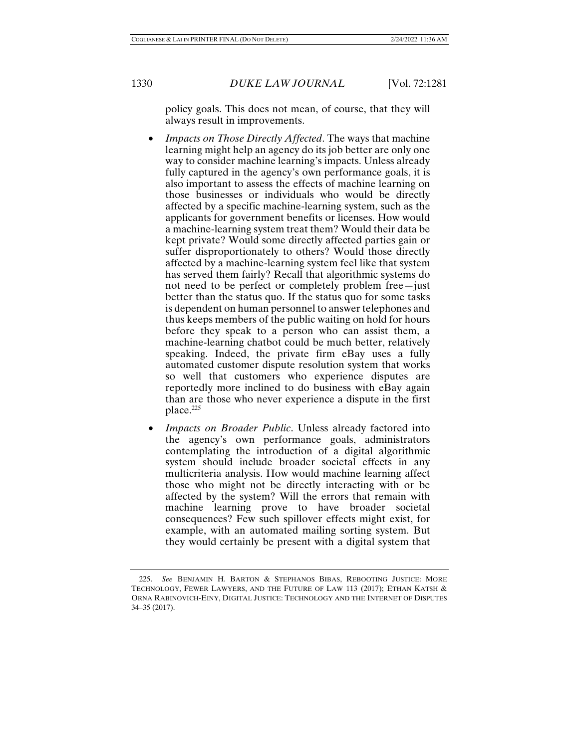policy goals. This does not mean, of course, that they will always result in improvements.

- *Impacts on Those Directly Affected*. The ways that machine learning might help an agency do its job better are only one way to consider machine learning's impacts. Unless already fully captured in the agency's own performance goals, it is also important to assess the effects of machine learning on those businesses or individuals who would be directly affected by a specific machine-learning system, such as the applicants for government benefits or licenses. How would a machine-learning system treat them? Would their data be kept private? Would some directly affected parties gain or suffer disproportionately to others? Would those directly affected by a machine-learning system feel like that system has served them fairly? Recall that algorithmic systems do not need to be perfect or completely problem free—just better than the status quo. If the status quo for some tasks is dependent on human personnel to answer telephones and thus keeps members of the public waiting on hold for hours before they speak to a person who can assist them, a machine-learning chatbot could be much better, relatively speaking. Indeed, the private firm eBay uses a fully automated customer dispute resolution system that works so well that customers who experience disputes are reportedly more inclined to do business with eBay again than are those who never experience a dispute in the first place.[225]

- *Impacts on Broader Public*. Unless already factored into the agency's own performance goals, administrators contemplating the introduction of a digital algorithmic system should include broader societal effects in any multicriteria analysis. How would machine learning affect those who might not be directly interacting with or be affected by the system? Will the errors that remain with machine learning prove to have broader societal consequences? Few such spillover effects might exist, for example, with an automated mailing sorting system. But they would certainly be present with a digital system that

---

225. *See* BENJAMIN H. BARTON & STEPHANOS BIBAS, REBOOTING JUSTICE: MORE TECHNOLOGY, FEWER LAWYERS, AND THE FUTURE OF LAW 113 (2017); ETHAN KATSH & ORNA RABINOVICH-EINY, DIGITAL JUSTICE: TECHNOLOGY AND THE INTERNET OF DISPUTES 34–35 (2017).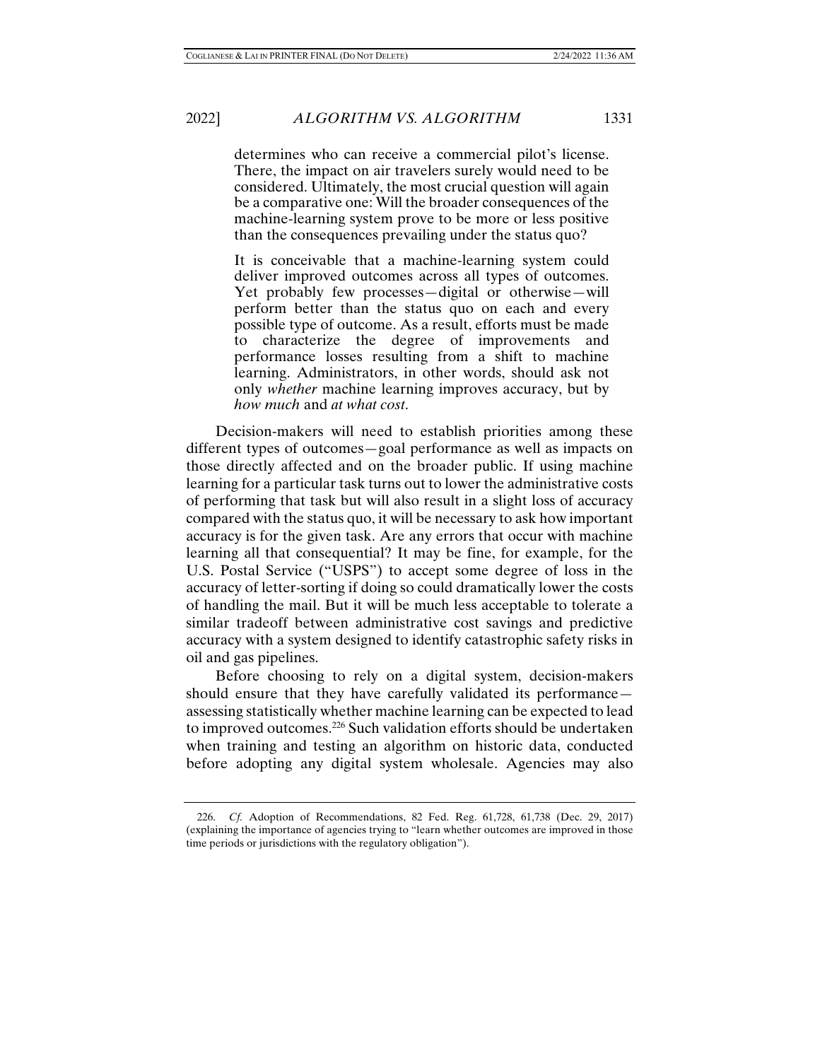> determines who can receive a commercial pilot's license. There, the impact on air travelers surely would need to be considered. Ultimately, the most crucial question will again be a comparative one: Will the broader consequences of the machine-learning system prove to be more or less positive than the consequences prevailing under the status quo?
>
> It is conceivable that a machine-learning system could deliver improved outcomes across all types of outcomes. Yet probably few processes—digital or otherwise—will perform better than the status quo on each and every possible type of outcome. As a result, efforts must be made to characterize the degree of improvements and performance losses resulting from a shift to machine learning. Administrators, in other words, should ask not only *whether* machine learning improves accuracy, but by *how much* and *at what cost*.

Decision-makers will need to establish priorities among these different types of outcomes—goal performance as well as impacts on those directly affected and on the broader public. If using machine learning for a particular task turns out to lower the administrative costs of performing that task but will also result in a slight loss of accuracy compared with the status quo, it will be necessary to ask how important accuracy is for the given task. Are any errors that occur with machine learning all that consequential? It may be fine, for example, for the U.S. Postal Service ("USPS") to accept some degree of loss in the accuracy of letter-sorting if doing so could dramatically lower the costs of handling the mail. But it will be much less acceptable to tolerate a similar tradeoff between administrative cost savings and predictive accuracy with a system designed to identify catastrophic safety risks in oil and gas pipelines.

Before choosing to rely on a digital system, decision-makers should ensure that they have carefully validated its performance—assessing statistically whether machine learning can be expected to lead to improved outcomes.[226] Such validation efforts should be undertaken when training and testing an algorithm on historic data, conducted before adopting any digital system wholesale. Agencies may also

---

226. *Cf.* Adoption of Recommendations, 82 Fed. Reg. 61,728, 61,738 (Dec. 29, 2017) (explaining the importance of agencies trying to "learn whether outcomes are improved in those time periods or jurisdictions with the regulatory obligation").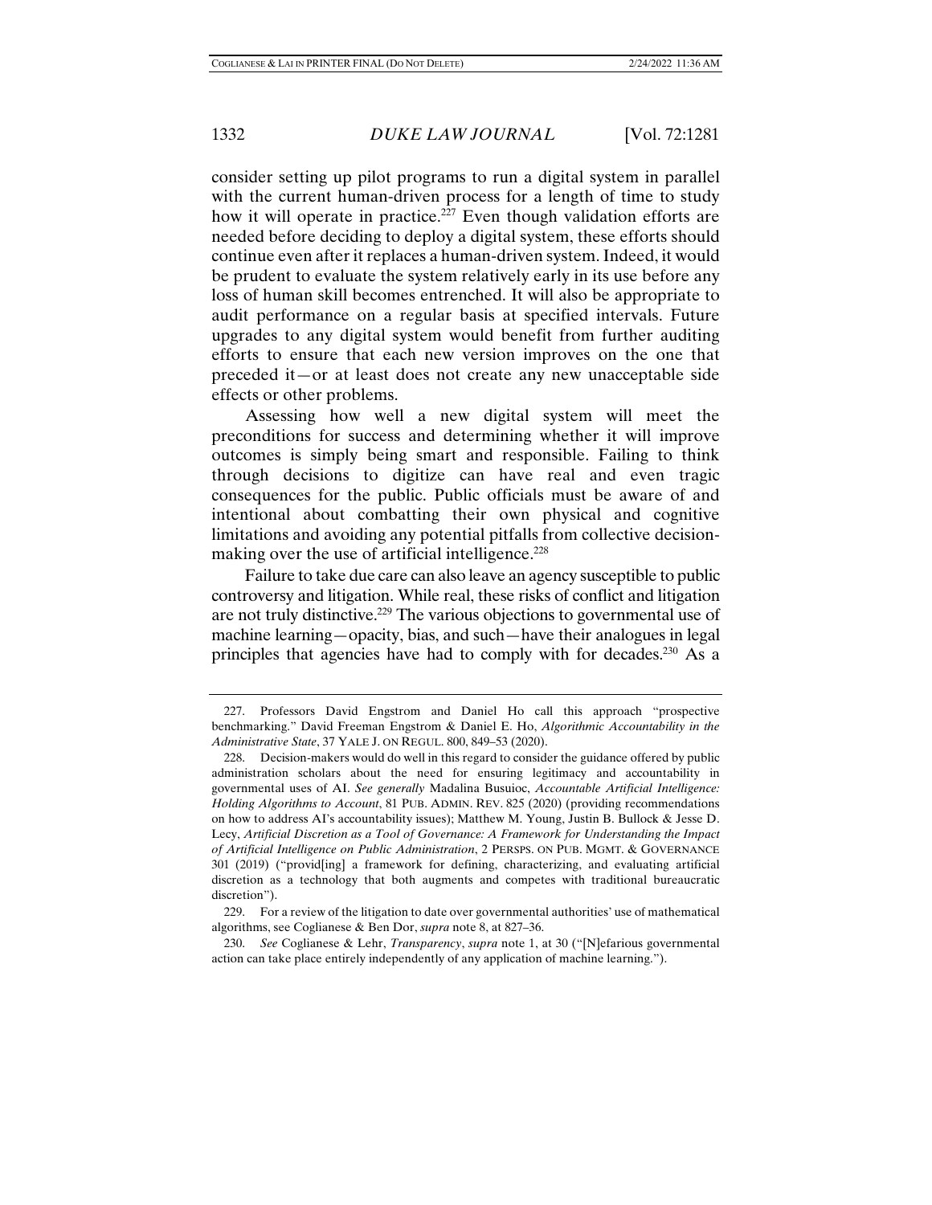consider setting up pilot programs to run a digital system in parallel with the current human-driven process for a length of time to study how it will operate in practice.[227] Even though validation efforts are needed before deciding to deploy a digital system, these efforts should continue even after it replaces a human-driven system. Indeed, it would be prudent to evaluate the system relatively early in its use before any loss of human skill becomes entrenched. It will also be appropriate to audit performance on a regular basis at specified intervals. Future upgrades to any digital system would benefit from further auditing efforts to ensure that each new version improves on the one that preceded it—or at least does not create any new unacceptable side effects or other problems.

Assessing how well a new digital system will meet the preconditions for success and determining whether it will improve outcomes is simply being smart and responsible. Failing to think through decisions to digitize can have real and even tragic consequences for the public. Public officials must be aware of and intentional about combatting their own physical and cognitive limitations and avoiding any potential pitfalls from collective decision-making over the use of artificial intelligence.[228]

Failure to take due care can also leave an agency susceptible to public controversy and litigation. While real, these risks of conflict and litigation are not truly distinctive.[229] The various objections to governmental use of machine learning—opacity, bias, and such—have their analogues in legal principles that agencies have had to comply with for decades.[230] As a

---

227. Professors David Engstrom and Daniel Ho call this approach "prospective benchmarking." David Freeman Engstrom & Daniel E. Ho, *Algorithmic Accountability in the Administrative State*, 37 YALE J. ON REGUL. 800, 849–53 (2020).

228. Decision-makers would do well in this regard to consider the guidance offered by public administration scholars about the need for ensuring legitimacy and accountability in governmental uses of AI. *See generally* Madalina Busuioc, *Accountable Artificial Intelligence: Holding Algorithms to Account*, 81 PUB. ADMIN. REV. 825 (2020) (providing recommendations on how to address AI's accountability issues); Matthew M. Young, Justin B. Bullock & Jesse D. Lecy, *Artificial Discretion as a Tool of Governance: A Framework for Understanding the Impact of Artificial Intelligence on Public Administration*, 2 PERSPS. ON PUB. MGMT. & GOVERNANCE 301 (2019) ("provid[ing] a framework for defining, characterizing, and evaluating artificial discretion as a technology that both augments and competes with traditional bureaucratic discretion").

229. For a review of the litigation to date over governmental authorities' use of mathematical algorithms, see Coglianese & Ben Dor, *supra* note 8, at 827–36.

230. *See* Coglianese & Lehr, *Transparency*, *supra* note 1, at 30 ("[N]efarious governmental action can take place entirely independently of any application of machine learning.").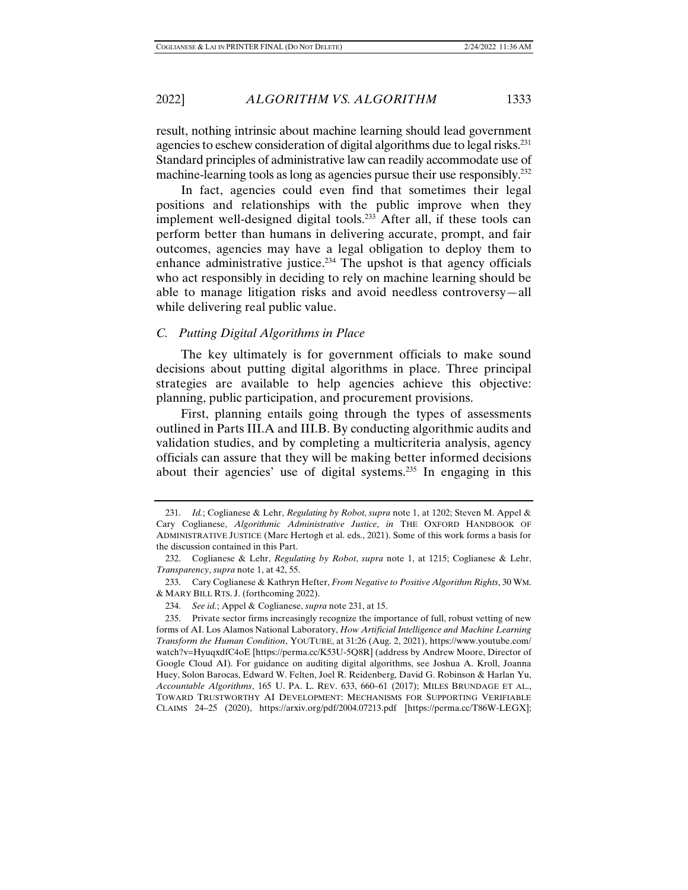result, nothing intrinsic about machine learning should lead government agencies to eschew consideration of digital algorithms due to legal risks.[231] Standard principles of administrative law can readily accommodate use of machine-learning tools as long as agencies pursue their use responsibly.[232]

In fact, agencies could even find that sometimes their legal positions and relationships with the public improve when they implement well-designed digital tools.[233] After all, if these tools can perform better than humans in delivering accurate, prompt, and fair outcomes, agencies may have a legal obligation to deploy them to enhance administrative justice.[234] The upshot is that agency officials who act responsibly in deciding to rely on machine learning should be able to manage litigation risks and avoid needless controversy—all while delivering real public value.

### *C. Putting Digital Algorithms in Place*

The key ultimately is for government officials to make sound decisions about putting digital algorithms in place. Three principal strategies are available to help agencies achieve this objective: planning, public participation, and procurement provisions.

First, planning entails going through the types of assessments outlined in Parts III.A and III.B. By conducting algorithmic audits and validation studies, and by completing a multicriteria analysis, agency officials can assure that they will be making better informed decisions about their agencies' use of digital systems.[235] In engaging in this

---

231. *Id.*; Coglianese & Lehr, *Regulating by Robot*, *supra* note 1, at 1202; Steven M. Appel & Cary Coglianese, *Algorithmic Administrative Justice*, *in* THE OXFORD HANDBOOK OF ADMINISTRATIVE JUSTICE (Marc Hertogh et al. eds., 2021). Some of this work forms a basis for the discussion contained in this Part.

232. Coglianese & Lehr, *Regulating by Robot*, *supra* note 1, at 1215; Coglianese & Lehr, *Transparency*, *supra* note 1, at 42, 55.

233. Cary Coglianese & Kathryn Hefter, *From Negative to Positive Algorithm Rights*, 30 WM. & MARY BILL RTS. J. (forthcoming 2022).

234. *See id.*; Appel & Coglianese, *supra* note 231, at 15.

235. Private sector firms increasingly recognize the importance of full, robust vetting of new forms of AI. Los Alamos National Laboratory, *How Artificial Intelligence and Machine Learning Transform the Human Condition*, YOUTUBE, at 31:26 (Aug. 2, 2021), https://www.youtube.com/watch?v=HyuqxdfC4oE [https://perma.cc/K53U-5Q8R] (address by Andrew Moore, Director of Google Cloud AI). For guidance on auditing digital algorithms, see Joshua A. Kroll, Joanna Huey, Solon Barocas, Edward W. Felten, Joel R. Reidenberg, David G. Robinson & Harlan Yu, *Accountable Algorithms*, 165 U. PA. L. REV. 633, 660–61 (2017); MILES BRUNDAGE ET AL., TOWARD TRUSTWORTHY AI DEVELOPMENT: MECHANISMS FOR SUPPORTING VERIFIABLE CLAIMS 24–25 (2020), https://arxiv.org/pdf/2004.07213.pdf [https://perma.cc/T86W-LEGX];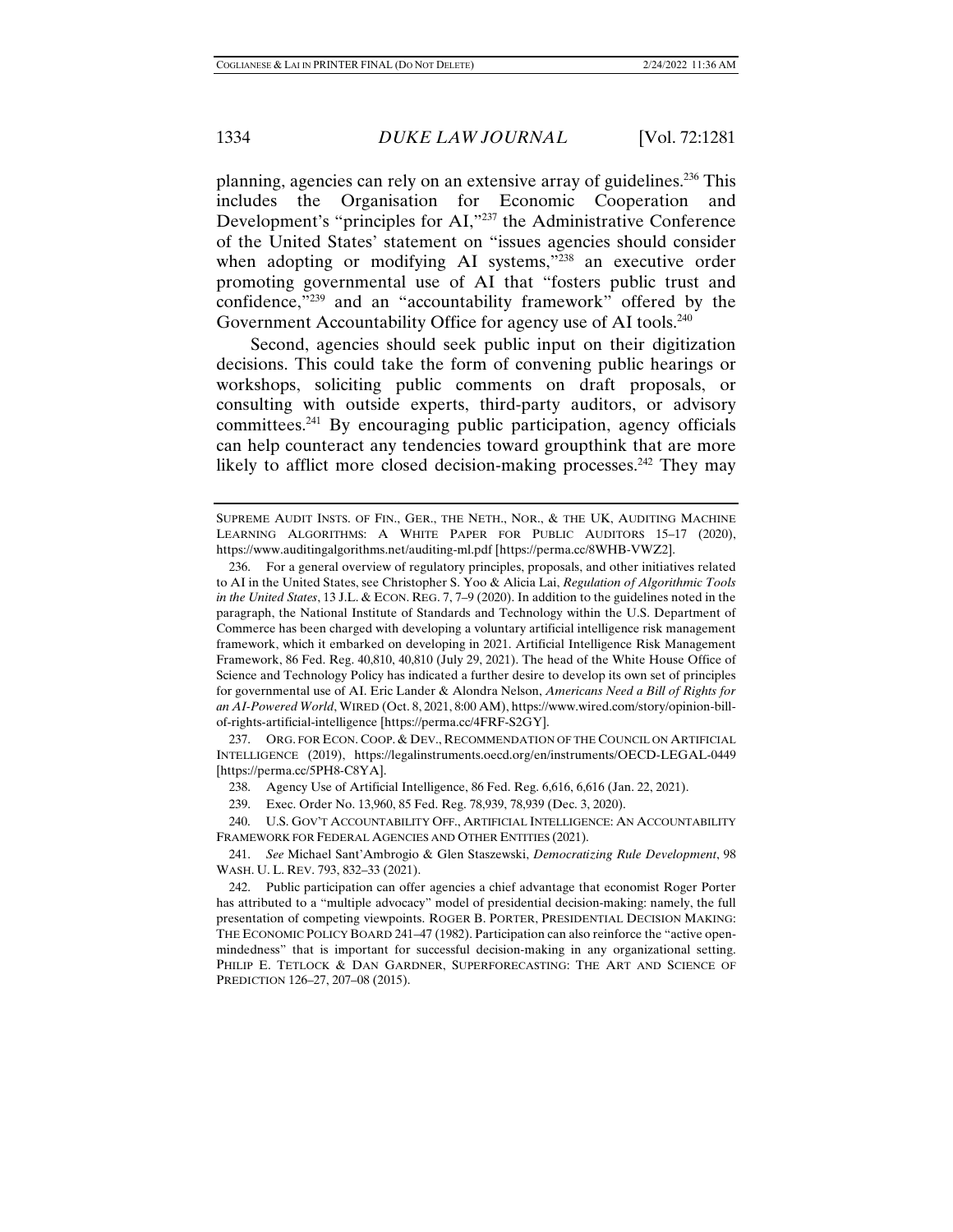planning, agencies can rely on an extensive array of guidelines.[236] This includes the Organisation for Economic Cooperation and Development's "principles for AI,"[237] the Administrative Conference of the United States' statement on "issues agencies should consider when adopting or modifying AI systems,"[238] an executive order promoting governmental use of AI that "fosters public trust and confidence,"[239] and an "accountability framework" offered by the Government Accountability Office for agency use of AI tools.[240]

Second, agencies should seek public input on their digitization decisions. This could take the form of convening public hearings or workshops, soliciting public comments on draft proposals, or consulting with outside experts, third-party auditors, or advisory committees.[241] By encouraging public participation, agency officials can help counteract any tendencies toward groupthink that are more likely to afflict more closed decision-making processes.[242] They may

---

SUPREME AUDIT INSTS. OF FIN., GER., THE NETH., NOR., & THE UK, AUDITING MACHINE LEARNING ALGORITHMS: A WHITE PAPER FOR PUBLIC AUDITORS 15–17 (2020), https://www.auditingalgorithms.net/auditing-ml.pdf [https://perma.cc/8WHB-VWZ2].

236. For a general overview of regulatory principles, proposals, and other initiatives related to AI in the United States, see Christopher S. Yoo & Alicia Lai, *Regulation of Algorithmic Tools in the United States*, 13 J.L. & ECON. REG. 7, 7–9 (2020). In addition to the guidelines noted in the paragraph, the National Institute of Standards and Technology within the U.S. Department of Commerce has been charged with developing a voluntary artificial intelligence risk management framework, which it embarked on developing in 2021. Artificial Intelligence Risk Management Framework, 86 Fed. Reg. 40,810, 40,810 (July 29, 2021). The head of the White House Office of Science and Technology Policy has indicated a further desire to develop its own set of principles for governmental use of AI. Eric Lander & Alondra Nelson, *Americans Need a Bill of Rights for an AI-Powered World*, WIRED (Oct. 8, 2021, 8:00 AM), https://www.wired.com/story/opinion-bill-of-rights-artificial-intelligence [https://perma.cc/4FRF-S2GY].

237. ORG. FOR ECON. COOP. & DEV., RECOMMENDATION OF THE COUNCIL ON ARTIFICIAL INTELLIGENCE (2019), https://legalinstruments.oecd.org/en/instruments/OECD-LEGAL-0449 [https://perma.cc/5PH8-C8YA].

238. Agency Use of Artificial Intelligence, 86 Fed. Reg. 6,616, 6,616 (Jan. 22, 2021).

239. Exec. Order No. 13,960, 85 Fed. Reg. 78,939, 78,939 (Dec. 3, 2020).

240. U.S. GOV'T ACCOUNTABILITY OFF., ARTIFICIAL INTELLIGENCE: AN ACCOUNTABILITY FRAMEWORK FOR FEDERAL AGENCIES AND OTHER ENTITIES (2021).

241. *See* Michael Sant'Ambrogio & Glen Staszewski, *Democratizing Rule Development*, 98 WASH. U. L. REV. 793, 832–33 (2021).

242. Public participation can offer agencies a chief advantage that economist Roger Porter has attributed to a "multiple advocacy" model of presidential decision-making: namely, the full presentation of competing viewpoints. ROGER B. PORTER, PRESIDENTIAL DECISION MAKING: THE ECONOMIC POLICY BOARD 241–47 (1982). Participation can also reinforce the "active open-mindedness" that is important for successful decision-making in any organizational setting. PHILIP E. TETLOCK & DAN GARDNER, SUPERFORECASTING: THE ART AND SCIENCE OF PREDICTION 126–27, 207–08 (2015).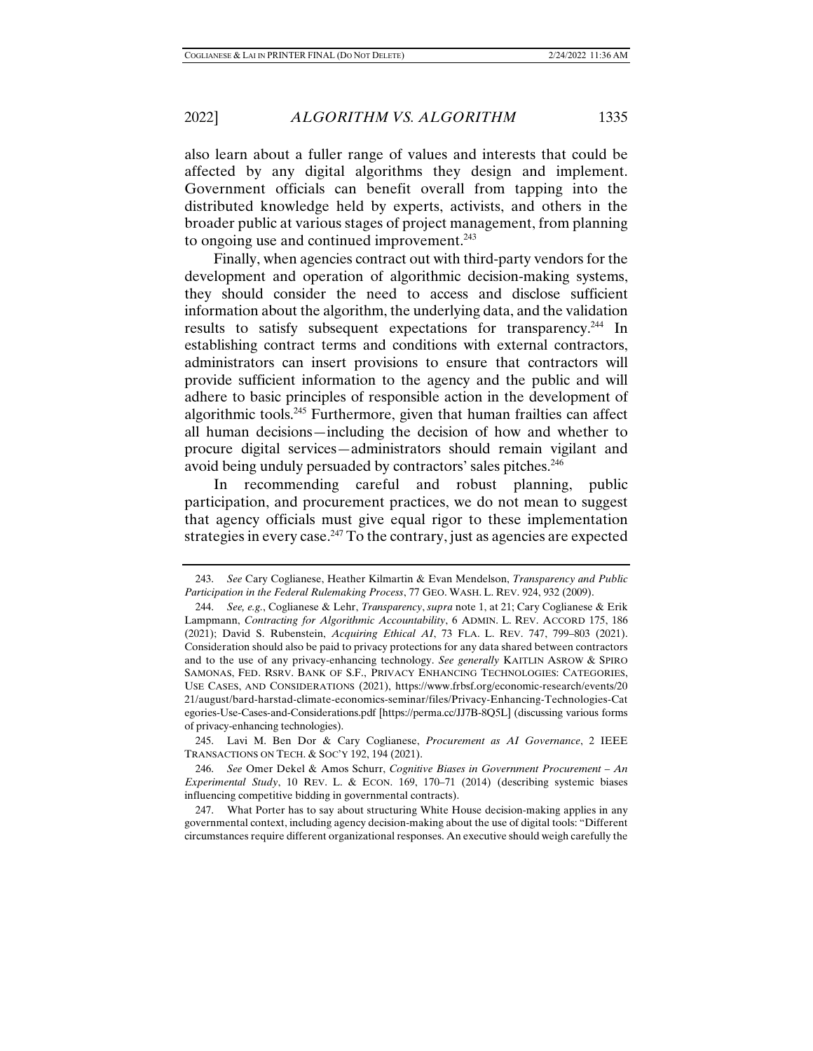also learn about a fuller range of values and interests that could be affected by any digital algorithms they design and implement. Government officials can benefit overall from tapping into the distributed knowledge held by experts, activists, and others in the broader public at various stages of project management, from planning to ongoing use and continued improvement.[243]

Finally, when agencies contract out with third-party vendors for the development and operation of algorithmic decision-making systems, they should consider the need to access and disclose sufficient information about the algorithm, the underlying data, and the validation results to satisfy subsequent expectations for transparency.[244] In establishing contract terms and conditions with external contractors, administrators can insert provisions to ensure that contractors will provide sufficient information to the agency and the public and will adhere to basic principles of responsible action in the development of algorithmic tools.[245] Furthermore, given that human frailties can affect all human decisions—including the decision of how and whether to procure digital services—administrators should remain vigilant and avoid being unduly persuaded by contractors' sales pitches.[246]

In recommending careful and robust planning, public participation, and procurement practices, we do not mean to suggest that agency officials must give equal rigor to these implementation strategies in every case.[247] To the contrary, just as agencies are expected

---

243. *See* Cary Coglianese, Heather Kilmartin & Evan Mendelson, *Transparency and Public Participation in the Federal Rulemaking Process*, 77 GEO. WASH. L. REV. 924, 932 (2009).

244. *See, e.g.*, Coglianese & Lehr, *Transparency*, *supra* note 1, at 21; Cary Coglianese & Erik Lampmann, *Contracting for Algorithmic Accountability*, 6 ADMIN. L. REV. ACCORD 175, 186 (2021); David S. Rubenstein, *Acquiring Ethical AI*, 73 FLA. L. REV. 747, 799–803 (2021). Consideration should also be paid to privacy protections for any data shared between contractors and to the use of any privacy-enhancing technology. *See generally* KAITLIN ASROW & SPIRO SAMONAS, FED. RSRV. BANK OF S.F., PRIVACY ENHANCING TECHNOLOGIES: CATEGORIES, USE CASES, AND CONSIDERATIONS (2021), https://www.frbsf.org/economic-research/events/2021/august/bard-harstad-climate-economics-seminar/files/Privacy-Enhancing-Technologies-Categories-Use-Cases-and-Considerations.pdf [https://perma.cc/JJ7B-8Q5L] (discussing various forms of privacy-enhancing technologies).

245. Lavi M. Ben Dor & Cary Coglianese, *Procurement as AI Governance*, 2 IEEE TRANSACTIONS ON TECH. & SOC'Y 192, 194 (2021).

246. *See* Omer Dekel & Amos Schurr, *Cognitive Biases in Government Procurement – An Experimental Study*, 10 REV. L. & ECON. 169, 170–71 (2014) (describing systemic biases influencing competitive bidding in governmental contracts).

247. What Porter has to say about structuring White House decision-making applies in any governmental context, including agency decision-making about the use of digital tools: "Different circumstances require different organizational responses. An executive should weigh carefully the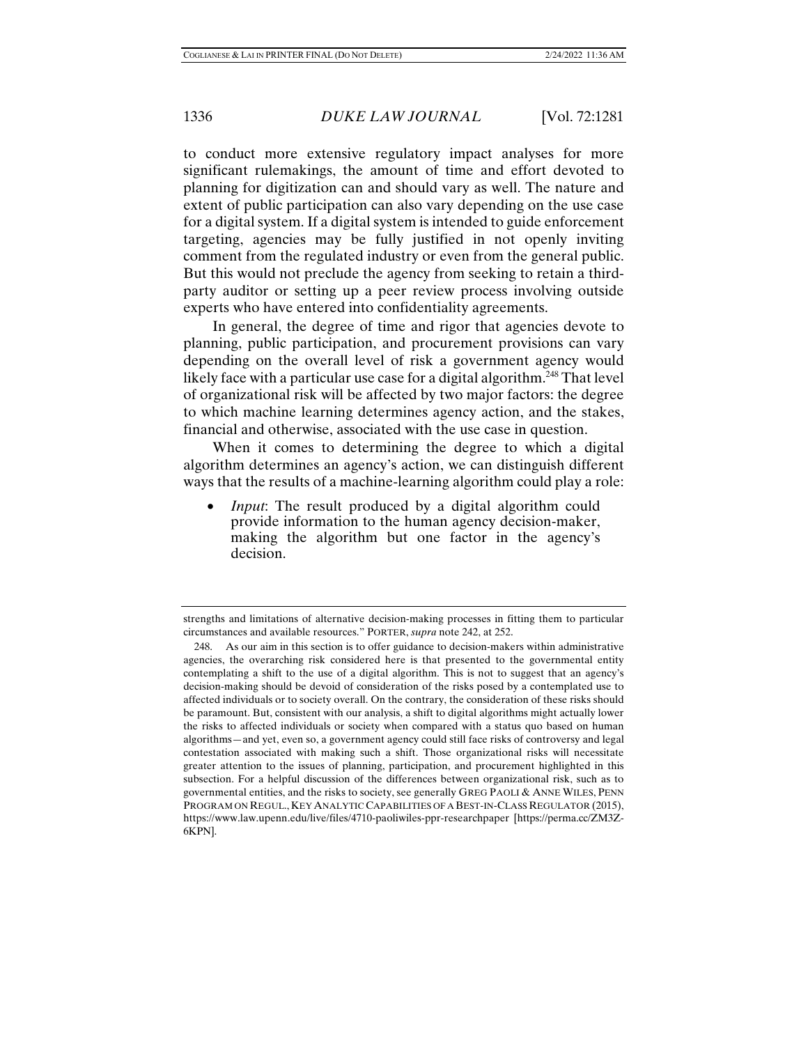to conduct more extensive regulatory impact analyses for more significant rulemakings, the amount of time and effort devoted to planning for digitization can and should vary as well. The nature and extent of public participation can also vary depending on the use case for a digital system. If a digital system is intended to guide enforcement targeting, agencies may be fully justified in not openly inviting comment from the regulated industry or even from the general public. But this would not preclude the agency from seeking to retain a third-party auditor or setting up a peer review process involving outside experts who have entered into confidentiality agreements.

In general, the degree of time and rigor that agencies devote to planning, public participation, and procurement provisions can vary depending on the overall level of risk a government agency would likely face with a particular use case for a digital algorithm.[248] That level of organizational risk will be affected by two major factors: the degree to which machine learning determines agency action, and the stakes, financial and otherwise, associated with the use case in question.

When it comes to determining the degree to which a digital algorithm determines an agency's action, we can distinguish different ways that the results of a machine-learning algorithm could play a role:

- *Input*: The result produced by a digital algorithm could provide information to the human agency decision-maker, making the algorithm but one factor in the agency's decision.

---

strengths and limitations of alternative decision-making processes in fitting them to particular circumstances and available resources." PORTER, *supra* note 242, at 252.

248. As our aim in this section is to offer guidance to decision-makers within administrative agencies, the overarching risk considered here is that presented to the governmental entity contemplating a shift to the use of a digital algorithm. This is not to suggest that an agency's decision-making should be devoid of consideration of the risks posed by a contemplated use to affected individuals or to society overall. On the contrary, the consideration of these risks should be paramount. But, consistent with our analysis, a shift to digital algorithms might actually lower the risks to affected individuals or society when compared with a status quo based on human algorithms—and yet, even so, a government agency could still face risks of controversy and legal contestation associated with making such a shift. Those organizational risks will necessitate greater attention to the issues of planning, participation, and procurement highlighted in this subsection. For a helpful discussion of the differences between organizational risk, such as to governmental entities, and the risks to society, see generally GREG PAOLI & ANNE WILES, PENN PROGRAM ON REGUL., KEY ANALYTIC CAPABILITIES OF A BEST-IN-CLASS REGULATOR (2015), https://www.law.upenn.edu/live/files/4710-paoliwiles-ppr-researchpaper [https://perma.cc/ZM3Z-6KPN].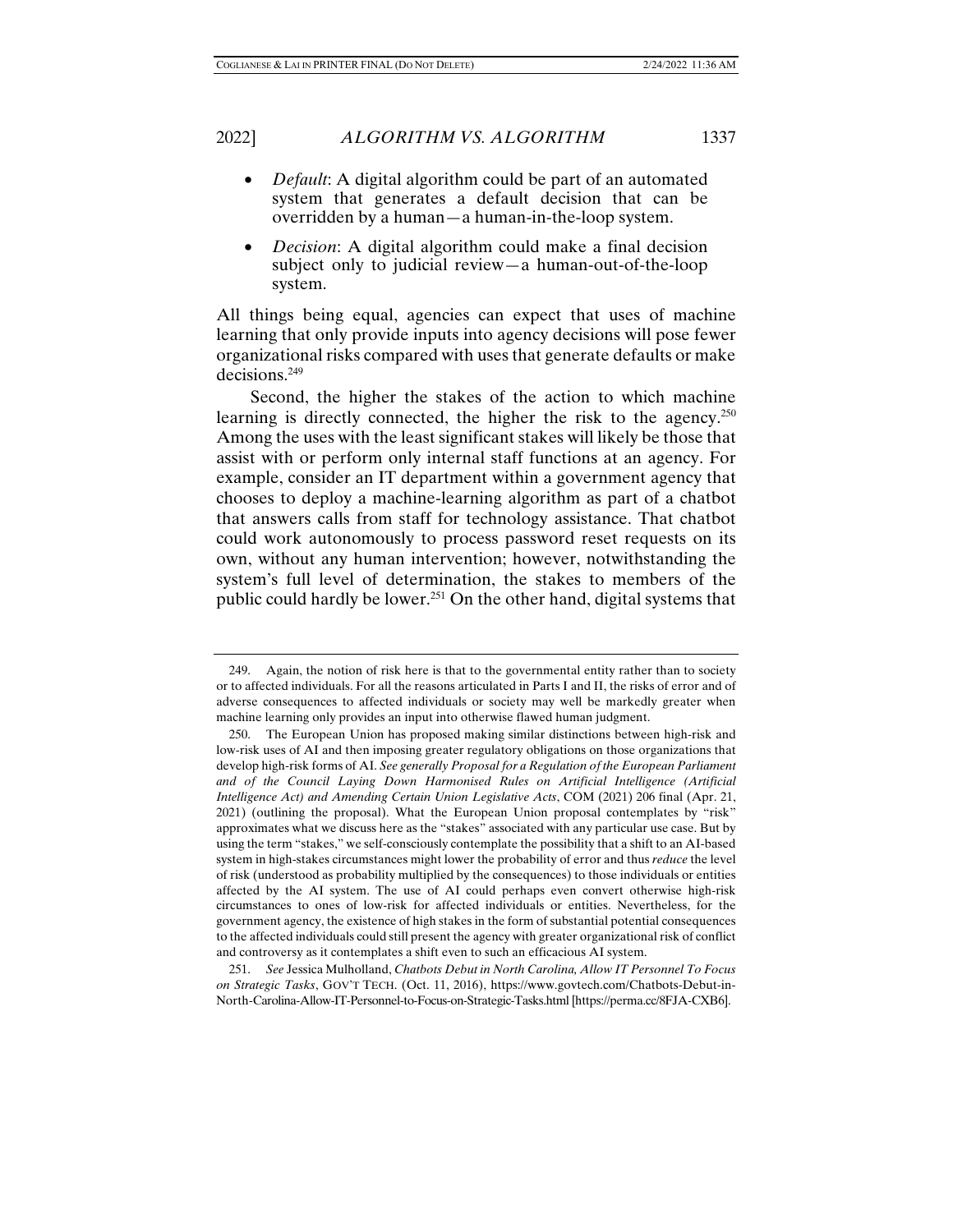- *Default*: A digital algorithm could be part of an automated system that generates a default decision that can be overridden by a human—a human-in-the-loop system.

- *Decision*: A digital algorithm could make a final decision subject only to judicial review—a human-out-of-the-loop system.

All things being equal, agencies can expect that uses of machine learning that only provide inputs into agency decisions will pose fewer organizational risks compared with uses that generate defaults or make decisions.[249]

Second, the higher the stakes of the action to which machine learning is directly connected, the higher the risk to the agency.[250] Among the uses with the least significant stakes will likely be those that assist with or perform only internal staff functions at an agency. For example, consider an IT department within a government agency that chooses to deploy a machine-learning algorithm as part of a chatbot that answers calls from staff for technology assistance. That chatbot could work autonomously to process password reset requests on its own, without any human intervention; however, notwithstanding the system's full level of determination, the stakes to members of the public could hardly be lower.[251] On the other hand, digital systems that

---

249. Again, the notion of risk here is that to the governmental entity rather than to society or to affected individuals. For all the reasons articulated in Parts I and II, the risks of error and of adverse consequences to affected individuals or society may well be markedly greater when machine learning only provides an input into otherwise flawed human judgment.

250. The European Union has proposed making similar distinctions between high-risk and low-risk uses of AI and then imposing greater regulatory obligations on those organizations that develop high-risk forms of AI. *See generally Proposal for a Regulation of the European Parliament and of the Council Laying Down Harmonised Rules on Artificial Intelligence (Artificial Intelligence Act) and Amending Certain Union Legislative Acts*, COM (2021) 206 final (Apr. 21, 2021) (outlining the proposal). What the European Union proposal contemplates by "risk" approximates what we discuss here as the "stakes" associated with any particular use case. But by using the term "stakes," we self-consciously contemplate the possibility that a shift to an AI-based system in high-stakes circumstances might lower the probability of error and thus *reduce* the level of risk (understood as probability multiplied by the consequences) to those individuals or entities affected by the AI system. The use of AI could perhaps even convert otherwise high-risk circumstances to ones of low-risk for affected individuals or entities. Nevertheless, for the government agency, the existence of high stakes in the form of substantial potential consequences to the affected individuals could still present the agency with greater organizational risk of conflict and controversy as it contemplates a shift even to such an efficacious AI system.

251. *See* Jessica Mulholland, *Chatbots Debut in North Carolina, Allow IT Personnel To Focus on Strategic Tasks*, GOV'T TECH. (Oct. 11, 2016), https://www.govtech.com/Chatbots-Debut-in-North-Carolina-Allow-IT-Personnel-to-Focus-on-Strategic-Tasks.html [https://perma.cc/8FJA-CXB6].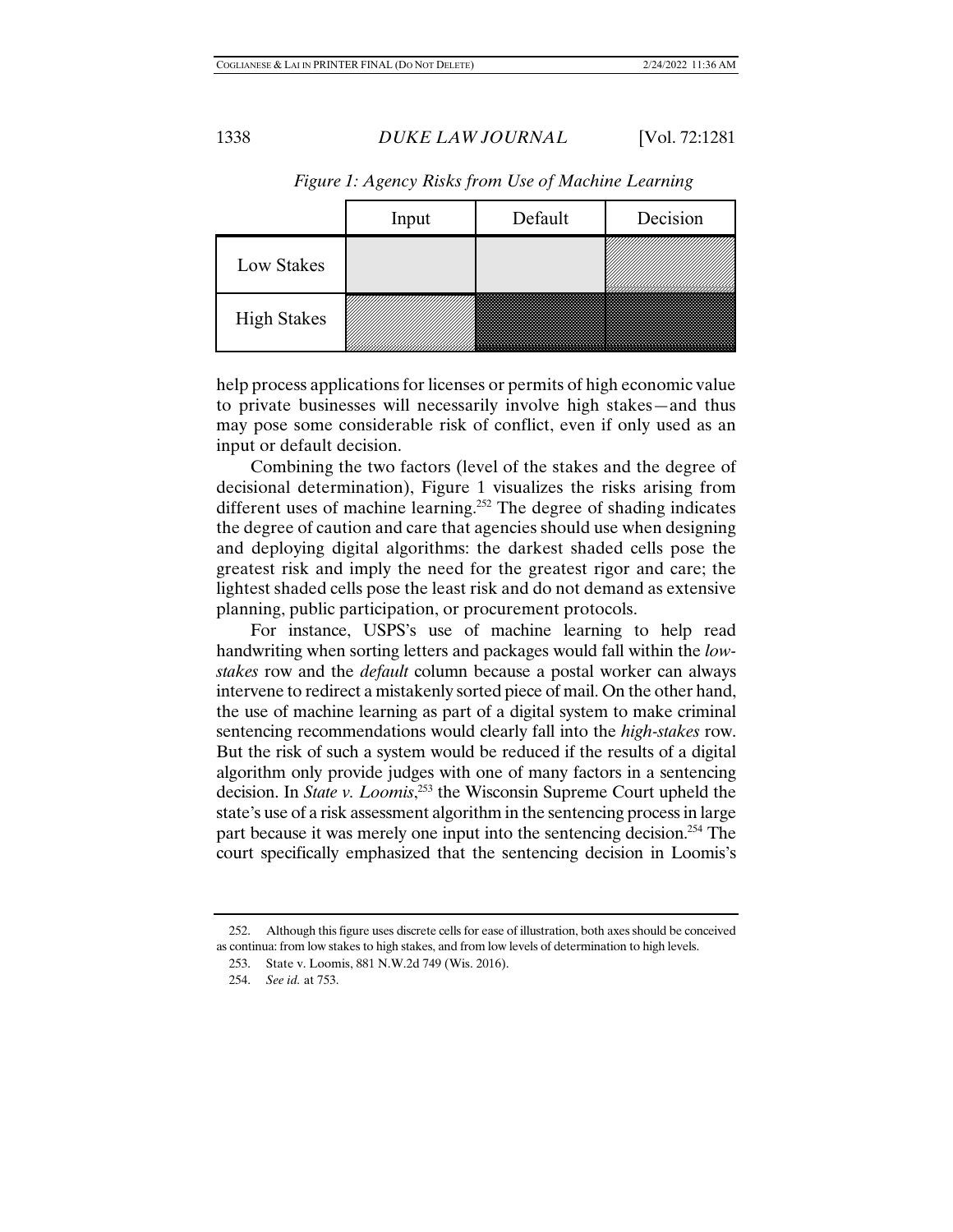*Figure 1: Agency Risks from Use of Machine Learning*

| | Input | Default | Decision |
|---|---|---|---|
| Low Stakes | | | |
| High Stakes | | | |

help process applications for licenses or permits of high economic value to private businesses will necessarily involve high stakes—and thus may pose some considerable risk of conflict, even if only used as an input or default decision.

Combining the two factors (level of the stakes and the degree of decisional determination), Figure 1 visualizes the risks arising from different uses of machine learning.[252] The degree of shading indicates the degree of caution and care that agencies should use when designing and deploying digital algorithms: the darkest shaded cells pose the greatest risk and imply the need for the greatest rigor and care; the lightest shaded cells pose the least risk and do not demand as extensive planning, public participation, or procurement protocols.

For instance, USPS's use of machine learning to help read handwriting when sorting letters and packages would fall within the *low-stakes* row and the *default* column because a postal worker can always intervene to redirect a mistakenly sorted piece of mail. On the other hand, the use of machine learning as part of a digital system to make criminal sentencing recommendations would clearly fall into the *high-stakes* row. But the risk of such a system would be reduced if the results of a digital algorithm only provide judges with one of many factors in a sentencing decision. In *State v. Loomis*,[253] the Wisconsin Supreme Court upheld the state's use of a risk assessment algorithm in the sentencing process in large part because it was merely one input into the sentencing decision.[254] The court specifically emphasized that the sentencing decision in Loomis's

252. Although this figure uses discrete cells for ease of illustration, both axes should be conceived as continua: from low stakes to high stakes, and from low levels of determination to high levels.

253. State v. Loomis, 881 N.W.2d 749 (Wis. 2016).

254. *See id.* at 753.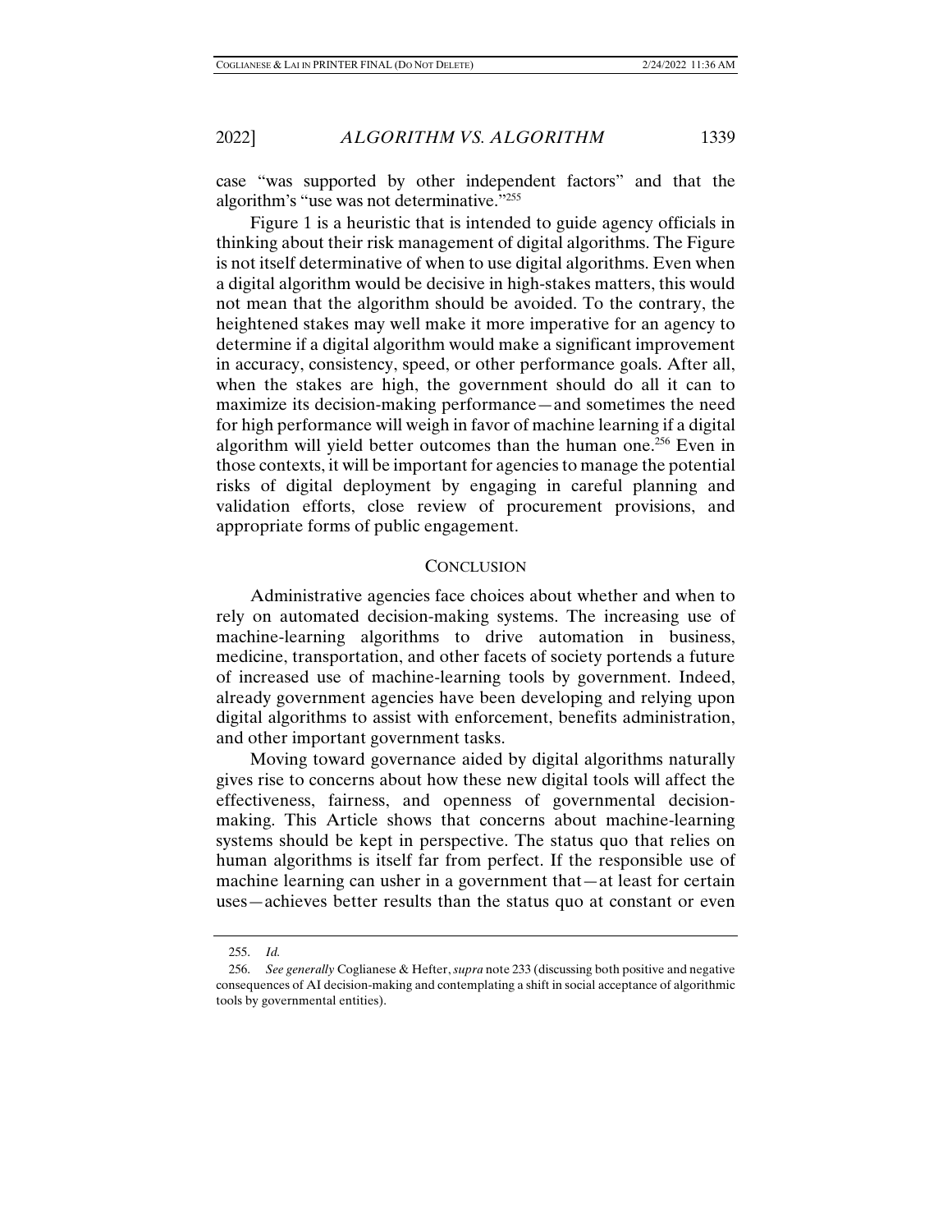case "was supported by other independent factors" and that the algorithm's "use was not determinative."[255]

Figure 1 is a heuristic that is intended to guide agency officials in thinking about their risk management of digital algorithms. The Figure is not itself determinative of when to use digital algorithms. Even when a digital algorithm would be decisive in high-stakes matters, this would not mean that the algorithm should be avoided. To the contrary, the heightened stakes may well make it more imperative for an agency to determine if a digital algorithm would make a significant improvement in accuracy, consistency, speed, or other performance goals. After all, when the stakes are high, the government should do all it can to maximize its decision-making performance—and sometimes the need for high performance will weigh in favor of machine learning if a digital algorithm will yield better outcomes than the human one.[256] Even in those contexts, it will be important for agencies to manage the potential risks of digital deployment by engaging in careful planning and validation efforts, close review of procurement provisions, and appropriate forms of public engagement.

## CONCLUSION

Administrative agencies face choices about whether and when to rely on automated decision-making systems. The increasing use of machine-learning algorithms to drive automation in business, medicine, transportation, and other facets of society portends a future of increased use of machine-learning tools by government. Indeed, already government agencies have been developing and relying upon digital algorithms to assist with enforcement, benefits administration, and other important government tasks.

Moving toward governance aided by digital algorithms naturally gives rise to concerns about how these new digital tools will affect the effectiveness, fairness, and openness of governmental decision-making. This Article shows that concerns about machine-learning systems should be kept in perspective. The status quo that relies on human algorithms is itself far from perfect. If the responsible use of machine learning can usher in a government that—at least for certain uses—achieves better results than the status quo at constant or even

---

255. *Id.*

256. *See generally* Coglianese & Hefter, *supra* note 233 (discussing both positive and negative consequences of AI decision-making and contemplating a shift in social acceptance of algorithmic tools by governmental entities).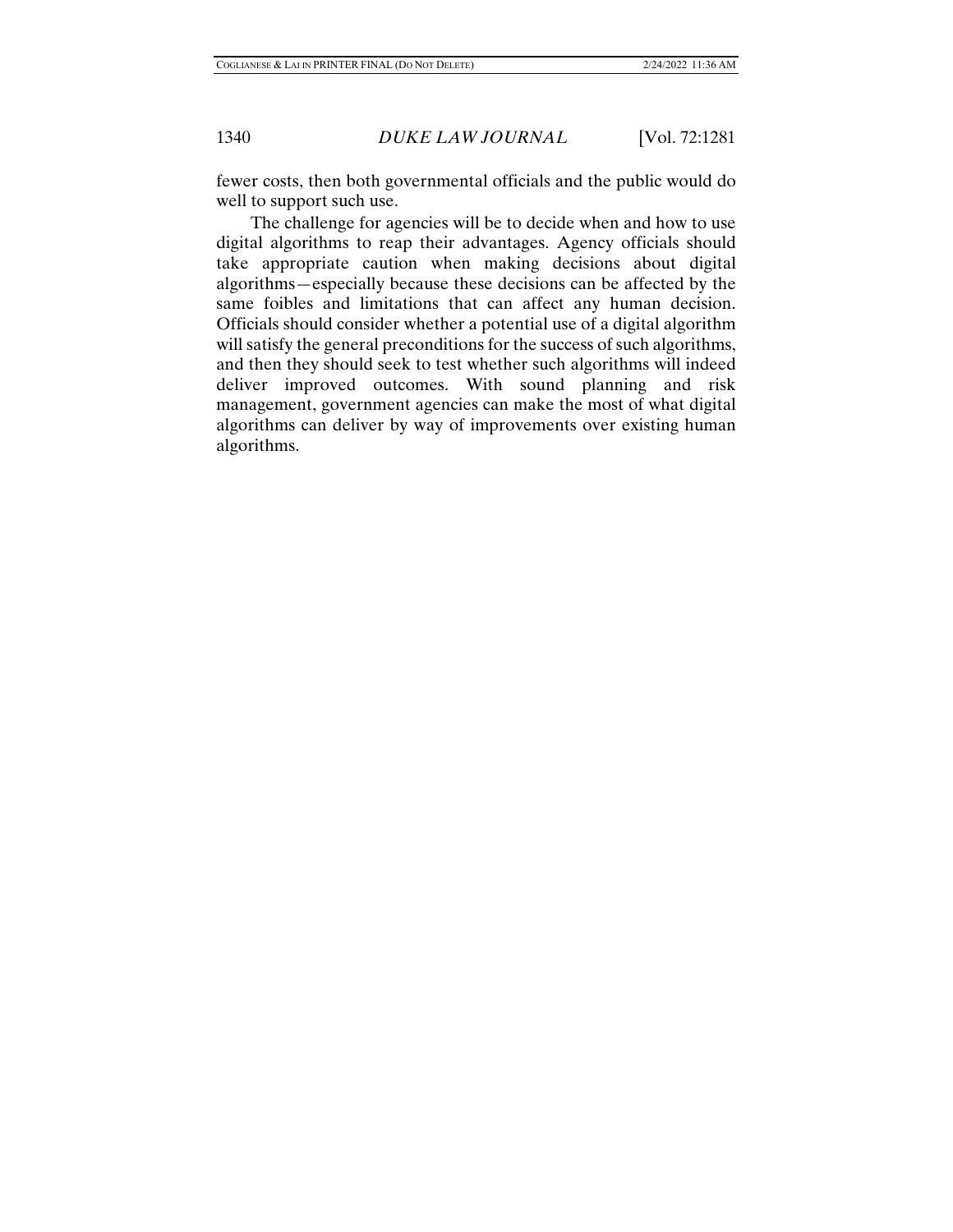fewer costs, then both governmental officials and the public would do well to support such use.

The challenge for agencies will be to decide when and how to use digital algorithms to reap their advantages. Agency officials should take appropriate caution when making decisions about digital algorithms—especially because these decisions can be affected by the same foibles and limitations that can affect any human decision. Officials should consider whether a potential use of a digital algorithm will satisfy the general preconditions for the success of such algorithms, and then they should seek to test whether such algorithms will indeed deliver improved outcomes. With sound planning and risk management, government agencies can make the most of what digital algorithms can deliver by way of improvements over existing human algorithms.